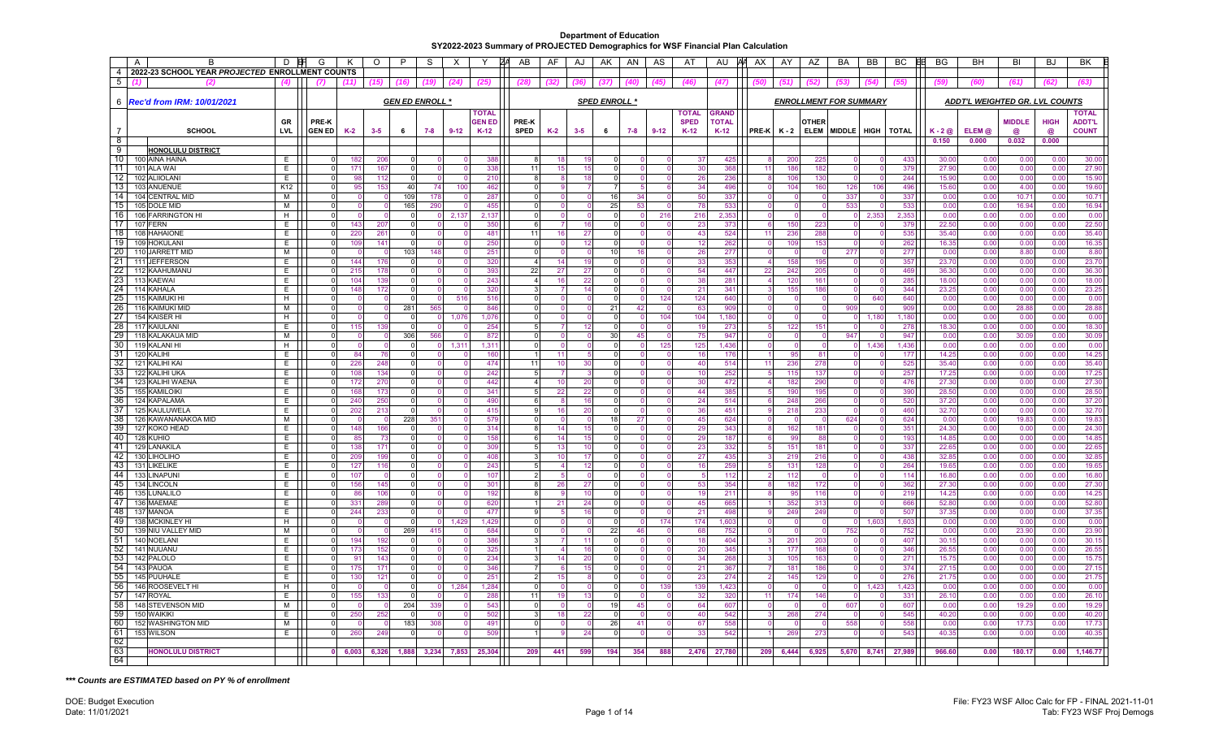# Department of Education

## SY2022-2023 Summary of PROJECTED Demographics for WSF Financial Plan Calculation

**2022-23 SCHOOL YEAR PROJECTED ENROLLMENT COUNTS**

*Rec'd from IRM: 10/01/2021*

| | | GEN ED ENROLL * | | | | | | | SPED ENROLL * | | | | | | | | | ENROLLMENT SUMMARY | | | | | | ADDT'L WEIGHTED GR. LVL COUNTS | | | | |
|---|---|---|---|---|---|---|---|---|---|---|---|---|---|---|---|---|---|---|---|---|---|---|---|---|---|---|---|---|
| (1) (2) | (4) | (7) | (11) | (15) | (16) | (19) | (24) | (25) | (28) | (32) | (36) | (37) | (40) | (45) | (46) | (47) | (50) | (51) | (52) | (53) | (54) | (55) | (59) | (60) | (61) | (62) | (63) |
| SCHOOL | GR LVL | PRE-K GEN ED | K-2 | 3-5 | 6 | 7-8 | 9-12 | TOTAL GEN ED K-12 | PRE-K SPED | K-2 | 3-5 | 6 | 7-8 | 9-12 | TOTAL SPED K-12 | GRAND TOTAL K-12 | PRE-K | K-2 | OTHER ELEM | MIDDLE | HIGH | TOTAL | K-2 @ | ELEM @ | MIDDLE @ | HIGH @ | TOTAL ADDT'L COUNT |
| | | | | | | | | | | | | | | | | | | | | | | | 0.150 | 0.000 | 0.032 | 0.000 | |
| **HONOLULU DISTRICT** | | | | | | | | | | | | | | | | | | | | | | | | | | | |
| 100 AINA HAINA | E | 0 | 182 | 206 | 0 | 0 | 0 | 388 | 8 | 18 | 19 | 0 | 0 | 0 | 37 | 425 | 8 | 200 | 225 | 0 | 0 | 433 | 30.00 | 0.00 | 0.00 | 0.00 | 30.00 |
| 101 ALA WAI | E | 0 | 171 | 167 | 0 | 0 | 0 | 338 | 11 | 15 | 15 | 0 | 0 | 0 | 30 | 368 | 11 | 186 | 182 | 0 | 0 | 379 | 27.90 | 0.00 | 0.00 | 0.00 | 27.90 |
| 102 ALIIOLANI | E | 0 | 98 | 112 | 0 | 0 | 0 | 210 | 8 | 8 | 18 | 0 | 0 | 0 | 26 | 236 | 8 | 106 | 130 | 0 | 0 | 244 | 15.90 | 0.00 | 0.00 | 0.00 | 15.90 |
| 103 ANUENUE | K12 | 0 | 95 | 153 | 40 | 74 | 100 | 462 | 0 | 9 | 7 | 7 | 5 | 6 | 34 | 496 | 0 | 104 | 160 | 126 | 106 | 496 | 15.60 | 0.00 | 4.00 | 0.00 | 19.60 |
| 104 CENTRAL MID | M | 0 | 0 | 0 | 109 | 178 | 0 | 287 | 0 | 0 | 0 | 16 | 34 | 0 | 50 | 337 | 0 | 0 | 0 | 337 | 0 | 337 | 0.00 | 0.00 | 10.71 | 0.00 | 10.71 |
| 105 DOLE MID | M | 0 | 0 | 0 | 165 | 290 | 0 | 455 | 0 | 0 | 0 | 25 | 53 | 0 | 78 | 533 | 0 | 0 | 0 | 533 | 0 | 533 | 0.00 | 0.00 | 16.94 | 0.00 | 16.94 |
| 106 FARRINGTON HI | H | 0 | 0 | 0 | 0 | 0 | 2,137 | 2,137 | 0 | 0 | 0 | 0 | 0 | 216 | 216 | 2,353 | 0 | 0 | 0 | 0 | 2,353 | 2,353 | 0.00 | 0.00 | 0.00 | 0.00 | 0.00 |
| 107 FERN | E | 0 | 143 | 207 | 0 | 0 | 0 | 350 | 6 | 7 | 16 | 0 | 0 | 0 | 23 | 373 | 6 | 150 | 223 | 0 | 0 | 379 | 22.50 | 0.00 | 0.00 | 0.00 | 22.50 |
| 108 HAHAIONE | E | 0 | 220 | 261 | 0 | 0 | 0 | 481 | 11 | 16 | 27 | 0 | 0 | 0 | 43 | 524 | 11 | 236 | 288 | 0 | 0 | 535 | 35.40 | 0.00 | 0.00 | 0.00 | 35.40 |
| 109 HOKULANI | E | 0 | 109 | 141 | 0 | 0 | 0 | 250 | 0 | 0 | 12 | 0 | 0 | 0 | 12 | 262 | 0 | 109 | 153 | 0 | 0 | 262 | 16.35 | 0.00 | 0.00 | 0.00 | 16.35 |
| 110 JARRETT MID | M | 0 | 0 | 0 | 103 | 148 | 0 | 251 | 0 | 0 | 0 | 10 | 16 | 0 | 26 | 277 | 0 | 0 | 0 | 277 | 0 | 277 | 0.00 | 0.00 | 8.80 | 0.00 | 8.80 |
| 111 JEFFERSON | E | 0 | 144 | 176 | 0 | 0 | 0 | 320 | 4 | 14 | 19 | 0 | 0 | 0 | 33 | 353 | 4 | 158 | 195 | 0 | 0 | 357 | 23.70 | 0.00 | 0.00 | 0.00 | 23.70 |
| 112 KAAHUMANU | E | 0 | 215 | 178 | 0 | 0 | 0 | 393 | 22 | 27 | 27 | 0 | 0 | 0 | 54 | 447 | 22 | 242 | 205 | 0 | 0 | 469 | 36.30 | 0.00 | 0.00 | 0.00 | 36.30 |
| 113 KAEWAI | E | 0 | 104 | 139 | 0 | 0 | 0 | 243 | 4 | 16 | 22 | 0 | 0 | 0 | 38 | 281 | 4 | 120 | 161 | 0 | 0 | 285 | 18.00 | 0.00 | 0.00 | 0.00 | 18.00 |
| 114 KAHALA | E | 0 | 148 | 172 | 0 | 0 | 0 | 320 | 3 | 7 | 14 | 0 | 0 | 0 | 21 | 341 | 3 | 155 | 186 | 0 | 0 | 344 | 23.25 | 0.00 | 0.00 | 0.00 | 23.25 |
| 115 KAIMUKI HI | H | 0 | 0 | 0 | 0 | 0 | 516 | 516 | 0 | 0 | 0 | 0 | 0 | 124 | 124 | 640 | 0 | 0 | 0 | 0 | 640 | 640 | 0.00 | 0.00 | 0.00 | 0.00 | 0.00 |
| 116 KAIMUKI MID | M | 0 | 0 | 0 | 281 | 565 | 0 | 846 | 0 | 0 | 0 | 21 | 42 | 0 | 63 | 909 | 0 | 0 | 0 | 909 | 0 | 909 | 0.00 | 0.00 | 28.88 | 0.00 | 28.88 |
| 154 KAISER HI | H | 0 | 0 | 0 | 0 | 0 | 1,076 | 1,076 | 0 | 0 | 0 | 0 | 0 | 104 | 104 | 1,180 | 0 | 0 | 0 | 0 | 1,180 | 1,180 | 0.00 | 0.00 | 0.00 | 0.00 | 0.00 |
| 117 KAIULANI | E | 0 | 115 | 139 | 0 | 0 | 0 | 254 | 5 | 7 | 12 | 0 | 0 | 0 | 19 | 273 | 5 | 122 | 151 | 0 | 0 | 278 | 18.30 | 0.00 | 0.00 | 0.00 | 18.30 |
| 118 KALAKAUA MID | M | 0 | 0 | 0 | 306 | 566 | 0 | 872 | 0 | 0 | 0 | 30 | 45 | 0 | 75 | 947 | 0 | 0 | 0 | 947 | 0 | 947 | 0.00 | 0.00 | 30.09 | 0.00 | 30.09 |
| 119 KALANI HI | H | 0 | 0 | 0 | 0 | 0 | 1,311 | 1,311 | 0 | 0 | 0 | 0 | 0 | 125 | 125 | 1,436 | 0 | 0 | 0 | 0 | 1,436 | 1,436 | 0.00 | 0.00 | 0.00 | 0.00 | 0.00 |
| 120 KALIHI | E | 0 | 84 | 76 | 0 | 0 | 0 | 160 | 1 | 11 | 5 | 0 | 0 | 0 | 16 | 176 | 1 | 95 | 81 | 0 | 0 | 177 | 14.25 | 0.00 | 0.00 | 0.00 | 14.25 |
| 121 KALIHI KAI | E | 0 | 226 | 248 | 0 | 0 | 0 | 474 | 11 | 10 | 30 | 0 | 0 | 0 | 40 | 514 | 11 | 236 | 278 | 0 | 0 | 525 | 35.40 | 0.00 | 0.00 | 0.00 | 35.40 |
| 122 KALIHI UKA | E | 0 | 108 | 134 | 0 | 0 | 0 | 242 | 5 | 7 | 3 | 0 | 0 | 0 | 10 | 252 | 5 | 115 | 137 | 0 | 0 | 257 | 17.25 | 0.00 | 0.00 | 0.00 | 17.25 |
| 123 KALIHI WAENA | E | 0 | 172 | 270 | 0 | 0 | 0 | 442 | 4 | 10 | 20 | 0 | 0 | 0 | 30 | 472 | 4 | 182 | 290 | 0 | 0 | 476 | 27.30 | 0.00 | 0.00 | 0.00 | 27.30 |
| 155 KAMILOIKI | E | 0 | 168 | 173 | 0 | 0 | 0 | 341 | 5 | 22 | 22 | 0 | 0 | 0 | 44 | 385 | 5 | 190 | 195 | 0 | 0 | 390 | 28.50 | 0.00 | 0.00 | 0.00 | 28.50 |
| 124 KAPALAMA | E | 0 | 240 | 250 | 0 | 0 | 0 | 490 | 6 | 8 | 16 | 0 | 0 | 0 | 24 | 514 | 6 | 248 | 266 | 0 | 0 | 520 | 37.20 | 0.00 | 0.00 | 0.00 | 37.20 |
| 125 KAULUWELA | E | 0 | 202 | 213 | 0 | 0 | 0 | 415 | 9 | 16 | 20 | 0 | 0 | 0 | 36 | 451 | 9 | 218 | 233 | 0 | 0 | 460 | 32.70 | 0.00 | 0.00 | 0.00 | 32.70 |
| 126 KAWANANAKOA MID | M | 0 | 0 | 0 | 228 | 351 | 0 | 579 | 0 | 0 | 0 | 18 | 27 | 0 | 45 | 624 | 0 | 0 | 0 | 624 | 0 | 624 | 0.00 | 0.00 | 19.83 | 0.00 | 19.83 |
| 127 KOKO HEAD | E | 0 | 148 | 166 | 0 | 0 | 0 | 314 | 8 | 14 | 15 | 0 | 0 | 0 | 29 | 343 | 8 | 162 | 181 | 0 | 0 | 351 | 24.30 | 0.00 | 0.00 | 0.00 | 24.30 |
| 128 KUHIO | E | 0 | 85 | 73 | 0 | 0 | 0 | 158 | 6 | 14 | 15 | 0 | 0 | 0 | 29 | 187 | 6 | 99 | 88 | 0 | 0 | 193 | 14.85 | 0.00 | 0.00 | 0.00 | 14.85 |
| 129 LANAKILA | E | 0 | 138 | 171 | 0 | 0 | 0 | 309 | 5 | 13 | 10 | 0 | 0 | 0 | 23 | 332 | 5 | 151 | 181 | 0 | 0 | 337 | 22.65 | 0.00 | 0.00 | 0.00 | 22.65 |
| 130 LIHOLIHO | E | 0 | 209 | 199 | 0 | 0 | 0 | 408 | 3 | 10 | 17 | 0 | 0 | 0 | 27 | 435 | 3 | 219 | 216 | 0 | 0 | 438 | 32.85 | 0.00 | 0.00 | 0.00 | 32.85 |
| 131 LIKELIKE | E | 0 | 127 | 116 | 0 | 0 | 0 | 243 | 5 | 4 | 12 | 0 | 0 | 0 | 16 | 259 | 5 | 131 | 128 | 0 | 0 | 264 | 19.65 | 0.00 | 0.00 | 0.00 | 19.65 |
| 133 LINAPUNI | E | 0 | 107 | 0 | 0 | 0 | 0 | 107 | 2 | 5 | 0 | 0 | 0 | 0 | 5 | 112 | 2 | 112 | 0 | 0 | 0 | 114 | 16.80 | 0.00 | 0.00 | 0.00 | 16.80 |
| 134 LINCOLN | E | 0 | 156 | 145 | 0 | 0 | 0 | 301 | 8 | 26 | 27 | 0 | 0 | 0 | 53 | 354 | 8 | 182 | 172 | 0 | 0 | 362 | 27.30 | 0.00 | 0.00 | 0.00 | 27.30 |
| 135 LUNALILO | E | 0 | 86 | 106 | 0 | 0 | 0 | 192 | 8 | 9 | 10 | 0 | 0 | 0 | 19 | 211 | 8 | 95 | 116 | 0 | 0 | 219 | 14.25 | 0.00 | 0.00 | 0.00 | 14.25 |
| 136 MAEMAE | E | 0 | 331 | 289 | 0 | 0 | 0 | 620 | 1 | 21 | 24 | 0 | 0 | 0 | 45 | 665 | 1 | 352 | 313 | 0 | 0 | 666 | 52.80 | 0.00 | 0.00 | 0.00 | 52.80 |
| 137 MANOA | E | 0 | 244 | 233 | 0 | 0 | 0 | 477 | 9 | 5 | 16 | 0 | 0 | 0 | 21 | 498 | 9 | 249 | 249 | 0 | 0 | 507 | 37.35 | 0.00 | 0.00 | 0.00 | 37.35 |
| 138 MCKINLEY HI | H | 0 | 0 | 0 | 0 | 0 | 1,429 | 1,429 | 0 | 0 | 0 | 0 | 0 | 174 | 174 | 1,603 | 0 | 0 | 0 | 0 | 1,603 | 1,603 | 0.00 | 0.00 | 0.00 | 0.00 | 0.00 |
| 139 NIU VALLEY MID | M | 0 | 0 | 0 | 269 | 415 | 0 | 684 | 0 | 0 | 0 | 22 | 46 | 0 | 68 | 752 | 0 | 0 | 0 | 752 | 0 | 752 | 0.00 | 0.00 | 23.90 | 0.00 | 23.90 |
| 140 NOELANI | E | 0 | 194 | 192 | 0 | 0 | 0 | 386 | 3 | 7 | 11 | 0 | 0 | 0 | 18 | 404 | 3 | 201 | 203 | 0 | 0 | 407 | 30.15 | 0.00 | 0.00 | 0.00 | 30.15 |
| 141 NUUANU | E | 0 | 173 | 152 | 0 | 0 | 0 | 325 | 1 | 4 | 16 | 0 | 0 | 0 | 20 | 345 | 1 | 177 | 168 | 0 | 0 | 346 | 26.55 | 0.00 | 0.00 | 0.00 | 26.55 |
| 142 PALOLO | E | 0 | 91 | 143 | 0 | 0 | 0 | 234 | 3 | 14 | 20 | 0 | 0 | 0 | 34 | 268 | 3 | 105 | 163 | 0 | 0 | 271 | 15.75 | 0.00 | 0.00 | 0.00 | 15.75 |
| 143 PAUOA | E | 0 | 175 | 171 | 0 | 0 | 0 | 346 | 7 | 6 | 15 | 0 | 0 | 0 | 21 | 367 | 7 | 181 | 186 | 0 | 0 | 374 | 27.15 | 0.00 | 0.00 | 0.00 | 27.15 |
| 145 PUUHALE | E | 0 | 130 | 121 | 0 | 0 | 0 | 251 | 2 | 15 | 8 | 0 | 0 | 0 | 23 | 274 | 2 | 145 | 129 | 0 | 0 | 276 | 21.75 | 0.00 | 0.00 | 0.00 | 21.75 |
| 146 ROOSEVELT HI | H | 0 | 0 | 0 | 0 | 0 | 1,284 | 1,284 | 0 | 0 | 0 | 0 | 0 | 139 | 139 | 1,423 | 0 | 0 | 0 | 0 | 1,423 | 1,423 | 0.00 | 0.00 | 0.00 | 0.00 | 0.00 |
| 147 ROYAL | E | 0 | 155 | 133 | 0 | 0 | 0 | 288 | 11 | 19 | 13 | 0 | 0 | 0 | 32 | 320 | 11 | 174 | 146 | 0 | 0 | 331 | 26.10 | 0.00 | 0.00 | 0.00 | 26.10 |
| 148 STEVENSON MID | M | 0 | 0 | 0 | 204 | 339 | 0 | 543 | 0 | 0 | 0 | 19 | 45 | 0 | 64 | 607 | 0 | 0 | 0 | 607 | 0 | 607 | 0.00 | 0.00 | 19.29 | 0.00 | 19.29 |
| 150 WAIKIKI | E | 0 | 250 | 252 | 0 | 0 | 0 | 502 | 3 | 18 | 22 | 0 | 0 | 0 | 40 | 542 | 3 | 268 | 274 | 0 | 0 | 545 | 40.20 | 0.00 | 0.00 | 0.00 | 40.20 |
| 152 WASHINGTON MID | M | 0 | 0 | 0 | 183 | 308 | 0 | 491 | 0 | 0 | 0 | 26 | 41 | 0 | 67 | 558 | 0 | 0 | 0 | 558 | 0 | 558 | 0.00 | 0.00 | 17.73 | 0.00 | 17.73 |
| 153 WILSON | E | 0 | 260 | 249 | 0 | 0 | 0 | 509 | 1 | 9 | 24 | 0 | 0 | 0 | 33 | 542 | 1 | 269 | 273 | 0 | 0 | 543 | 40.35 | 0.00 | 0.00 | 0.00 | 40.35 |
| **HONOLULU DISTRICT** | | **0** | **6,003** | **6,326** | **1,888** | **3,234** | **7,853** | **25,304** | **209** | **441** | **599** | **194** | **354** | **888** | **2,476** | **27,780** | **209** | **6,444** | **6,925** | **5,670** | **8,741** | **27,989** | **966.60** | **0.00** | **180.17** | **0.00** | **1,146.77** |

***\*\*\* Counts are ESTIMATED based on PY % of enrollment***

DOE: Budget Execution
Date: 11/01/2021

File: FY23 WSF Alloc Calc for FP - FINAL 2021-11-01
Tab: FY23 WSF Proj Demogs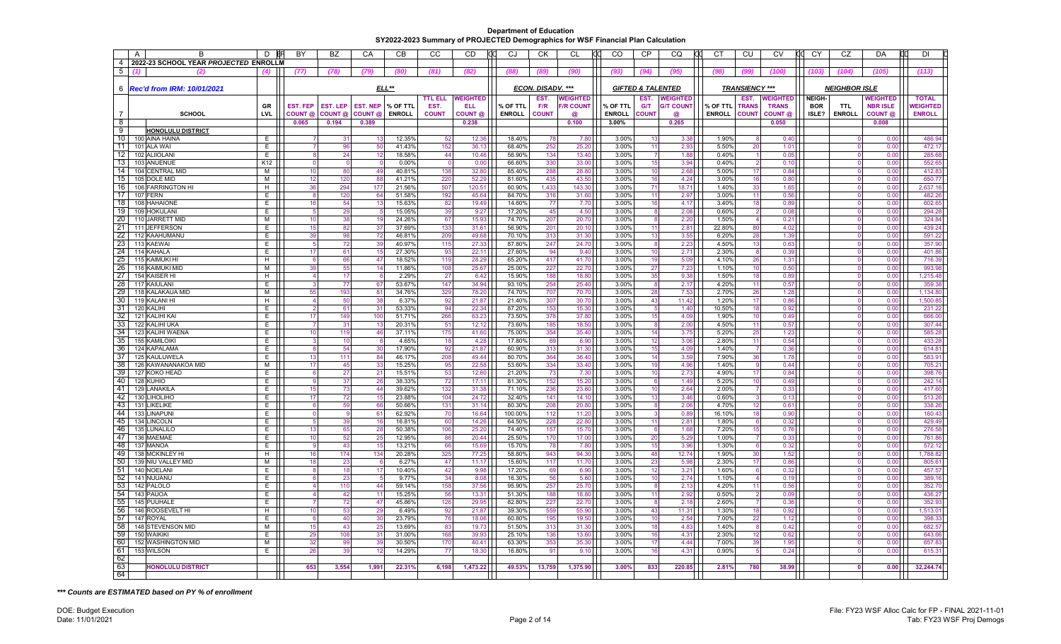**Department of Education**

**SY2022-2023 Summary of PROJECTED Demographics for WSF Financial Plan Calculation**

| A | B | D | BY | BZ | CA | CB | CC | CD | CJ | CK | CL | CO | CP | CQ | CT | CU | CV | CY | CZ | DA | DI |
|---|---|---|---|---|---|---|---|---|---|---|---|---|---|---|---|---|---|---|---|---|---|
| **2022-23 SCHOOL YEAR PROJECTED ENROLLMENT** | | | | | | | | | | | | | | | | | | | | | |
| (1) | (2) | (4) | (77) | (78) | (79) | (80) | (81) | (82) | (88) | (89) | (90) | (93) | (94) | (95) | (98) | (99) | (100) | (103) | (104) | (105) | (113) |
| **Rec'd from IRM: 10/01/2021** | | | ELL** | | | | | | ECON. DISADV. *** | | | GIFTED & TALENTED | | | TRANSIENCY *** | | | NEIGHBOR ISLE | | | |
| | **SCHOOL** | **GR LVL** | **EST. FEP COUNT @** | **EST. LEP COUNT @** | **EST. NEP COUNT @** | **% OF TTL ENROLL** | **TTL ELL EST. COUNT** | **WEIGHTED ELL COUNT @** | **% OF TTL ENROLL** | **EST. F/R COUNT** | **WEIGHTED F/R COUNT @** | **% OF TTL ENROLL** | **EST. G/T COUNT** | **WEIGHTED G/T COUNT @** | **% OF TTL ENROLL** | **EST. TRANS COUNT** | **WEIGHTED TRANS COUNT @** | **NEIGH-BOR ISLE?** | **TTL ENROLL** | **WEIGHTED NBR ISLE COUNT @** | **TOTAL WEIGHTED ENROLL** |
| | | | 0.065 | 0.194 | 0.389 | | | 0.238 | | | 0.100 | 3.00% | | 0.265 | | | 0.050 | | | 0.008 | |
| | **HONOLULU DISTRICT** | | | | | | | | | | | | | | | | | | | | |
| 100 | AINA HAINA | E | 7 | 31 | 13 | 12.35% | 52 | 12.36 | 18.40% | 78 | 7.80 | 3.00% | 13 | 3.38 | 1.90% | 8 | 0.40 | | 0 | 0.00 | 486.94 |
| 101 | ALA WAI | E | 7 | 96 | 50 | 41.43% | 152 | 36.13 | 68.40% | 252 | 25.20 | 3.00% | 11 | 2.93 | 5.50% | 20 | 1.01 | | 0 | 0.00 | 472.17 |
| 102 | ALIIOLANI | E | 8 | 24 | 12 | 18.58% | 44 | 10.46 | 56.90% | 134 | 13.40 | 3.00% | 7 | 1.88 | 0.40% | 1 | 0.05 | | 0 | 0.00 | 285.68 |
| 103 | ANUENUE | K12 | 0 | 0 | 0 | 0.00% | 0 | 0.00 | 66.60% | 330 | 33.00 | 3.00% | 15 | 3.94 | 0.40% | 2 | 0.10 | | 0 | 0.00 | 552.65 |
| 104 | CENTRAL MID | M | 10 | 80 | 49 | 40.81% | 138 | 32.80 | 85.40% | 288 | 28.80 | 3.00% | 10 | 2.68 | 5.00% | 17 | 0.84 | | 0 | 0.00 | 412.83 |
| 105 | DOLE MID | M | 12 | 120 | 88 | 41.21% | 220 | 52.29 | 81.60% | 435 | 43.50 | 3.00% | 16 | 4.24 | 3.00% | 16 | 0.80 | | 0 | 0.00 | 650.77 |
| 106 | FARRINGTON HI | H | 36 | 294 | 177 | 21.56% | 507 | 120.51 | 60.90% | 1,433 | 143.30 | 3.00% | 71 | 18.71 | 1.40% | 33 | 1.65 | | 0 | 0.00 | 2,637.16 |
| 107 | FERN | E | 8 | 120 | 64 | 51.58% | 192 | 45.64 | 84.70% | 316 | 31.60 | 3.00% | 11 | 2.97 | 3.00% | 11 | 0.56 | | 0 | 0.00 | 482.26 |
| 108 | HAHAIONE | E | 16 | 54 | 13 | 15.63% | 82 | 19.49 | 14.60% | 77 | 7.70 | 3.00% | 16 | 4.17 | 3.40% | 18 | 0.89 | | 0 | 0.00 | 602.65 |
| 109 | HOKULANI | E | 5 | 29 | 5 | 15.05% | 39 | 9.27 | 17.20% | 45 | 4.50 | 3.00% | 8 | 2.08 | 0.60% | 2 | 0.08 | | 0 | 0.00 | 294.28 |
| 110 | JARRETT MID | M | 10 | 38 | 19 | 24.26% | 67 | 15.93 | 74.70% | 207 | 20.70 | 3.00% | 8 | 2.20 | 1.50% | 4 | 0.21 | | 0 | 0.00 | 324.84 |
| 111 | JEFFERSON | E | 15 | 82 | 37 | 37.69% | 133 | 31.61 | 56.90% | 201 | 20.10 | 3.00% | 11 | 2.81 | 22.80% | 80 | 4.02 | | 0 | 0.00 | 439.24 |
| 112 | KAAHUMANU | E | 39 | 98 | 72 | 46.81% | 209 | 49.68 | 70.10% | 313 | 31.30 | 3.00% | 13 | 3.55 | 6.20% | 28 | 1.39 | | 0 | 0.00 | 591.22 |
| 113 | KAEWAI | E | 5 | 72 | 39 | 40.97% | 115 | 27.33 | 87.80% | 247 | 24.70 | 3.00% | 8 | 2.23 | 4.50% | 13 | 0.63 | | 0 | 0.00 | 357.90 |
| 114 | KAHALA | E | 17 | 61 | 15 | 27.30% | 93 | 22.11 | 27.60% | 94 | 9.40 | 3.00% | 10 | 2.71 | 2.30% | 8 | 0.39 | | 0 | 0.00 | 401.86 |
| 115 | KAIMUKI HI | H | 6 | 66 | 47 | 18.52% | 119 | 28.29 | 65.20% | 417 | 41.70 | 3.00% | 19 | 5.09 | 4.10% | 26 | 1.31 | | 0 | 0.00 | 716.39 |
| 116 | KAIMUKI MID | M | 39 | 55 | 14 | 11.86% | 108 | 25.67 | 25.00% | 227 | 22.70 | 3.00% | 27 | 7.23 | 1.10% | 10 | 0.50 | | 0 | 0.00 | 993.98 |
| 154 | KAISER HI | H | 4 | 17 | 6 | 2.29% | 27 | 6.42 | 15.90% | 188 | 18.80 | 3.00% | 35 | 9.38 | 1.50% | 18 | 0.89 | | 0 | 0.00 | 1,215.48 |
| 117 | KAIULANI | E | 3 | 77 | 67 | 53.67% | 147 | 34.94 | 93.10% | 254 | 25.40 | 3.00% | 8 | 2.17 | 4.20% | 11 | 0.57 | | 0 | 0.00 | 359.38 |
| 118 | KALAKAUA MID | M | 55 | 193 | 81 | 34.76% | 329 | 78.20 | 74.70% | 707 | 70.70 | 3.00% | 28 | 7.53 | 2.70% | 26 | 1.28 | | 0 | 0.00 | 1,134.80 |
| 119 | KALANI HI | H | 4 | 50 | 38 | 6.37% | 92 | 21.87 | 21.40% | 307 | 30.70 | 3.00% | 43 | 11.42 | 1.20% | 17 | 0.86 | | 0 | 0.00 | 1,500.85 |
| 120 | KALIHI | E | 2 | 61 | 31 | 53.33% | 94 | 22.34 | 87.20% | 153 | 15.30 | 3.00% | 5 | 1.40 | 10.50% | 18 | 0.92 | | 0 | 0.00 | 231.22 |
| 121 | KALIHI KAI | E | 17 | 149 | 100 | 51.71% | 266 | 63.23 | 73.50% | 378 | 37.80 | 3.00% | 15 | 4.09 | 1.90% | 10 | 0.49 | | 0 | 0.00 | 666.00 |
| 122 | KALIHI UKA | E | 7 | 31 | 13 | 20.31% | 51 | 12.12 | 73.60% | 185 | 18.50 | 3.00% | 8 | 2.00 | 4.50% | 11 | 0.57 | | 0 | 0.00 | 307.44 |
| 123 | KALIHI WAENA | E | 10 | 119 | 46 | 37.11% | 175 | 41.60 | 75.00% | 354 | 35.40 | 3.00% | 14 | 3.75 | 5.20% | 25 | 1.23 | | 0 | 0.00 | 585.28 |
| 155 | KAMILOIKI | E | 3 | 10 | 6 | 4.65% | 18 | 4.28 | 17.80% | 69 | 6.90 | 3.00% | 12 | 3.06 | 2.80% | 11 | 0.54 | | 0 | 0.00 | 433.28 |
| 124 | KAPALAMA | E | 8 | 54 | 30 | 17.90% | 92 | 21.87 | 60.90% | 313 | 31.30 | 3.00% | 15 | 4.09 | 1.40% | 7 | 0.36 | | 0 | 0.00 | 614.81 |
| 125 | KAULUWELA | E | 13 | 111 | 84 | 46.17% | 208 | 49.44 | 80.70% | 364 | 36.40 | 3.00% | 14 | 3.59 | 7.90% | 36 | 1.78 | | 0 | 0.00 | 583.91 |
| 126 | KAWANANAKOA MID | M | 17 | 45 | 33 | 15.25% | 95 | 22.58 | 53.60% | 334 | 33.40 | 3.00% | 19 | 4.96 | 1.40% | 9 | 0.44 | | 0 | 0.00 | 705.21 |
| 127 | KOKO HEAD | E | 6 | 27 | 21 | 15.51% | 53 | 12.60 | 21.20% | 73 | 7.30 | 3.00% | 10 | 2.73 | 4.90% | 17 | 0.84 | | 0 | 0.00 | 398.76 |
| 128 | KUHIO | E | 9 | 37 | 26 | 38.33% | 72 | 17.11 | 81.30% | 152 | 15.20 | 3.00% | 6 | 1.49 | 5.20% | 10 | 0.49 | | 0 | 0.00 | 242.14 |
| 129 | LANAKILA | E | 15 | 73 | 44 | 39.62% | 132 | 31.38 | 71.10% | 236 | 23.60 | 3.00% | 10 | 2.64 | 2.00% | 7 | 0.33 | | 0 | 0.00 | 417.60 |
| 130 | LIHOLIHO | E | 17 | 72 | 15 | 23.88% | 104 | 24.72 | 32.40% | 141 | 14.10 | 3.00% | 13 | 3.46 | 0.60% | 3 | 0.13 | | 0 | 0.00 | 513.26 |
| 131 | LIKELIKE | E | 6 | 59 | 66 | 50.66% | 131 | 31.14 | 80.30% | 208 | 20.80 | 3.00% | 8 | 2.06 | 4.70% | 12 | 0.61 | | 0 | 0.00 | 338.26 |
| 133 | LINAPUNI | E | 0 | 9 | 61 | 62.92% | 70 | 16.64 | 100.00% | 112 | 11.20 | 3.00% | 3 | 0.89 | 16.10% | 18 | 0.90 | | 0 | 0.00 | 160.43 |
| 134 | LINCOLN | E | 5 | 39 | 16 | 16.81% | 60 | 14.26 | 64.50% | 228 | 22.80 | 3.00% | 11 | 2.81 | 1.80% | 6 | 0.32 | | 0 | 0.00 | 429.49 |
| 135 | LUNALILO | E | 13 | 65 | 28 | 50.38% | 106 | 25.20 | 74.40% | 157 | 15.70 | 3.00% | 6 | 1.68 | 7.20% | 15 | 0.76 | | 0 | 0.00 | 276.58 |
| 136 | MAEMAE | E | 10 | 52 | 25 | 12.95% | 86 | 20.44 | 25.50% | 170 | 17.00 | 3.00% | 20 | 5.29 | 1.00% | 7 | 0.33 | | 0 | 0.00 | 761.86 |
| 137 | MANOA | E | 9 | 43 | 15 | 13.21% | 66 | 15.69 | 15.70% | 78 | 7.80 | 3.00% | 15 | 3.96 | 1.30% | 6 | 0.32 | | 0 | 0.00 | 572.12 |
| 138 | MCKINLEY HI | H | 16 | 174 | 134 | 20.28% | 325 | 77.25 | 58.80% | 943 | 94.30 | 3.00% | 48 | 12.74 | 1.90% | 30 | 1.52 | | 0 | 0.00 | 1,788.82 |
| 139 | NIU VALLEY MID | M | 18 | 23 | 6 | 6.27% | 47 | 11.17 | 15.60% | 117 | 11.70 | 3.00% | 23 | 5.98 | 2.30% | 17 | 0.86 | | 0 | 0.00 | 805.61 |
| 140 | NOELANI | E | 8 | 18 | 17 | 10.40% | 42 | 9.98 | 17.20% | 69 | 6.90 | 3.00% | 12 | 3.21 | 1.60% | 6 | 0.32 | | 0 | 0.00 | 457.57 |
| 141 | NUUANU | E | 6 | 23 | 5 | 9.77% | 34 | 8.08 | 16.30% | 56 | 5.60 | 3.00% | 10 | 2.74 | 1.10% | 4 | 0.19 | | 0 | 0.00 | 389.16 |
| 142 | PALOLO | E | 4 | 110 | 44 | 59.14% | 158 | 37.56 | 95.90% | 257 | 25.70 | 3.00% | 8 | 2.13 | 4.20% | 11 | 0.56 | | 0 | 0.00 | 352.70 |
| 143 | PAUOA | E | 4 | 42 | 11 | 15.25% | 56 | 13.31 | 51.30% | 188 | 18.80 | 3.00% | 11 | 2.92 | 0.50% | 2 | 0.09 | | 0 | 0.00 | 436.27 |
| 145 | PUUHALE | E | 7 | 72 | 47 | 45.86% | 126 | 29.95 | 82.80% | 227 | 22.70 | 3.00% | 8 | 2.18 | 2.60% | 7 | 0.36 | | 0 | 0.00 | 352.93 |
| 146 | ROOSEVELT HI | H | 10 | 53 | 29 | 6.49% | 92 | 21.87 | 39.30% | 559 | 55.90 | 3.00% | 43 | 11.31 | 1.30% | 18 | 0.92 | | 0 | 0.00 | 1,513.01 |
| 147 | ROYAL | E | 6 | 40 | 30 | 23.79% | 76 | 18.06 | 60.80% | 195 | 19.50 | 3.00% | 10 | 2.54 | 7.00% | 22 | 1.12 | | 0 | 0.00 | 398.33 |
| 148 | STEVENSON MID | M | 15 | 43 | 25 | 13.69% | 83 | 19.73 | 51.50% | 313 | 31.30 | 3.00% | 18 | 4.83 | 1.40% | 8 | 0.42 | | 0 | 0.00 | 682.57 |
| 150 | WAIKIKI | E | 29 | 108 | 31 | 31.00% | 168 | 39.93 | 25.10% | 136 | 13.60 | 3.00% | 16 | 4.31 | 2.30% | 12 | 0.62 | | 0 | 0.00 | 643.66 |
| 152 | WASHINGTON MID | M | 32 | 99 | 39 | 30.50% | 170 | 40.41 | 63.30% | 353 | 35.30 | 3.00% | 17 | 4.44 | 7.00% | 39 | 1.95 | | 0 | 0.00 | 657.83 |
| 153 | WILSON | E | 26 | 39 | 12 | 14.29% | 77 | 18.30 | 16.80% | 91 | 9.10 | 3.00% | 16 | 4.31 | 0.90% | 5 | 0.24 | | 0 | 0.00 | 615.31 |
| | **HONOLULU DISTRICT** | | **653** | **3,554** | **1,991** | **22.31%** | **6,198** | **1,473.22** | **49.53%** | **13,759** | **1,375.90** | **3.00%** | **833** | **220.85** | **2.81%** | **780** | **38.99** | | **0** | **0.00** | **32,244.74** |

***\*\*\* Counts are ESTIMATED based on PY % of enrollment***

DOE: Budget Execution
Date: 11/01/2021

File: FY23 WSF Alloc Calc for FP - FINAL 2021-11-01
Tab: FY23 WSF Proj Demogs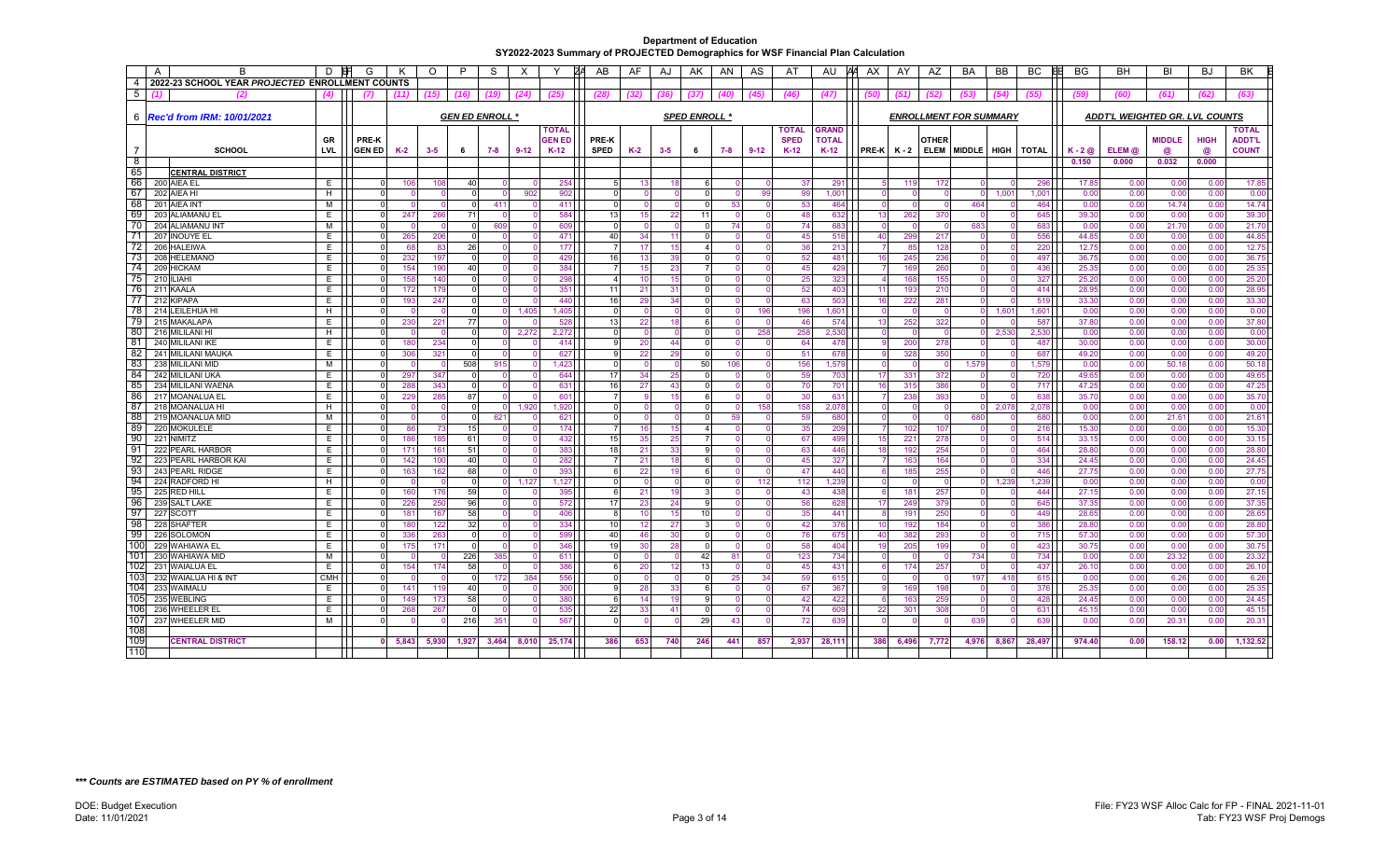# Department of Education

## SY2022-2023 Summary of PROJECTED Demographics for WSF Financial Plan Calculation

2022-23 SCHOOL YEAR *PROJECTED* ENROLLMENT COUNTS

*Rec'd from IRM: 10/01/2021*

| (1) | (2) | (4) | (7) | (11) | (15) | (16) | (19) | (24) | (25) | (28) | (32) | (36) | (37) | (40) | (45) | (46) | (47) | (50) | (51) | (52) | (53) | (54) | (55) | (59) | (60) | (61) | (62) | (63) |
|---|---|---|---|---|---|---|---|---|---|---|---|---|---|---|---|---|---|---|---|---|---|---|---|---|---|---|---|---|
| | | | GEN ED ENROLL * | | | | | | | SPED ENROLL * | | | | | | | | ENROLLMENT FOR SUMMARY | | | | | | ADDT'L WEIGHTED GR. LVL COUNTS | | | | |
| | SCHOOL | GR LVL | PRE-K GEN ED | K-2 | 3-5 | 6 | 7-8 | 9-12 | TOTAL GEN ED K-12 | PRE-K SPED | K-2 | 3-5 | 6 | 7-8 | 9-12 | TOTAL SPED K-12 | GRAND TOTAL K-12 | PRE-K | K-2 | OTHER ELEM | MIDDLE | HIGH | TOTAL | K-2 @ | ELEM @ | MIDDLE @ | HIGH @ | TOTAL ADDT'L COUNT |
| | | | | | | | | | | | | | | | | | | | | | | | | 0.150 | 0.000 | 0.032 | 0.000 | |
| | **CENTRAL DISTRICT** | | | | | | | | | | | | | | | | | | | | | | | | | | | |
| 200 | AIEA EL | E | 0 | 106 | 108 | 40 | 0 | 0 | 254 | 5 | 13 | 18 | 6 | 0 | 0 | 37 | 291 | 5 | 119 | 172 | 0 | 0 | 296 | 17.85 | 0.00 | 0.00 | 0.00 | 17.85 |
| 202 | AIEA HI | H | 0 | 0 | 0 | 0 | 0 | 902 | 902 | 0 | 0 | 0 | 0 | 0 | 99 | 99 | 1,001 | 0 | 0 | 0 | 0 | 1,001 | 1,001 | 0.00 | 0.00 | 0.00 | 0.00 | 0.00 |
| 201 | AIEA INT | M | 0 | 0 | 0 | 0 | 411 | 0 | 411 | 0 | 0 | 0 | 0 | 53 | 0 | 53 | 464 | 0 | 0 | 0 | 464 | 0 | 464 | 0.00 | 0.00 | 14.74 | 0.00 | 14.74 |
| 203 | ALIAMANU EL | E | 0 | 247 | 266 | 71 | 0 | 0 | 584 | 13 | 15 | 22 | 11 | 0 | 0 | 48 | 632 | 13 | 262 | 370 | 0 | 0 | 645 | 39.30 | 0.00 | 0.00 | 0.00 | 39.30 |
| 204 | ALIAMANU INT | M | 0 | 0 | 0 | 0 | 609 | 0 | 609 | 0 | 0 | 0 | 0 | 74 | 0 | 74 | 683 | 0 | 0 | 0 | 683 | 0 | 683 | 0.00 | 0.00 | 21.70 | 0.00 | 21.70 |
| 207 | INOUYE EL | E | 0 | 265 | 206 | 0 | 0 | 0 | 471 | 40 | 34 | 11 | 0 | 0 | 0 | 45 | 516 | 40 | 299 | 217 | 0 | 0 | 556 | 44.85 | 0.00 | 0.00 | 0.00 | 44.85 |
| 206 | HALEIWA | E | 0 | 68 | 83 | 26 | 0 | 0 | 177 | 7 | 17 | 15 | 4 | 0 | 0 | 36 | 213 | 7 | 85 | 128 | 0 | 0 | 220 | 12.75 | 0.00 | 0.00 | 0.00 | 12.75 |
| 208 | HELEMANO | E | 0 | 232 | 197 | 0 | 0 | 0 | 429 | 16 | 13 | 39 | 0 | 0 | 0 | 52 | 481 | 16 | 245 | 236 | 0 | 0 | 497 | 36.75 | 0.00 | 0.00 | 0.00 | 36.75 |
| 209 | HICKAM | E | 0 | 154 | 190 | 40 | 0 | 0 | 384 | 7 | 15 | 23 | 7 | 0 | 0 | 45 | 429 | 7 | 169 | 260 | 0 | 0 | 436 | 25.35 | 0.00 | 0.00 | 0.00 | 25.35 |
| 210 | ILIAHI | E | 0 | 158 | 140 | 0 | 0 | 0 | 298 | 4 | 10 | 15 | 0 | 0 | 0 | 25 | 323 | 4 | 168 | 155 | 0 | 0 | 327 | 25.20 | 0.00 | 0.00 | 0.00 | 25.20 |
| 211 | KAALA | E | 0 | 172 | 179 | 0 | 0 | 0 | 351 | 11 | 21 | 31 | 0 | 0 | 0 | 52 | 403 | 11 | 193 | 210 | 0 | 0 | 414 | 28.95 | 0.00 | 0.00 | 0.00 | 28.95 |
| 212 | KIPAPA | E | 0 | 193 | 247 | 0 | 0 | 0 | 440 | 16 | 29 | 34 | 0 | 0 | 0 | 63 | 503 | 16 | 222 | 281 | 0 | 0 | 519 | 33.30 | 0.00 | 0.00 | 0.00 | 33.30 |
| 214 | LEILEHUA HI | H | 0 | 0 | 0 | 0 | 0 | 1,405 | 1,405 | 0 | 0 | 0 | 0 | 0 | 196 | 196 | 1,601 | 0 | 0 | 0 | 0 | 1,601 | 1,601 | 0.00 | 0.00 | 0.00 | 0.00 | 0.00 |
| 215 | MAKALAPA | E | 0 | 230 | 221 | 77 | 0 | 0 | 528 | 13 | 22 | 18 | 6 | 0 | 0 | 46 | 574 | 13 | 252 | 322 | 0 | 0 | 587 | 37.80 | 0.00 | 0.00 | 0.00 | 37.80 |
| 216 | MILILANI HI | H | 0 | 0 | 0 | 0 | 0 | 2,272 | 2,272 | 0 | 0 | 0 | 0 | 0 | 258 | 258 | 2,530 | 0 | 0 | 0 | 0 | 2,530 | 2,530 | 0.00 | 0.00 | 0.00 | 0.00 | 0.00 |
| 240 | MILILANI IKE | E | 0 | 180 | 234 | 0 | 0 | 0 | 414 | 9 | 20 | 44 | 0 | 0 | 0 | 64 | 478 | 9 | 200 | 278 | 0 | 0 | 487 | 30.00 | 0.00 | 0.00 | 0.00 | 30.00 |
| 241 | MILILANI MAUKA | E | 0 | 306 | 321 | 0 | 0 | 0 | 627 | 9 | 22 | 29 | 0 | 0 | 0 | 51 | 678 | 9 | 328 | 350 | 0 | 0 | 687 | 49.20 | 0.00 | 0.00 | 0.00 | 49.20 |
| 238 | MILILANI MID | M | 0 | 0 | 0 | 508 | 915 | 0 | 1,423 | 0 | 0 | 0 | 50 | 106 | 0 | 156 | 1,579 | 0 | 0 | 0 | 1,579 | 0 | 1,579 | 0.00 | 0.00 | 50.18 | 0.00 | 50.18 |
| 242 | MILILANI UKA | E | 0 | 297 | 347 | 0 | 0 | 0 | 644 | 17 | 34 | 25 | 0 | 0 | 0 | 59 | 703 | 17 | 331 | 372 | 0 | 0 | 720 | 49.65 | 0.00 | 0.00 | 0.00 | 49.65 |
| 234 | MILILANI WAENA | E | 0 | 288 | 343 | 0 | 0 | 0 | 631 | 16 | 27 | 43 | 0 | 0 | 0 | 70 | 701 | 16 | 315 | 386 | 0 | 0 | 717 | 47.25 | 0.00 | 0.00 | 0.00 | 47.25 |
| 217 | MOANALUA EL | E | 0 | 229 | 285 | 87 | 0 | 0 | 601 | 7 | 9 | 15 | 6 | 0 | 0 | 30 | 631 | 7 | 238 | 393 | 0 | 0 | 638 | 35.70 | 0.00 | 0.00 | 0.00 | 35.70 |
| 218 | MOANALUA HI | H | 0 | 0 | 0 | 0 | 0 | 1,920 | 1,920 | 0 | 0 | 0 | 0 | 0 | 158 | 158 | 2,078 | 0 | 0 | 0 | 0 | 2,078 | 2,078 | 0.00 | 0.00 | 0.00 | 0.00 | 0.00 |
| 219 | MOANALUA MID | M | 0 | 0 | 0 | 0 | 621 | 0 | 621 | 0 | 0 | 0 | 0 | 59 | 0 | 59 | 680 | 0 | 0 | 0 | 680 | 0 | 680 | 0.00 | 0.00 | 21.61 | 0.00 | 21.61 |
| 220 | MOKULELE | E | 0 | 86 | 73 | 15 | 0 | 0 | 174 | 7 | 16 | 15 | 4 | 0 | 0 | 35 | 209 | 7 | 102 | 107 | 0 | 0 | 216 | 15.30 | 0.00 | 0.00 | 0.00 | 15.30 |
| 221 | NIMITZ | E | 0 | 186 | 185 | 61 | 0 | 0 | 432 | 15 | 35 | 25 | 7 | 0 | 0 | 67 | 499 | 15 | 221 | 278 | 0 | 0 | 514 | 33.15 | 0.00 | 0.00 | 0.00 | 33.15 |
| 222 | PEARL HARBOR | E | 0 | 171 | 161 | 51 | 0 | 0 | 383 | 18 | 21 | 33 | 9 | 0 | 0 | 63 | 446 | 18 | 192 | 254 | 0 | 0 | 464 | 28.80 | 0.00 | 0.00 | 0.00 | 28.80 |
| 223 | PEARL HARBOR KAI | E | 0 | 142 | 100 | 40 | 0 | 0 | 282 | 7 | 21 | 18 | 6 | 0 | 0 | 45 | 327 | 7 | 163 | 164 | 0 | 0 | 334 | 24.45 | 0.00 | 0.00 | 0.00 | 24.45 |
| 243 | PEARL RIDGE | E | 0 | 163 | 162 | 68 | 0 | 0 | 393 | 6 | 22 | 19 | 6 | 0 | 0 | 47 | 440 | 6 | 185 | 255 | 0 | 0 | 446 | 27.75 | 0.00 | 0.00 | 0.00 | 27.75 |
| 224 | RADFORD HI | H | 0 | 0 | 0 | 0 | 0 | 1,127 | 1,127 | 0 | 0 | 0 | 0 | 0 | 112 | 112 | 1,239 | 0 | 0 | 0 | 0 | 1,239 | 1,239 | 0.00 | 0.00 | 0.00 | 0.00 | 0.00 |
| 225 | RED HILL | E | 0 | 160 | 176 | 59 | 0 | 0 | 395 | 6 | 21 | 19 | 3 | 0 | 0 | 43 | 438 | 6 | 181 | 257 | 0 | 0 | 444 | 27.15 | 0.00 | 0.00 | 0.00 | 27.15 |
| 239 | SALT LAKE | E | 0 | 226 | 250 | 96 | 0 | 0 | 572 | 17 | 23 | 24 | 9 | 0 | 0 | 56 | 628 | 17 | 249 | 379 | 0 | 0 | 645 | 37.35 | 0.00 | 0.00 | 0.00 | 37.35 |
| 227 | SCOTT | E | 0 | 181 | 167 | 58 | 0 | 0 | 406 | 8 | 10 | 15 | 10 | 0 | 0 | 35 | 441 | 8 | 191 | 250 | 0 | 0 | 449 | 28.65 | 0.00 | 0.00 | 0.00 | 28.65 |
| 228 | SHAFTER | E | 0 | 180 | 122 | 32 | 0 | 0 | 334 | 10 | 12 | 27 | 3 | 0 | 0 | 42 | 376 | 10 | 192 | 184 | 0 | 0 | 386 | 28.80 | 0.00 | 0.00 | 0.00 | 28.80 |
| 226 | SOLOMON | E | 0 | 336 | 263 | 0 | 0 | 0 | 599 | 40 | 46 | 30 | 0 | 0 | 0 | 76 | 675 | 40 | 382 | 293 | 0 | 0 | 715 | 57.30 | 0.00 | 0.00 | 0.00 | 57.30 |
| 229 | WAHIAWA EL | E | 0 | 175 | 171 | 0 | 0 | 0 | 346 | 19 | 30 | 28 | 0 | 0 | 0 | 58 | 404 | 19 | 205 | 199 | 0 | 0 | 423 | 30.75 | 0.00 | 0.00 | 0.00 | 30.75 |
| 230 | WAHIAWA MID | M | 0 | 0 | 0 | 226 | 385 | 0 | 611 | 0 | 0 | 0 | 42 | 81 | 0 | 123 | 734 | 0 | 0 | 0 | 734 | 0 | 734 | 0.00 | 0.00 | 23.32 | 0.00 | 23.32 |
| 231 | WAIALUA EL | E | 0 | 154 | 174 | 58 | 0 | 0 | 386 | 6 | 20 | 12 | 13 | 0 | 0 | 45 | 431 | 6 | 174 | 257 | 0 | 0 | 437 | 26.10 | 0.00 | 0.00 | 0.00 | 26.10 |
| 232 | WAIALUA HI & INT | CMH | 0 | 0 | 0 | 0 | 172 | 384 | 556 | 0 | 0 | 0 | 0 | 25 | 34 | 59 | 615 | 0 | 0 | 0 | 197 | 418 | 615 | 0.00 | 0.00 | 6.26 | 0.00 | 6.26 |
| 233 | WAIMALU | E | 0 | 141 | 119 | 40 | 0 | 0 | 300 | 9 | 28 | 33 | 6 | 0 | 0 | 67 | 367 | 9 | 169 | 198 | 0 | 0 | 376 | 25.35 | 0.00 | 0.00 | 0.00 | 25.35 |
| 235 | WEBLING | E | 0 | 149 | 173 | 58 | 0 | 0 | 380 | 6 | 14 | 19 | 9 | 0 | 0 | 42 | 422 | 6 | 163 | 259 | 0 | 0 | 428 | 24.45 | 0.00 | 0.00 | 0.00 | 24.45 |
| 236 | WHEELER EL | E | 0 | 268 | 267 | 0 | 0 | 0 | 535 | 22 | 33 | 41 | 0 | 0 | 0 | 74 | 609 | 22 | 301 | 308 | 0 | 0 | 631 | 45.15 | 0.00 | 0.00 | 0.00 | 45.15 |
| 237 | WHEELER MID | M | 0 | 0 | 0 | 216 | 351 | 0 | 567 | 0 | 0 | 0 | 29 | 43 | 0 | 72 | 639 | 0 | 0 | 0 | 639 | 0 | 639 | 0.00 | 0.00 | 20.31 | 0.00 | 20.31 |
| | **CENTRAL DISTRICT** | | **0** | **5,843** | **5,930** | **1,927** | **3,464** | **8,010** | **25,174** | **386** | **653** | **740** | **246** | **441** | **857** | **2,937** | **28,111** | **386** | **6,496** | **7,772** | **4,976** | **8,867** | **28,497** | **974.40** | **0.00** | **158.12** | **0.00** | **1,132.52** |

***\*\*\* Counts are ESTIMATED based on PY % of enrollment***

DOE: Budget Execution
Date: 11/01/2021

File: FY23 WSF Alloc Calc for FP - FINAL 2021-11-01
Tab: FY23 WSF Proj Demogs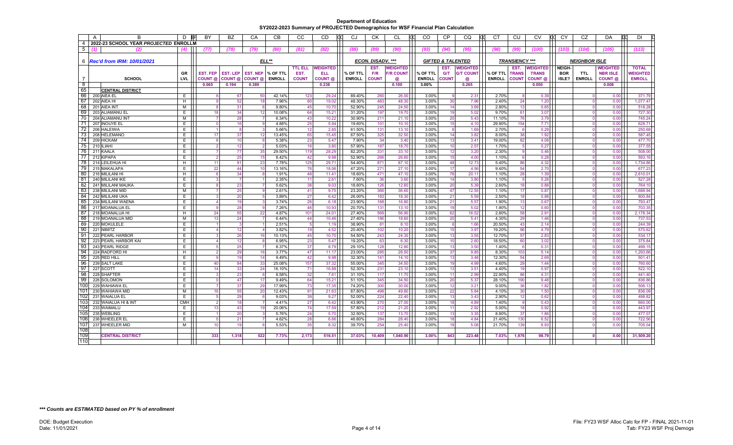# Department of Education
## SY2022-2023 Summary of PROJECTED Demographics for WSF Financial Plan Calculation

| | A | B | D | BY | BZ | CA | CB | CC | CD | CJ | CK | CL | CO | CP | CQ | CT | CU | CV | CY | CZ | DA | DI |
|---|---|---|---|---|---|---|---|---|---|---|---|---|---|---|---|---|---|---|---|---|---|---|
| 4 | 2022-23 SCHOOL YEAR PROJECTED ENROLLM | | | | | | | | | | | | | | | | | | | | | |
| 5 | (1) | (2) | (4) | (77) | (78) | (79) | (80) | (81) | (82) | (88) | (89) | (90) | (93) | (94) | (95) | (98) | (99) | (100) | (103) | (104) | (105) | (113) |
| 6 | Rec'd from IRM: 10/01/2021 | | | ELL** | | | | | | ECON. DISADV. *** | | | GIFTED & TALENTED | | | TRANSIENCY *** | | | NEIGHBOR ISLE | | | |
| 7 | | SCHOOL | GR LVL | EST. FEP COUNT @ | EST. LEP COUNT @ | EST. NEP COUNT @ | % OF TTL ENROLL | TTL ELL EST. COUNT | WEIGHTED ELL COUNT @ | % OF TTL ENROLL | EST. F/R COUNT | WEIGHTED F/R COUNT @ | % OF TTL ENROLL | EST. G/T COUNT | WEIGHTED G/T COUNT @ | % OF TTL ENROLL | EST. TRANS COUNT | WEIGHTED TRANS COUNT @ | NEIGH-BOR ISLE? | TTL ENROLL | WEIGHTED NBR ISLE COUNT @ | TOTAL WEIGHTED ENROLL |
| 8 | | | | 0.065 | 0.194 | 0.389 | | | 0.238 | | | 0.100 | 3.00% | | 0.265 | | | 0.050 | | | 0.008 | |
| 65 | | CENTRAL DISTRICT | | | | | | | | | | | | | | | | | | | | |
| 66 | 200 | AIEA EL | E | 6 | 67 | 50 | 42.14% | 123 | 29.24 | 89.40% | 260 | 26.00 | 3.00% | 9 | 2.31 | 2.70% | 8 | 0.39 | | 0 | 0.00 | 371.79 |
| 67 | 202 | AIEA HI | H | 9 | 52 | 18 | 7.96% | 80 | 19.02 | 48.30% | 483 | 48.30 | 3.00% | 30 | 7.96 | 2.40% | 24 | 1.20 | | 0 | 0.00 | 1,077.47 |
| 68 | 201 | AIEA INT | M | 8 | 31 | 6 | 9.80% | 45 | 10.70 | 52.90% | 245 | 24.50 | 3.00% | 14 | 3.69 | 2.80% | 13 | 0.65 | | 0 | 0.00 | 518.28 |
| 69 | 203 | ALIAMANU EL | E | 18 | 34 | 12 | 10.08% | 64 | 15.21 | 31.20% | 197 | 19.70 | 3.00% | 19 | 5.02 | 9.70% | 61 | 3.07 | | 0 | 0.00 | 727.30 |
| 70 | 204 | ALIAMANU INT | M | 7 | 28 | 7 | 6.34% | 43 | 10.22 | 30.90% | 211 | 21.10 | 3.00% | 20 | 5.43 | 11.10% | 76 | 3.79 | | 0 | 0.00 | 745.24 |
| 71 | 207 | INOUYE EL | E | 0 | 16 | 9 | 4.88% | 25 | 5.94 | 19.60% | 101 | 10.10 | 3.00% | 15 | 4.10 | 29.90% | 154 | 7.71 | | 0 | 0.00 | 628.71 |
| 72 | 206 | HALEIWA | E | 1 | 8 | 3 | 5.66% | 12 | 2.85 | 61.50% | 131 | 13.10 | 3.00% | 6 | 1.69 | 2.70% | 6 | 0.29 | | 0 | 0.00 | 250.68 |
| 73 | 208 | HELEMANO | E | 17 | 37 | 12 | 13.45% | 65 | 15.45 | 67.50% | 325 | 32.50 | 3.00% | 14 | 3.82 | 8.00% | 38 | 1.92 | | 0 | 0.00 | 587.45 |
| 74 | 209 | HICKAM | E | 6 | 10 | 6 | 5.38% | 23 | 5.47 | 7.90% | 34 | 3.40 | 3.00% | 13 | 3.41 | 19.00% | 82 | 4.08 | | 0 | 0.00 | 477.70 |
| 75 | 210 | ILIAHI | E | 2 | 12 | 2 | 5.03% | 16 | 3.80 | 57.90% | 187 | 18.70 | 3.00% | 10 | 2.57 | 1.70% | 5 | 0.27 | | 0 | 0.00 | 377.55 |
| 76 | 211 | KAALA | E | 7 | 77 | 35 | 29.50% | 119 | 28.29 | 82.20% | 331 | 33.10 | 3.00% | 12 | 3.20 | 2.30% | 9 | 0.46 | | 0 | 0.00 | 508.00 |
| 77 | 212 | KIPAPA | E | 2 | 25 | 15 | 8.42% | 42 | 9.98 | 52.90% | 266 | 26.60 | 3.00% | 15 | 4.00 | 1.10% | 6 | 0.28 | | 0 | 0.00 | 593.16 |
| 78 | 214 | LEILEHUA HI | H | 11 | 91 | 23 | 7.78% | 125 | 29.71 | 54.40% | 871 | 87.10 | 3.00% | 48 | 12.73 | 5.40% | 86 | 4.32 | | 0 | 0.00 | 1,734.86 |
| 79 | 215 | MAKALAPA | E | 22 | 44 | 10 | 13.16% | 76 | 18.06 | 47.20% | 271 | 27.10 | 3.00% | 17 | 4.56 | 9.40% | 54 | 2.70 | | 0 | 0.00 | 677.23 |
| 80 | 216 | MILILANI HI | H | 6 | 34 | 8 | 1.91% | 48 | 11.41 | 18.60% | 471 | 47.10 | 3.00% | 76 | 20.11 | 1.10% | 28 | 1.39 | | 0 | 0.00 | 2,610.01 |
| 81 | 240 | MILILANI IKE | E | 3 | 7 | 1 | 2.35% | 11 | 2.61 | 7.60% | 36 | 3.60 | 3.00% | 14 | 3.80 | 1.10% | 5 | 0.26 | | 0 | 0.00 | 527.28 |
| 82 | 241 | MILILANI MAUKA | E | 8 | 23 | 7 | 5.62% | 38 | 9.03 | 18.60% | 126 | 12.60 | 3.00% | 20 | 5.39 | 2.60% | 18 | 0.88 | | 0 | 0.00 | 764.10 |
| 83 | 238 | MILILANI MID | M | 7 | 25 | 9 | 2.61% | 41 | 9.75 | 23.20% | 366 | 36.60 | 3.00% | 47 | 12.55 | 1.10% | 17 | 0.87 | | 0 | 0.00 | 1,668.94 |
| 84 | 242 | MILILANI UKA | E | 3 | 20 | 5 | 3.89% | 27 | 6.42 | 26.00% | 183 | 18.30 | 3.00% | 21 | 5.59 | 2.50% | 18 | 0.88 | | 0 | 0.00 | 800.84 |
| 85 | 234 | MILILANI WAENA | E | 4 | 19 | 3 | 3.74% | 26 | 6.18 | 23.90% | 168 | 16.80 | 3.00% | 21 | 5.57 | 1.90% | 13 | 0.67 | | 0 | 0.00 | 793.47 |
| 86 | 217 | MOANALUA EL | E | 9 | 28 | 9 | 7.26% | 46 | 10.93 | 20.70% | 131 | 13.10 | 3.00% | 19 | 5.02 | 1.90% | 12 | 0.60 | | 0 | 0.00 | 703.35 |
| 87 | 218 | MOANALUA HI | H | 24 | 55 | 22 | 4.87% | 101 | 24.01 | 27.40% | 569 | 56.90 | 3.00% | 62 | 16.52 | 2.80% | 58 | 2.91 | | 0 | 0.00 | 2,178.34 |
| 88 | 219 | MOANALUA MID | M | 13 | 24 | 7 | 6.44% | 44 | 10.46 | 27.40% | 186 | 18.60 | 3.00% | 20 | 5.41 | 4.30% | 29 | 1.46 | | 0 | 0.00 | 737.53 |
| 89 | 220 | MOKULELE | E | 1 | 3 | 1 | 2.51% | 5 | 1.19 | 38.90% | 81 | 8.10 | 3.00% | 6 | 1.66 | 20.50% | 43 | 2.14 | | 0 | 0.00 | 244.39 |
| 90 | 221 | NIMITZ | E | 4 | 12 | 4 | 3.82% | 19 | 4.52 | 20.40% | 102 | 10.20 | 3.00% | 15 | 3.97 | 19.20% | 96 | 4.79 | | 0 | 0.00 | 570.62 |
| 91 | 222 | PEARL HARBOR | E | 3 | 26 | 16 | 10.13% | 45 | 10.70 | 54.50% | 243 | 24.30 | 3.00% | 13 | 3.55 | 12.70% | 57 | 2.83 | | 0 | 0.00 | 534.17 |
| 92 | 223 | PEARL HARBOR KAI | E | 4 | 12 | 8 | 6.95% | 23 | 5.47 | 19.20% | 63 | 6.30 | 3.00% | 10 | 2.60 | 18.50% | 60 | 3.02 | | 0 | 0.00 | 375.84 |
| 93 | 243 | PEARL RIDGE | E | 5 | 25 | 7 | 8.37% | 37 | 8.79 | 29.10% | 128 | 12.80 | 3.00% | 13 | 3.50 | 1.40% | 6 | 0.31 | | 0 | 0.00 | 499.15 |
| 94 | 224 | RADFORD HI | H | 2 | 29 | 16 | 3.77% | 47 | 11.17 | 23.00% | 285 | 28.50 | 3.00% | 37 | 9.85 | 8.30% | 103 | 5.14 | | 0 | 0.00 | 1,293.66 |
| 95 | 225 | RED HILL | E | 9 | 19 | 14 | 9.49% | 42 | 9.98 | 32.30% | 141 | 14.10 | 3.00% | 13 | 3.48 | 12.30% | 54 | 2.69 | | 0 | 0.00 | 501.41 |
| 96 | 239 | SALT LAKE | E | 40 | 84 | 33 | 25.08% | 157 | 37.32 | 55.00% | 345 | 34.50 | 3.00% | 19 | 4.99 | 4.60% | 29 | 1.44 | | 0 | 0.00 | 760.60 |
| 97 | 227 | SCOTT | E | 14 | 33 | 24 | 16.10% | 71 | 16.88 | 52.30% | 231 | 23.10 | 3.00% | 13 | 3.51 | 4.40% | 19 | 0.97 | | 0 | 0.00 | 522.10 |
| 98 | 228 | SHAFTER | E | 3 | 23 | 6 | 8.58% | 32 | 7.61 | 31.10% | 117 | 11.70 | 3.00% | 11 | 2.99 | 22.90% | 86 | 4.31 | | 0 | 0.00 | 441.40 |
| 99 | 226 | SOLOMON | E | 0 | 47 | 17 | 9.49% | 64 | 15.21 | 51.10% | 345 | 34.50 | 3.00% | 20 | 5.37 | 28.10% | 190 | 9.48 | | 0 | 0.00 | 836.86 |
| 100 | 229 | WAHIAWA EL | E | 7 | 37 | 29 | 17.99% | 73 | 17.35 | 74.20% | 300 | 30.00 | 3.00% | 12 | 3.21 | 9.00% | 36 | 1.82 | | 0 | 0.00 | 506.13 |
| 101 | 230 | WAHIAWA MID | M | 16 | 55 | 20 | 12.43% | 91 | 21.63 | 67.80% | 498 | 49.80 | 3.00% | 22 | 5.84 | 4.10% | 30 | 1.50 | | 0 | 0.00 | 836.09 |
| 102 | 231 | WAIALUA EL | E | 5 | 29 | 6 | 9.03% | 39 | 9.27 | 52.00% | 224 | 22.40 | 3.00% | 13 | 3.43 | 2.90% | 12 | 0.62 | | 0 | 0.00 | 498.82 |
| 103 | 232 | WAIALUA HI & INT | CMH | 2 | 18 | 7 | 4.41% | 27 | 6.42 | 43.90% | 270 | 27.00 | 3.00% | 18 | 4.89 | 1.40% | 9 | 0.43 | | 0 | 0.00 | 660.00 |
| 104 | 233 | WAIMALU | E | 13 | 43 | 19 | 20.06% | 74 | 17.59 | 57.80% | 212 | 21.20 | 3.00% | 11 | 2.92 | 5.00% | 18 | 0.92 | | 0 | 0.00 | 443.97 |
| 105 | 235 | WEBLING | E | 1 | 20 | 3 | 5.76% | 24 | 5.70 | 32.50% | 137 | 13.70 | 3.00% | 13 | 3.35 | 8.80% | 37 | 1.86 | | 0 | 0.00 | 477.07 |
| 106 | 236 | WHEELER EL | E | 0 | 21 | 7 | 4.62% | 28 | 6.66 | 46.60% | 284 | 28.40 | 3.00% | 18 | 4.84 | 21.40% | 130 | 6.52 | | 0 | 0.00 | 722.56 |
| 107 | 237 | WHEELER MID | M | 10 | 19 | 6 | 5.53% | 35 | 8.32 | 39.70% | 254 | 25.40 | 3.00% | 19 | 5.08 | 21.70% | 139 | 6.93 | | 0 | 0.00 | 705.04 |
| 108 | | | | | | | | | | | | | | | | | | | | | | |
| 109 | | CENTRAL DISTRICT | | 333 | 1,318 | 522 | 7.73% | 2,173 | 516.51 | 37.03% | 10,409 | 1,040.90 | 3.00% | 843 | 223.48 | 7.03% | 1,976 | 98.79 | | 0 | 0.00 | 31,509.20 |
| 110 | | | | | | | | | | | | | | | | | | | | | | |

*** Counts are ESTIMATED based on PY % of enrollment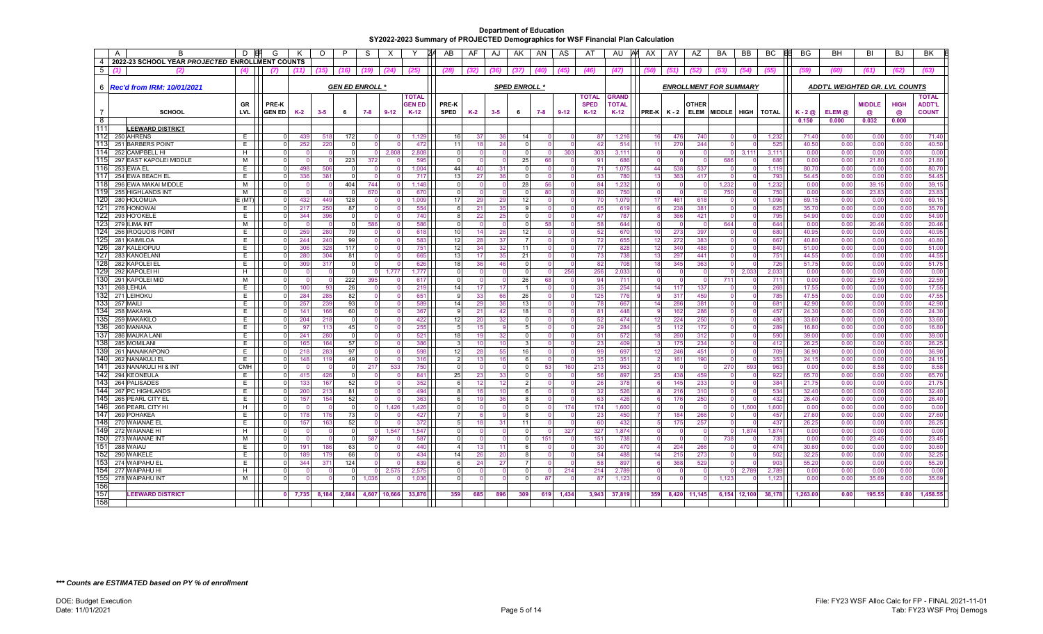# Department of Education
## SY2022-2023 Summary of PROJECTED Demographics for WSF Financial Plan Calculation

**2022-23 SCHOOL YEAR PROJECTED ENROLLMENT COUNTS**

**Rec'd from IRM: 10/01/2021**

| (1) | (2) | (4) | (7) | (11) | (15) | (16) | (19) | (24) | (25) | (28) | (32) | (36) | (37) | (40) | (45) | (46) | (47) | (50) | (51) | (52) | (53) | (54) | (55) | (59) | (60) | (61) | (62) | (63) |
|---|---|---|---|---|---|---|---|---|---|---|---|---|---|---|---|---|---|---|---|---|---|---|---|---|---|---|---|---|
| | | | | GEN ED ENROLL * | | | | | | SPED ENROLL * | | | | | | | | ENROLLMENT SUMMARY | | | | | | ADDT'L WEIGHTED GR. LVL COUNTS | | | | |
| | SCHOOL | GR LVL | PREK-GEN ED | K-2 | 3-5 | 6 | 7-8 | 9-12 | TOTAL GEN ED K-12 | PREK-SPED | K-2 | 3-5 | 6 | 7-8 | 9-12 | TOTAL SPED K-12 | GRAND TOTAL K-12 | PREK | K-2 | OTHER ELEM | MIDDLE | HIGH | TOTAL | K-2 @ | ELEM @ | MIDDLE @ | HIGH @ | TOTAL ADDT'L COUNT |
| | | | | | | | | | | | | | | | | | | | | | | | | 0.150 | 0.000 | 0.032 | 0.000 | |
| | **LEEWARD DISTRICT** | | | | | | | | | | | | | | | | | | | | | | | | | | | |
| 250 | AHRENS | E | 0 | 439 | 518 | 172 | 0 | 0 | 1,129 | 16 | 37 | 36 | 14 | 0 | 0 | 87 | 1,216 | 16 | 476 | 740 | 0 | 0 | 1,232 | 71.40 | 0.00 | 0.00 | 0.00 | 71.40 |
| 251 | BARBERS POINT | E | 0 | 252 | 220 | 0 | 0 | 0 | 472 | 11 | 18 | 24 | 0 | 0 | 0 | 42 | 514 | 11 | 270 | 244 | 0 | 0 | 525 | 40.50 | 0.00 | 0.00 | 0.00 | 40.50 |
| 252 | CAMPBELL HI | H | 0 | 0 | 0 | 0 | 0 | 2,808 | 2,808 | 0 | 0 | 0 | 0 | 0 | 303 | 303 | 3,111 | 0 | 0 | 0 | 0 | 3,111 | 3,111 | 0.00 | 0.00 | 0.00 | 0.00 | 0.00 |
| 297 | EAST KAPOLEI MIDDLE | M | 0 | 0 | 0 | 223 | 372 | 0 | 595 | 0 | 0 | 0 | 25 | 66 | 0 | 91 | 686 | 0 | 0 | 0 | 686 | 0 | 686 | 0.00 | 0.00 | 21.80 | 0.00 | 21.80 |
| 253 | EWA EL | E | 0 | 498 | 506 | 0 | 0 | 0 | 1,004 | 44 | 40 | 31 | 0 | 0 | 0 | 71 | 1,075 | 44 | 538 | 537 | 0 | 0 | 1,119 | 80.70 | 0.00 | 0.00 | 0.00 | 80.70 |
| 254 | EWA BEACH EL | E | 0 | 336 | 381 | 0 | 0 | 0 | 717 | 13 | 27 | 36 | 0 | 0 | 0 | 63 | 780 | 13 | 363 | 417 | 0 | 0 | 793 | 54.45 | 0.00 | 0.00 | 0.00 | 54.45 |
| 296 | EWA MAKAI MIDDLE | M | 0 | 0 | 0 | 404 | 744 | 0 | 1,148 | 0 | 0 | 0 | 28 | 56 | 0 | 84 | 1,232 | 0 | 0 | 0 | 1,232 | 0 | 1,232 | 0.00 | 0.00 | 39.15 | 0.00 | 39.15 |
| 255 | HIGHLANDS INT | M | 0 | 0 | 0 | 0 | 670 | 0 | 670 | 0 | 0 | 0 | 0 | 80 | 0 | 80 | 750 | 0 | 0 | 0 | 750 | 0 | 750 | 0.00 | 0.00 | 23.83 | 0.00 | 23.83 |
| 280 | HOLOMUA | E (MT) | 0 | 432 | 449 | 128 | 0 | 0 | 1,009 | 17 | 29 | 29 | 12 | 0 | 0 | 70 | 1,079 | 17 | 461 | 618 | 0 | 0 | 1,096 | 69.15 | 0.00 | 0.00 | 0.00 | 69.15 |
| 276 | HONOWAI | E | 0 | 217 | 250 | 87 | 0 | 0 | 554 | 6 | 21 | 35 | 9 | 0 | 0 | 65 | 619 | 6 | 238 | 381 | 0 | 0 | 625 | 35.70 | 0.00 | 0.00 | 0.00 | 35.70 |
| 293 | HO'OKELE | E | 0 | 344 | 396 | 0 | 0 | 0 | 740 | 8 | 22 | 25 | 0 | 0 | 0 | 47 | 787 | 8 | 366 | 421 | 0 | 0 | 795 | 54.90 | 0.00 | 0.00 | 0.00 | 54.90 |
| 279 | ILIMA INT | M | 0 | 0 | 0 | 0 | 586 | 0 | 586 | 0 | 0 | 0 | 0 | 58 | 0 | 58 | 644 | 0 | 0 | 0 | 644 | 0 | 644 | 0.00 | 0.00 | 20.46 | 0.00 | 20.46 |
| 256 | IROQUOIS POINT | E | 0 | 259 | 280 | 79 | 0 | 0 | 618 | 10 | 14 | 26 | 12 | 0 | 0 | 52 | 670 | 10 | 273 | 397 | 0 | 0 | 680 | 40.95 | 0.00 | 0.00 | 0.00 | 40.95 |
| 281 | KAIMILOA | E | 0 | 244 | 240 | 99 | 0 | 0 | 583 | 12 | 28 | 37 | 7 | 0 | 0 | 72 | 655 | 12 | 272 | 383 | 0 | 0 | 667 | 40.80 | 0.00 | 0.00 | 0.00 | 40.80 |
| 287 | KALEIOPUU | E | 0 | 306 | 328 | 117 | 0 | 0 | 751 | 12 | 34 | 32 | 11 | 0 | 0 | 77 | 828 | 12 | 340 | 488 | 0 | 0 | 840 | 51.00 | 0.00 | 0.00 | 0.00 | 51.00 |
| 283 | KANOELANI | E | 0 | 280 | 304 | 81 | 0 | 0 | 665 | 13 | 17 | 35 | 21 | 0 | 0 | 73 | 738 | 13 | 297 | 441 | 0 | 0 | 751 | 44.55 | 0.00 | 0.00 | 0.00 | 44.55 |
| 282 | KAPOLEI EL | E | 0 | 309 | 317 | 0 | 0 | 0 | 626 | 18 | 36 | 46 | 0 | 0 | 0 | 82 | 708 | 18 | 345 | 363 | 0 | 0 | 726 | 51.75 | 0.00 | 0.00 | 0.00 | 51.75 |
| 292 | KAPOLEI HI | H | 0 | 0 | 0 | 0 | 0 | 1,777 | 1,777 | 0 | 0 | 0 | 0 | 0 | 256 | 256 | 2,033 | 0 | 0 | 0 | 0 | 2,033 | 2,033 | 0.00 | 0.00 | 0.00 | 0.00 | 0.00 |
| 291 | KAPOLEI MID | M | 0 | 0 | 0 | 222 | 395 | 0 | 617 | 0 | 0 | 0 | 26 | 68 | 0 | 94 | 711 | 0 | 0 | 0 | 711 | 0 | 711 | 0.00 | 0.00 | 22.59 | 0.00 | 22.59 |
| 268 | LEHUA | E | 0 | 100 | 93 | 26 | 0 | 0 | 219 | 14 | 17 | 17 | 1 | 0 | 0 | 35 | 254 | 14 | 117 | 137 | 0 | 0 | 268 | 17.55 | 0.00 | 0.00 | 0.00 | 17.55 |
| 271 | LEIHOKU | E | 0 | 284 | 285 | 82 | 0 | 0 | 651 | 9 | 33 | 66 | 26 | 0 | 0 | 125 | 776 | 9 | 317 | 459 | 0 | 0 | 785 | 47.55 | 0.00 | 0.00 | 0.00 | 47.55 |
| 257 | MAILI | E | 0 | 257 | 239 | 93 | 0 | 0 | 589 | 14 | 29 | 36 | 13 | 0 | 0 | 78 | 667 | 14 | 286 | 381 | 0 | 0 | 681 | 42.90 | 0.00 | 0.00 | 0.00 | 42.90 |
| 258 | MAKAHA | E | 0 | 141 | 166 | 60 | 0 | 0 | 367 | 9 | 21 | 42 | 18 | 0 | 0 | 81 | 448 | 9 | 162 | 286 | 0 | 0 | 457 | 24.30 | 0.00 | 0.00 | 0.00 | 24.30 |
| 259 | MAKAKILO | E | 0 | 204 | 218 | 0 | 0 | 0 | 422 | 12 | 20 | 32 | 0 | 0 | 0 | 52 | 474 | 12 | 224 | 250 | 0 | 0 | 486 | 33.60 | 0.00 | 0.00 | 0.00 | 33.60 |
| 260 | MANANA | E | 0 | 97 | 113 | 45 | 0 | 0 | 255 | 5 | 15 | 9 | 5 | 0 | 0 | 29 | 284 | 5 | 112 | 172 | 0 | 0 | 289 | 16.80 | 0.00 | 0.00 | 0.00 | 16.80 |
| 286 | MAUKA LANI | E | 0 | 241 | 280 | 0 | 0 | 0 | 521 | 18 | 19 | 32 | 0 | 0 | 0 | 51 | 572 | 18 | 260 | 312 | 0 | 0 | 590 | 39.00 | 0.00 | 0.00 | 0.00 | 39.00 |
| 285 | MOMILANI | E | 0 | 165 | 164 | 57 | 0 | 0 | 386 | 3 | 10 | 10 | 3 | 0 | 0 | 23 | 409 | 3 | 175 | 234 | 0 | 0 | 412 | 26.25 | 0.00 | 0.00 | 0.00 | 26.25 |
| 261 | NANAIKAPONO | E | 0 | 218 | 283 | 97 | 0 | 0 | 598 | 12 | 28 | 55 | 16 | 0 | 0 | 99 | 697 | 12 | 246 | 451 | 0 | 0 | 709 | 36.90 | 0.00 | 0.00 | 0.00 | 36.90 |
| 262 | NANAKULI EL | E | 0 | 148 | 119 | 49 | 0 | 0 | 316 | 2 | 13 | 16 | 6 | 0 | 0 | 35 | 351 | 2 | 161 | 190 | 0 | 0 | 353 | 24.15 | 0.00 | 0.00 | 0.00 | 24.15 |
| 263 | NANAKULI HI & INT | CMH | 0 | 0 | 0 | 0 | 217 | 533 | 750 | 0 | 0 | 0 | 0 | 53 | 160 | 213 | 963 | 0 | 0 | 0 | 270 | 693 | 963 | 0.00 | 0.00 | 8.58 | 0.00 | 8.58 |
| 294 | KEONEULA | E | 0 | 415 | 426 | 0 | 0 | 0 | 841 | 25 | 23 | 33 | 0 | 0 | 0 | 56 | 897 | 25 | 438 | 459 | 0 | 0 | 922 | 65.70 | 0.00 | 0.00 | 0.00 | 65.70 |
| 264 | PALISADES | E | 0 | 133 | 167 | 52 | 0 | 0 | 352 | 6 | 12 | 12 | 2 | 0 | 0 | 26 | 378 | 6 | 145 | 233 | 0 | 0 | 384 | 21.75 | 0.00 | 0.00 | 0.00 | 21.75 |
| 267 | PC HIGHLANDS | E | 0 | 200 | 213 | 81 | 0 | 0 | 494 | 8 | 16 | 10 | 6 | 0 | 0 | 32 | 526 | 8 | 216 | 310 | 0 | 0 | 534 | 32.40 | 0.00 | 0.00 | 0.00 | 32.40 |
| 265 | PEARL CITY EL | E | 0 | 157 | 154 | 52 | 0 | 0 | 363 | 6 | 19 | 36 | 8 | 0 | 0 | 63 | 426 | 6 | 176 | 250 | 0 | 0 | 432 | 26.40 | 0.00 | 0.00 | 0.00 | 26.40 |
| 266 | PEARL CITY HI | H | 0 | 0 | 0 | 0 | 0 | 1,426 | 1,426 | 0 | 0 | 0 | 0 | 0 | 174 | 174 | 1,600 | 0 | 0 | 0 | 0 | 1,600 | 1,600 | 0.00 | 0.00 | 0.00 | 0.00 | 0.00 |
| 269 | POHAKEA | E | 0 | 178 | 176 | 73 | 0 | 0 | 427 | 7 | 6 | 9 | 8 | 0 | 0 | 23 | 450 | 7 | 184 | 266 | 0 | 0 | 457 | 27.60 | 0.00 | 0.00 | 0.00 | 27.60 |
| 270 | WAIANAE EL | E | 0 | 157 | 163 | 52 | 0 | 0 | 372 | 5 | 18 | 31 | 11 | 0 | 0 | 60 | 432 | 5 | 175 | 257 | 0 | 0 | 437 | 26.25 | 0.00 | 0.00 | 0.00 | 26.25 |
| 272 | WAIANAE HI | H | 0 | 0 | 0 | 0 | 0 | 1,547 | 1,547 | 0 | 0 | 0 | 0 | 0 | 327 | 327 | 1,874 | 0 | 0 | 0 | 0 | 1,874 | 1,874 | 0.00 | 0.00 | 0.00 | 0.00 | 0.00 |
| 273 | WAIANAE INT | M | 0 | 0 | 0 | 0 | 587 | 0 | 587 | 0 | 0 | 0 | 0 | 151 | 0 | 151 | 738 | 0 | 0 | 0 | 738 | 0 | 738 | 0.00 | 0.00 | 23.45 | 0.00 | 23.45 |
| 288 | WAIAU | E | 0 | 191 | 186 | 63 | 0 | 0 | 440 | 4 | 13 | 11 | 6 | 0 | 0 | 30 | 470 | 4 | 204 | 266 | 0 | 0 | 474 | 30.60 | 0.00 | 0.00 | 0.00 | 30.60 |
| 290 | WAIKELE | E | 0 | 189 | 179 | 66 | 0 | 0 | 434 | 14 | 26 | 20 | 8 | 0 | 0 | 54 | 488 | 14 | 215 | 273 | 0 | 0 | 502 | 32.25 | 0.00 | 0.00 | 0.00 | 32.25 |
| 274 | WAIPAHU EL | E | 0 | 344 | 371 | 124 | 0 | 0 | 839 | 6 | 24 | 27 | 7 | 0 | 0 | 58 | 897 | 6 | 368 | 529 | 0 | 0 | 903 | 55.20 | 0.00 | 0.00 | 0.00 | 55.20 |
| 277 | WAIPAHU HI | H | 0 | 0 | 0 | 0 | 0 | 2,575 | 2,575 | 0 | 0 | 0 | 0 | 0 | 214 | 214 | 2,789 | 0 | 0 | 0 | 0 | 2,789 | 2,789 | 0.00 | 0.00 | 0.00 | 0.00 | 0.00 |
| 278 | WAIPAHU INT | M | 0 | 0 | 0 | 0 | 1,036 | 0 | 1,036 | 0 | 0 | 0 | 0 | 87 | 0 | 87 | 1,123 | 0 | 0 | 0 | 1,123 | 0 | 1,123 | 0.00 | 0.00 | 35.69 | 0.00 | 35.69 |
| | **LEEWARD DISTRICT** | | 0 | 7,735 | 8,184 | 2,684 | 4,607 | 10,666 | 33,876 | 359 | 685 | 896 | 309 | 619 | 1,434 | 3,943 | 37,819 | 359 | 8,420 | 11,145 | 6,154 | 12,100 | 38,178 | 1,263.00 | 0.00 | 195.55 | 0.00 | 1,458.55 |

***\*\*\* Counts are ESTIMATED based on PY % of enrollment***

DOE: Budget Execution
Date: 11/01/2021

File: FY23 WSF Alloc Calc for FP - FINAL 2021-11-01
Tab: FY23 WSF Proj Demogs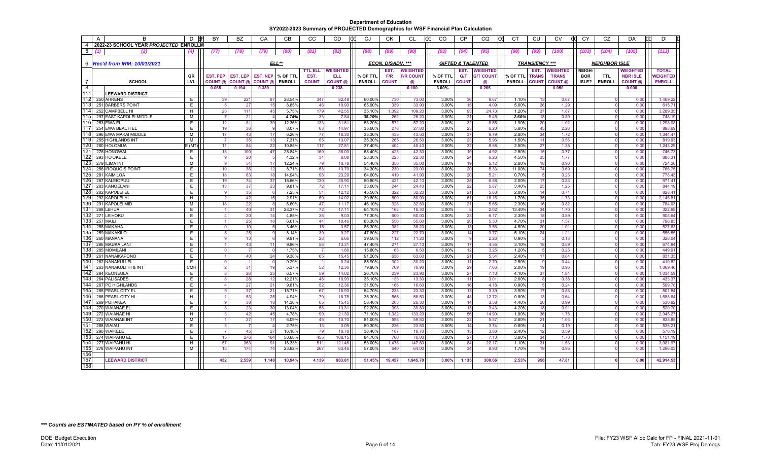# Department of Education
## SY2022-2023 Summary of PROJECTED Demographics for WSF Financial Plan Calculation

| | 2022-23 SCHOOL YEAR PROJECTED ENROLLMENT | | | | ELL** | | | | | ECON. DISADV. *** | | | GIFTED & TALENTED | | | TRANSIENCY *** | | | NEIGHBOR ISLE | | | |
|---|---|---|---|---|---|---|---|---|---|---|---|---|---|---|---|---|---|---|---|---|---|---|
| (1) | (2) | (4) | (77) | (78) | (79) | (80) | (81) | (82) | (88) | (89) | (90) | (93) | (94) | (95) | (98) | (99) | (100) | (103) | (104) | (105) | (113) |
| | **Rec'd from IRM: 10/01/2021** | | | | | | | | | | | | | | | | | | | | |
| | **SCHOOL** | **GR LVL** | **EST. FEP COUNT @** | **EST. LEP COUNT @** | **EST. NEP COUNT @** | **% OF TTL ENROLL** | **TTL ELL EST. COUNT** | **WEIGHTED ELL COUNT @** | **% OF TTL ENROLL** | **EST. F/R COUNT** | **WEIGHTED F/R COUNT @** | **% OF TTL ENROLL** | **EST. G/T COUNT** | **WEIGHTED G/T COUNT @** | **% OF TTL ENROLL** | **EST. TRANS COUNT** | **WEIGHTED TRANS COUNT @** | **NEIGH-BOR ISLE?** | **TTL ENROLL** | **WEIGHTED NBR ISLE COUNT @** | **TOTAL WEIGHTED ENROLL** |
| | | | 0.065 | 0.194 | 0.389 | | | 0.238 | | | 0.100 | 3.00% | | 0.265 | | | 0.050 | | | 0.008 | |
| | **LEEWARD DISTRICT** | | | | | | | | | | | | | | | | | | | | |
| 250 | AHRENS | E | 39 | 221 | 87 | 28.54% | 347 | 82.48 | 60.00% | 730 | 73.00 | 3.00% | 36 | 9.67 | 1.10% | 13 | 0.67 | | 0 | 0.00 | 1,469.22 |
| 251 | BARBERS POINT | E | 5 | 27 | 15 | 8.85% | 46 | 10.93 | 65.90% | 339 | 33.90 | 3.00% | 15 | 4.09 | 5.00% | 26 | 1.29 | | 0 | 0.00 | 615.71 |
| 252 | CAMPBELL HI | H | 23 | 111 | 45 | 5.75% | 179 | 42.55 | 35.10% | 1,092 | 109.20 | 3.00% | 93 | 24.73 | 1.20% | 37 | 1.87 | | 0 | 0.00 | 3,289.35 |
| 297 | EAST KAPOLEI MIDDLE | M | 7 | 21 | 4 | *4.74%* | 33 | 7.84 | *38.20%* | 262 | 26.20 | 3.00% | 21 | 5.45 | *2.60%* | 18 | 0.89 | | 0 | 0.00 | 748.19 |
| 253 | EWA EL | E | 12 | 81 | 39 | 12.36% | 133 | 31.61 | 53.20% | 572 | 57.20 | 3.00% | 32 | 8.55 | 1.90% | 20 | 1.02 | | 0 | 0.00 | 1,298.08 |
| 254 | EWA BEACH EL | E | 19 | 36 | 9 | 8.07% | 63 | 14.97 | 35.60% | 278 | 27.80 | 3.00% | 23 | 6.20 | 5.80% | 45 | 2.26 | | 0 | 0.00 | 898.69 |
| 298 | EWA MAKAI MIDDLE | M | 17 | 43 | 17 | 6.26% | 77 | 18.30 | 35.30% | 435 | 43.50 | 3.00% | 37 | 9.79 | 2.80% | 34 | 1.72 | | 0 | 0.00 | 1,344.47 |
| 255 | HIGHLANDS INT | M | 7 | 35 | 13 | 7.31% | 55 | 13.07 | 35.30% | 265 | 26.50 | 3.00% | 23 | 5.96 | 1.50% | 11 | 0.56 | | 0 | 0.00 | 819.93 |
| 280 | HOLOMUA | E (MT) | 11 | 84 | 22 | 10.85% | 117 | 27.81 | 37.40% | 404 | 40.40 | 3.00% | 32 | 8.58 | 2.50% | 27 | 1.35 | | 0 | 0.00 | 1,243.29 |
| 276 | HONOWAI | E | 13 | 100 | 47 | 25.84% | 160 | 38.03 | 68.40% | 423 | 42.30 | 3.00% | 19 | 4.92 | 2.50% | 15 | 0.77 | | 0 | 0.00 | 746.73 |
| 293 | HO'OKELE | E | 9 | 20 | 5 | 4.32% | 34 | 8.08 | 28.30% | 223 | 22.30 | 3.00% | 24 | 6.26 | 4.50% | 35 | 1.77 | | 0 | 0.00 | 888.31 |
| 279 | ILIMA INT | M | 9 | 54 | 17 | 12.24% | 79 | 18.78 | 54.40% | 350 | 35.00 | 3.00% | 19 | 5.12 | 2.80% | 18 | 0.90 | | 0 | 0.00 | 724.26 |
| 256 | IROQUOIS POINT | E | 10 | 36 | 12 | 8.71% | 58 | 13.79 | 34.30% | 230 | 23.00 | 3.00% | 20 | 5.33 | 11.00% | 74 | 3.69 | | 0 | 0.00 | 766.75 |
| 281 | KAIMILOA | E | 18 | 63 | 18 | 14.94% | 98 | 23.29 | 64.00% | 419 | 41.90 | 3.00% | 20 | 5.21 | 0.70% | 5 | 0.23 | | 0 | 0.00 | 778.43 |
| 287 | KALEIOPUU | E | 19 | 74 | 37 | 15.66% | 130 | 30.90 | 50.80% | 421 | 42.10 | 3.00% | 25 | 6.58 | 2.00% | 17 | 0.83 | | 0 | 0.00 | 971.41 |
| 283 | KANOELANI | E | 13 | 37 | 23 | 9.81% | 72 | 17.11 | 33.00% | 244 | 24.40 | 3.00% | 22 | 5.87 | 3.40% | 25 | 1.25 | | 0 | 0.00 | 844.19 |
| 282 | KAPOLEI EL | E | 9 | 35 | 6 | 7.25% | 51 | 12.12 | 45.50% | 322 | 32.20 | 3.00% | 21 | 5.63 | 2.00% | 14 | 0.71 | | 0 | 0.00 | 828.41 |
| 292 | KAPOLEI HI | H | 2 | 42 | 15 | 2.91% | 59 | 14.02 | 39.80% | 809 | 80.90 | 3.00% | 61 | 16.16 | 1.70% | 35 | 1.73 | | 0 | 0.00 | 2,145.81 |
| 291 | KAPOLEI MID | M | 18 | 22 | 8 | 6.60% | 47 | 11.17 | 46.10% | 328 | 32.80 | 3.00% | 21 | 5.65 | 2.30% | 16 | 0.82 | | 0 | 0.00 | 784.03 |
| 268 | LEHUA | E | 1 | 40 | 31 | 28.37% | 72 | 17.11 | 64.10% | 163 | 16.30 | 3.00% | 8 | 2.02 | 13.40% | 34 | 1.70 | | 0 | 0.00 | 322.68 |
| 271 | LEIHOKU | E | 4 | 20 | 14 | 4.85% | 38 | 9.03 | 77.30% | 600 | 60.00 | 3.00% | 23 | 6.17 | 2.30% | 18 | 0.89 | | 0 | 0.00 | 908.64 |
| 257 | MAILI | E | 1 | 25 | 18 | 6.61% | 44 | 10.46 | 83.30% | 556 | 55.60 | 3.00% | 20 | 5.30 | 4.70% | 31 | 1.57 | | 0 | 0.00 | 796.83 |
| 258 | MAKAHA | E | 0 | 10 | 5 | 3.46% | 15 | 3.57 | 85.30% | 382 | 38.20 | 3.00% | 13 | 3.56 | 4.50% | 20 | 1.01 | | 0 | 0.00 | 527.63 |
| 259 | MAKAKILO | E | 5 | 25 | 9 | 8.14% | 39 | 9.27 | 47.80% | 227 | 22.70 | 3.00% | 14 | 3.77 | 5.10% | 24 | 1.21 | | 0 | 0.00 | 556.55 |
| 260 | MANANA | E | 9 | 13 | 6 | 9.91% | 28 | 6.66 | 39.50% | 112 | 11.20 | 3.00% | 9 | 2.26 | 0.90% | 3 | 0.13 | | 0 | 0.00 | 326.04 |
| 286 | MAUKA LANI | E | 1 | 43 | 11 | 9.86% | 56 | 13.31 | 47.40% | 271 | 27.10 | 3.00% | 17 | 4.55 | 3.10% | 18 | 0.89 | | 0 | 0.00 | 674.84 |
| 285 | MOMILANI | E | 0 | 7 | 0 | 1.75% | 7 | 1.66 | 15.80% | 65 | 6.50 | 3.00% | 12 | 3.25 | 1.20% | 5 | 0.25 | | 0 | 0.00 | 449.91 |
| 261 | NANAIKAPONO | E | 1 | 40 | 24 | 9.38% | 65 | 15.45 | 91.20% | 636 | 63.60 | 3.00% | 21 | 5.54 | 2.40% | 17 | 0.84 | | 0 | 0.00 | 831.33 |
| 262 | NANAKULI EL | E | 0 | 1 | 0 | 0.29% | 1 | 0.24 | 85.90% | 302 | 30.20 | 3.00% | 11 | 2.79 | 2.50% | 9 | 0.44 | | 0 | 0.00 | 410.82 |
| 263 | NANAKULI HI & INT | CMH | 2 | 31 | 19 | 5.37% | 52 | 12.36 | 79.90% | 769 | 76.90 | 3.00% | 29 | 7.66 | 2.00% | 19 | 0.96 | | 0 | 0.00 | 1,069.46 |
| 294 | KEONEULA | E | 8 | 26 | 25 | 6.57% | 59 | 14.02 | 26.70% | 239 | 23.90 | 3.00% | 27 | 7.13 | 4.10% | 37 | 1.84 | | 0 | 0.00 | 1,034.59 |
| 264 | PALISADES | E | 8 | 26 | 12 | 12.21% | 46 | 10.93 | 35.10% | 133 | 13.30 | 3.00% | 11 | 3.01 | 2.00% | 8 | 0.38 | | 0 | 0.00 | 433.37 |
| 267 | PC HIGHLANDS | E | 4 | 27 | 21 | 9.81% | 52 | 12.36 | 31.50% | 166 | 16.60 | 3.00% | 16 | 4.18 | 0.90% | 5 | 0.24 | | 0 | 0.00 | 599.78 |
| 265 | PEARL CITY EL | E | 9 | 37 | 21 | 15.71% | 67 | 15.93 | 54.70% | 233 | 23.30 | 3.00% | 13 | 3.39 | 3.90% | 17 | 0.83 | | 0 | 0.00 | 501.84 |
| 266 | PEARL CITY HI | H | 1 | 53 | 25 | 4.94% | 79 | 18.78 | 35.30% | 565 | 56.50 | 3.00% | 48 | 12.72 | 0.80% | 13 | 0.64 | | 0 | 0.00 | 1,688.64 |
| 269 | POHAKEA | E | 9 | 38 | 18 | 14.38% | 65 | 15.45 | 58.40% | 263 | 26.30 | 3.00% | 14 | 3.58 | 4.40% | 20 | 0.99 | | 0 | 0.00 | 530.92 |
| 270 | WAIANAE EL | E | 3 | 23 | 30 | 13.04% | 56 | 13.31 | 92.20% | 398 | 39.80 | 3.00% | 13 | 3.43 | 4.20% | 18 | 0.91 | | 0 | 0.00 | 520.70 |
| 272 | WAIANAE HI | H | 3 | 42 | 45 | 4.78% | 90 | 21.39 | 71.10% | 1,332 | 133.20 | 3.00% | 56 | 14.90 | 1.90% | 36 | 1.78 | | 0 | 0.00 | 2,045.27 |
| 273 | WAIANAE INT | M | 1 | 27 | 17 | 6.09% | 45 | 10.70 | 81.00% | 598 | 59.80 | 3.00% | 22 | 5.87 | 2.80% | 21 | 1.03 | | 0 | 0.00 | 838.85 |
| 288 | WAIAU | E | 3 | 7 | 4 | 2.75% | 13 | 3.09 | 50.30% | 236 | 23.60 | 3.00% | 14 | 3.74 | 0.80% | 4 | 0.19 | | 0 | 0.00 | 535.21 |
| 290 | WAIKELE | E | 7 | 45 | 27 | 16.18% | 79 | 18.78 | 38.40% | 187 | 18.70 | 3.00% | 15 | 3.88 | 2.40% | 12 | 0.59 | | 0 | 0.00 | 576.19 |
| 274 | WAIPAHU EL | E | 15 | 276 | 164 | 50.68% | 455 | 108.15 | 84.70% | 760 | 76.00 | 3.00% | 27 | 7.13 | 3.80% | 34 | 1.70 | | 0 | 0.00 | 1,151.19 |
| 277 | WAIPAHU HI | H | 57 | 363 | 91 | 18.33% | 511 | 121.46 | 53.00% | 1,478 | 147.80 | 3.00% | 84 | 22.17 | 1.10% | 31 | 1.53 | | 0 | 0.00 | 3,081.97 |
| 278 | WAIPAHU INT | M | 18 | 174 | 74 | 23.82% | 267 | 63.46 | 57.00% | 640 | 64.00 | 3.00% | 34 | 8.93 | 1.70% | 19 | 0.95 | | 0 | 0.00 | 1,296.03 |
| | **LEEWARD DISTRICT** | | **432** | **2,559** | **1,148** | **10.94%** | **4,139** | **983.81** | **51.45%** | **19,457** | **1,945.70** | **3.00%** | **1,135** | **300.66** | **2.53%** | **956** | **47.81** | | **0** | **0.00** | **42,914.53** |

***\*\*\* Counts are ESTIMATED based on PY % of enrollment***

DOE: Budget Execution
Date: 11/01/2021

File: FY23 WSF Alloc Calc for FP - FINAL 2021-11-01
Tab: FY23 WSF Proj Demogs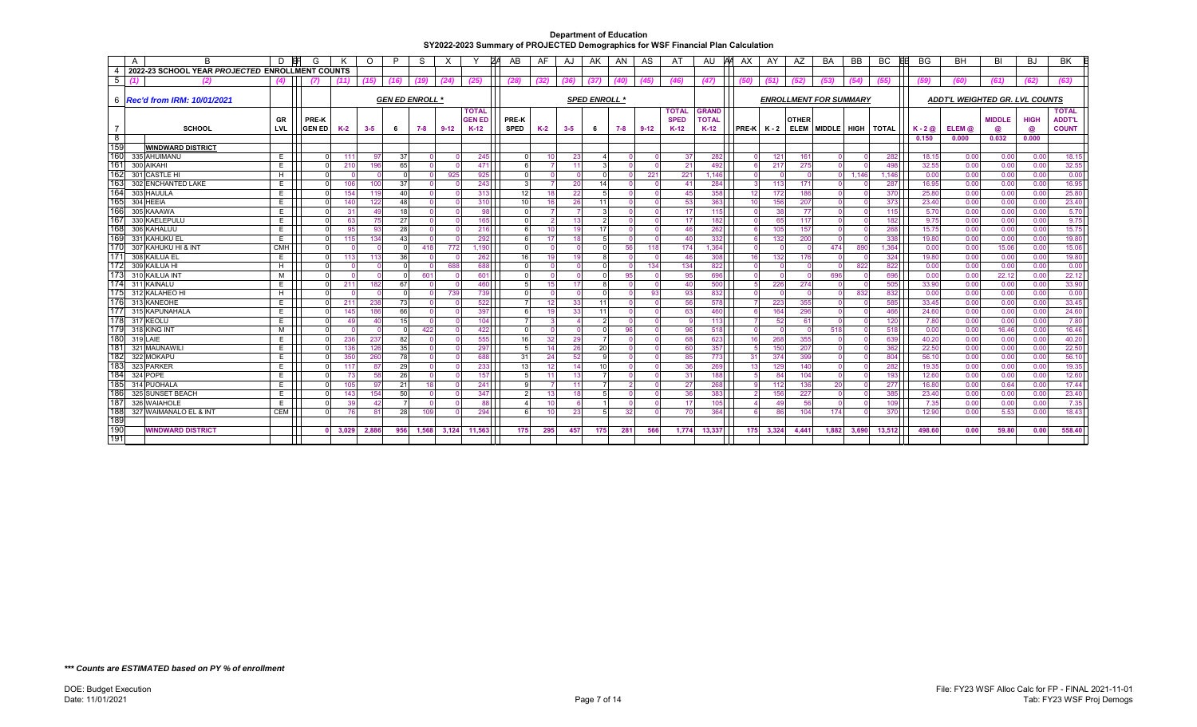# Department of Education
## SY2022-2023 Summary of PROJECTED Demographics for WSF Financial Plan Calculation

**2022-23 SCHOOL YEAR *PROJECTED* ENROLLMENT COUNTS**

*Rec'd from IRM: 10/01/2021*

| | | | GEN ED ENROLL * | | | | | | SPED ENROLL * | | | | | | | | ENROLLMENT CURRENT SUMMARY | | | | | | ADDT'L WEIGHTED GR. LVL COUNTS | | | | |
|---|---|---|---|---|---|---|---|---|---|---|---|---|---|---|---|---|---|---|---|---|---|---|---|---|---|---|---|
| **SCHOOL** | **GR LVL** | **PRE-K GEN ED** | **K-2** | **3-5** | **6** | **7-8** | **9-12** | **TOTAL GEN ED K-12** | **PRE-K SPED** | **K-2** | **3-5** | **6** | **7-8** | **9-12** | **TOTAL SPED K-12** | **GRAND TOTAL K-12** | **PRE-K** | **K - 2** | **OTHER ELEM** | **MIDDLE** | **HIGH** | **TOTAL** | **K - 2 @** | **ELEM @** | **MIDDLE @** | **HIGH @** | **TOTAL ADDT'L COUNT** |
| (2) | (4) | (7) | (11) | (15) | (16) | (19) | (24) | (25) | (28) | (32) | (36) | (37) | (40) | (45) | (46) | (47) | (50) | (51) | (52) | (53) | (54) | (55) | (59) | (60) | (61) | (62) | (63) |
| | | | | | | | | | | | | | | | | | | | | | | | 0.150 | 0.000 | 0.032 | 0.000 | |
| **WINDWARD DISTRICT** | | | | | | | | | | | | | | | | | | | | | | | | | | | |
| 335 AHUIMANU | E | 0 | 111 | 97 | 37 | 0 | 0 | 245 | 0 | 10 | 23 | 4 | 0 | 0 | 37 | 282 | 0 | 121 | 161 | 0 | 0 | 282 | 18.15 | 0.00 | 0.00 | 0.00 | 18.15 |
| 300 AIKAHI | E | 0 | 210 | 196 | 65 | 0 | 0 | 471 | 6 | 7 | 11 | 3 | 0 | 0 | 21 | 492 | 6 | 217 | 275 | 0 | 0 | 498 | 32.55 | 0.00 | 0.00 | 0.00 | 32.55 |
| 301 CASTLE HI | H | 0 | 0 | 0 | 0 | 0 | 925 | 925 | 0 | 0 | 0 | 0 | 0 | 221 | 221 | 1,146 | 0 | 0 | 0 | 0 | 1,146 | 1,146 | 0.00 | 0.00 | 0.00 | 0.00 | 0.00 |
| 302 ENCHANTED LAKE | E | 0 | 106 | 100 | 37 | 0 | 0 | 243 | 3 | 7 | 20 | 14 | 0 | 0 | 41 | 284 | 3 | 113 | 171 | 0 | 0 | 287 | 16.95 | 0.00 | 0.00 | 0.00 | 16.95 |
| 303 HAUULA | E | 0 | 154 | 119 | 40 | 0 | 0 | 313 | 12 | 18 | 22 | 5 | 0 | 0 | 45 | 358 | 12 | 172 | 186 | 0 | 0 | 370 | 25.80 | 0.00 | 0.00 | 0.00 | 25.80 |
| 304 HEEIA | E | 0 | 140 | 122 | 48 | 0 | 0 | 310 | 10 | 16 | 26 | 11 | 0 | 0 | 53 | 363 | 10 | 156 | 207 | 0 | 0 | 373 | 23.40 | 0.00 | 0.00 | 0.00 | 23.40 |
| 305 KAAAWA | E | 0 | 31 | 49 | 18 | 0 | 0 | 98 | 0 | 7 | 7 | 3 | 0 | 0 | 17 | 115 | 0 | 38 | 77 | 0 | 0 | 115 | 5.70 | 0.00 | 0.00 | 0.00 | 5.70 |
| 330 KAELEPULU | E | 0 | 63 | 75 | 27 | 0 | 0 | 165 | 0 | 2 | 13 | 2 | 0 | 0 | 17 | 182 | 0 | 65 | 117 | 0 | 0 | 182 | 9.75 | 0.00 | 0.00 | 0.00 | 9.75 |
| 306 KAHALUU | E | 0 | 95 | 93 | 28 | 0 | 0 | 216 | 6 | 10 | 19 | 17 | 0 | 0 | 46 | 262 | 6 | 105 | 157 | 0 | 0 | 268 | 15.75 | 0.00 | 0.00 | 0.00 | 15.75 |
| 331 KAHUKU EL | E | 0 | 115 | 134 | 43 | 0 | 0 | 292 | 6 | 17 | 18 | 5 | 0 | 0 | 40 | 332 | 6 | 132 | 200 | 0 | 0 | 338 | 19.80 | 0.00 | 0.00 | 0.00 | 19.80 |
| 307 KAHUKU HI & INT | CMH | 0 | 0 | 0 | 0 | 418 | 772 | 1,190 | 0 | 0 | 0 | 0 | 56 | 118 | 174 | 1,364 | 0 | 0 | 0 | 474 | 890 | 1,364 | 0.00 | 0.00 | 15.06 | 0.00 | 15.06 |
| 308 KAILUA EL | E | 0 | 113 | 113 | 36 | 0 | 0 | 262 | 16 | 19 | 19 | 8 | 0 | 0 | 46 | 308 | 16 | 132 | 176 | 0 | 0 | 324 | 19.80 | 0.00 | 0.00 | 0.00 | 19.80 |
| 309 KAILUA HI | H | 0 | 0 | 0 | 0 | 0 | 688 | 688 | 0 | 0 | 0 | 0 | 0 | 134 | 134 | 822 | 0 | 0 | 0 | 0 | 822 | 822 | 0.00 | 0.00 | 0.00 | 0.00 | 0.00 |
| 310 KAILUA INT | M | 0 | 0 | 0 | 0 | 601 | 0 | 601 | 0 | 0 | 0 | 0 | 95 | 0 | 95 | 696 | 0 | 0 | 0 | 696 | 0 | 696 | 0.00 | 0.00 | 22.12 | 0.00 | 22.12 |
| 311 KAINALU | E | 0 | 211 | 182 | 67 | 0 | 0 | 460 | 5 | 15 | 17 | 8 | 0 | 0 | 40 | 500 | 5 | 226 | 274 | 0 | 0 | 505 | 33.90 | 0.00 | 0.00 | 0.00 | 33.90 |
| 312 KALAHEO HI | H | 0 | 0 | 0 | 0 | 0 | 739 | 739 | 0 | 0 | 0 | 0 | 0 | 93 | 93 | 832 | 0 | 0 | 0 | 0 | 832 | 832 | 0.00 | 0.00 | 0.00 | 0.00 | 0.00 |
| 313 KANEOHE | E | 0 | 211 | 238 | 73 | 0 | 0 | 522 | 7 | 12 | 33 | 11 | 0 | 0 | 56 | 578 | 7 | 223 | 355 | 0 | 0 | 585 | 33.45 | 0.00 | 0.00 | 0.00 | 33.45 |
| 315 KAPUNAHALA | E | 0 | 145 | 186 | 66 | 0 | 0 | 397 | 6 | 19 | 33 | 11 | 0 | 0 | 63 | 460 | 6 | 164 | 296 | 0 | 0 | 466 | 24.60 | 0.00 | 0.00 | 0.00 | 24.60 |
| 317 KEOLU | E | 0 | 49 | 40 | 15 | 0 | 0 | 104 | 7 | 3 | 4 | 2 | 0 | 0 | 9 | 113 | 7 | 52 | 61 | 0 | 0 | 120 | 7.80 | 0.00 | 0.00 | 0.00 | 7.80 |
| 318 KING INT | M | 0 | 0 | 0 | 0 | 422 | 0 | 422 | 0 | 0 | 0 | 0 | 96 | 0 | 96 | 518 | 0 | 0 | 0 | 518 | 0 | 518 | 0.00 | 0.00 | 16.46 | 0.00 | 16.46 |
| 319 LAIE | E | 0 | 236 | 237 | 82 | 0 | 0 | 555 | 16 | 32 | 29 | 7 | 0 | 0 | 68 | 623 | 16 | 268 | 355 | 0 | 0 | 639 | 40.20 | 0.00 | 0.00 | 0.00 | 40.20 |
| 321 MAUNAWILI | E | 0 | 136 | 126 | 35 | 0 | 0 | 297 | 5 | 14 | 26 | 20 | 0 | 0 | 60 | 357 | 5 | 150 | 207 | 0 | 0 | 362 | 22.50 | 0.00 | 0.00 | 0.00 | 22.50 |
| 322 MOKAPU | E | 0 | 350 | 260 | 78 | 0 | 0 | 688 | 31 | 24 | 52 | 9 | 0 | 0 | 85 | 773 | 31 | 374 | 399 | 0 | 0 | 804 | 56.10 | 0.00 | 0.00 | 0.00 | 56.10 |
| 323 PARKER | E | 0 | 117 | 87 | 29 | 0 | 0 | 233 | 13 | 12 | 14 | 10 | 0 | 0 | 36 | 269 | 13 | 129 | 140 | 0 | 0 | 282 | 19.35 | 0.00 | 0.00 | 0.00 | 19.35 |
| 324 POPE | E | 0 | 73 | 58 | 26 | 0 | 0 | 157 | 5 | 11 | 13 | 7 | 0 | 0 | 31 | 188 | 5 | 84 | 104 | 0 | 0 | 193 | 12.60 | 0.00 | 0.00 | 0.00 | 12.60 |
| 314 PUOHALA | E | 0 | 105 | 97 | 21 | 18 | 0 | 241 | 9 | 7 | 11 | 7 | 2 | 0 | 27 | 268 | 9 | 112 | 136 | 20 | 0 | 277 | 16.80 | 0.00 | 0.64 | 0.00 | 17.44 |
| 325 SUNSET BEACH | E | 0 | 143 | 154 | 50 | 0 | 0 | 347 | 2 | 13 | 18 | 5 | 0 | 0 | 36 | 383 | 2 | 156 | 227 | 0 | 0 | 385 | 23.40 | 0.00 | 0.00 | 0.00 | 23.40 |
| 326 WAIAHOLE | E | 0 | 39 | 42 | 7 | 0 | 0 | 88 | 4 | 10 | 6 | 1 | 0 | 0 | 17 | 105 | 4 | 49 | 56 | 0 | 0 | 109 | 7.35 | 0.00 | 0.00 | 0.00 | 7.35 |
| 327 WAIMANALO EL & INT | CEM | 0 | 76 | 81 | 28 | 109 | 0 | 294 | 6 | 10 | 23 | 5 | 32 | 0 | 70 | 364 | 6 | 86 | 104 | 174 | 0 | 370 | 12.90 | 0.00 | 5.53 | 0.00 | 18.43 |
| **WINDWARD DISTRICT** | | **0** | **3,029** | **2,886** | **956** | **1,568** | **3,124** | **11,563** | **175** | **295** | **457** | **175** | **281** | **566** | **1,774** | **13,337** | **175** | **3,324** | **4,441** | **1,882** | **3,690** | **13,512** | **498.60** | **0.00** | **59.80** | **0.00** | **558.40** |

***\*\*\* Counts are ESTIMATED based on PY % of enrollment***

DOE: Budget Execution
Date: 11/01/2021

File: FY23 WSF Alloc Calc for FP - FINAL 2021-11-01
Tab: FY23 WSF Proj Demogs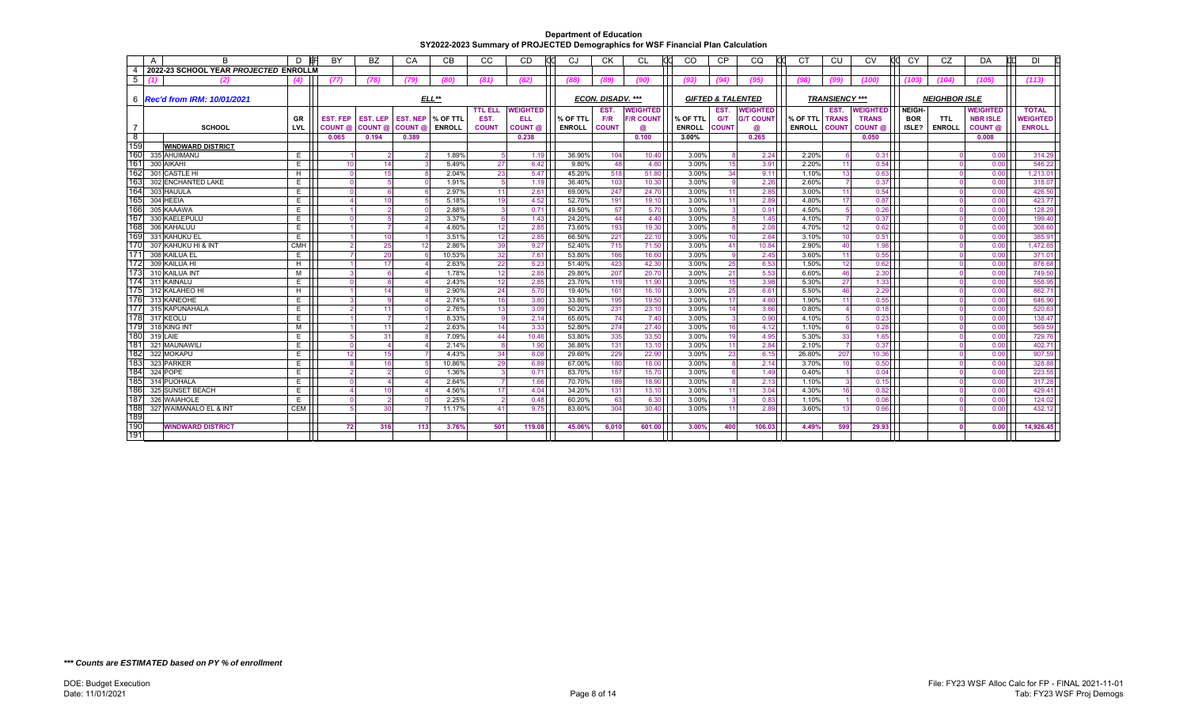**Department of Education**

**SY2022-2023 Summary of PROJECTED Demographics for WSF Financial Plan Calculation**

| A | B | D | BY | BZ | CA | CB | CC | CD | CJ | CK | CL | CO | CP | CQ | CT | CU | CV | CY | CZ | DA | DI |
|---|---|---|---|---|---|---|---|---|---|---|---|---|---|---|---|---|---|---|---|---|---|
| 2022-23 SCHOOL YEAR *PROJECTED* ENROLLM | | | | | | | | | | | | | | | | | | | | | |
| (1) | (2) | (4) | (77) | (78) | (79) | (80) | (81) | (82) | (88) | (89) | (90) | (93) | (94) | (95) | (98) | (99) | (100) | (103) | (104) | (105) | (113) |
| *Rec'd from IRM: 10/01/2021* | | | ELL** | | | | | | ECON. DISADV. *** | | | GIFTED & TALENTED | | | TRANSIENCY *** | | | NEIGHBOR ISLE | | | |
| | SCHOOL | GR LVL | EST. FEP COUNT @ | EST. LEP COUNT @ | EST. NEP COUNT @ | % OF TTL ENROLL | TTL ELL EST. COUNT | WEIGHTED ELL COUNT @ | % OF TTL ENROLL | EST. F/R COUNT | WEIGHTED F/R COUNT @ | % OF TTL ENROLL | EST. G/T COUNT | WEIGHTED G/T COUNT @ | % OF TTL ENROLL | EST. TRANS COUNT | WEIGHTED TRANS COUNT @ | NEIGH-BOR ISLE? | TTL ENROLL | WEIGHTED NBR ISLE COUNT @ | TOTAL WEIGHTED ENROLL |
| | | | 0.065 | 0.194 | 0.389 | | | 0.238 | | | 0.100 | 3.00% | | 0.265 | | | 0.050 | | | 0.008 | |
| | **WINDWARD DISTRICT** | | | | | | | | | | | | | | | | | | | | |
| 335 | AHUIMANU | E | 1 | 2 | 2 | 1.89% | 5 | 1.19 | 36.90% | 104 | 10.40 | 3.00% | 8 | 2.24 | 2.20% | 6 | 0.31 | | 0 | 0.00 | 314.29 |
| 300 | AIKAHI | E | 10 | 14 | 3 | 5.49% | 27 | 6.42 | 9.80% | 48 | 4.80 | 3.00% | 15 | 3.91 | 2.20% | 11 | 0.54 | | 0 | 0.00 | 546.22 |
| 301 | CASTLE HI | H | 0 | 15 | 8 | 2.04% | 23 | 5.47 | 45.20% | 518 | 51.80 | 3.00% | 34 | 9.11 | 1.10% | 13 | 0.63 | | 0 | 0.00 | 1,213.01 |
| 302 | ENCHANTED LAKE | E | 0 | 5 | 0 | 1.91% | 5 | 1.19 | 36.40% | 103 | 10.30 | 3.00% | 9 | 2.26 | 2.60% | 7 | 0.37 | | 0 | 0.00 | 318.07 |
| 303 | HAUULA | E | 0 | 6 | 6 | 2.97% | 11 | 2.61 | 69.00% | 247 | 24.70 | 3.00% | 11 | 2.85 | 3.00% | 11 | 0.54 | | 0 | 0.00 | 426.50 |
| 304 | HEEIA | E | 4 | 10 | 5 | 5.18% | 19 | 4.52 | 52.70% | 191 | 19.10 | 3.00% | 11 | 2.89 | 4.80% | 17 | 0.87 | | 0 | 0.00 | 423.77 |
| 305 | KAAAWA | E | 1 | 2 | 0 | 2.88% | 3 | 0.71 | 49.50% | 57 | 5.70 | 3.00% | 3 | 0.91 | 4.50% | 5 | 0.26 | | 0 | 0.00 | 128.29 |
| 330 | KAELEPULU | E | 0 | 5 | 2 | 3.37% | 6 | 1.43 | 24.20% | 44 | 4.40 | 3.00% | 5 | 1.45 | 4.10% | 7 | 0.37 | | 0 | 0.00 | 199.40 |
| 306 | KAHALUU | E | 1 | 7 | 4 | 4.60% | 12 | 2.85 | 73.60% | 193 | 19.30 | 3.00% | 8 | 2.08 | 4.70% | 12 | 0.62 | | 0 | 0.00 | 308.60 |
| 331 | KAHUKU EL | E | 1 | 10 | 1 | 3.51% | 12 | 2.85 | 66.50% | 221 | 22.10 | 3.00% | 10 | 2.64 | 3.10% | 10 | 0.51 | | 0 | 0.00 | 385.91 |
| 307 | KAHUKU HI & INT | CMH | 2 | 25 | 12 | 2.86% | 39 | 9.27 | 52.40% | 715 | 71.50 | 3.00% | 41 | 10.84 | 2.90% | 40 | 1.98 | | 0 | 0.00 | 1,472.65 |
| 308 | KAILUA EL | E | 7 | 20 | 6 | 10.53% | 32 | 7.61 | 53.80% | 166 | 16.60 | 3.00% | 9 | 2.45 | 3.60% | 11 | 0.55 | | 0 | 0.00 | 371.01 |
| 309 | KAILUA HI | H | 1 | 17 | 4 | 2.63% | 22 | 5.23 | 51.40% | 423 | 42.30 | 3.00% | 25 | 6.53 | 1.50% | 12 | 0.62 | | 0 | 0.00 | 876.68 |
| 310 | KAILUA INT | M | 3 | 6 | 4 | 1.78% | 12 | 2.85 | 29.80% | 207 | 20.70 | 3.00% | 21 | 5.53 | 6.60% | 46 | 2.30 | | 0 | 0.00 | 749.50 |
| 311 | KAINALU | E | 0 | 8 | 4 | 2.43% | 12 | 2.85 | 23.70% | 119 | 11.90 | 3.00% | 15 | 3.98 | 5.30% | 27 | 1.33 | | 0 | 0.00 | 558.95 |
| 312 | KALAHEO HI | H | 1 | 14 | 9 | 2.90% | 24 | 5.70 | 19.40% | 161 | 16.10 | 3.00% | 25 | 6.61 | 5.50% | 46 | 2.29 | | 0 | 0.00 | 862.71 |
| 313 | KANEOHE | E | 3 | 9 | 4 | 2.74% | 16 | 3.80 | 33.80% | 195 | 19.50 | 3.00% | 17 | 4.60 | 1.90% | 11 | 0.55 | | 0 | 0.00 | 646.90 |
| 315 | KAPUNAHALA | E | 2 | 11 | 0 | 2.76% | 13 | 3.09 | 50.20% | 231 | 23.10 | 3.00% | 14 | 3.66 | 0.80% | 4 | 0.18 | | 0 | 0.00 | 520.63 |
| 317 | KEOLU | E | 1 | 7 | 1 | 8.33% | 9 | 2.14 | 65.60% | 74 | 7.40 | 3.00% | 3 | 0.90 | 4.10% | 5 | 0.23 | | 0 | 0.00 | 138.47 |
| 318 | KING INT | M | 1 | 11 | 2 | 2.63% | 14 | 3.33 | 52.80% | 274 | 27.40 | 3.00% | 16 | 4.12 | 1.10% | 6 | 0.28 | | 0 | 0.00 | 569.59 |
| 319 | LAIE | E | 5 | 31 | 8 | 7.09% | 44 | 10.46 | 53.80% | 335 | 33.50 | 3.00% | 19 | 4.95 | 5.30% | 33 | 1.65 | | 0 | 0.00 | 729.76 |
| 321 | MAUNAWILI | E | 0 | 4 | 4 | 2.14% | 8 | 1.90 | 36.80% | 131 | 13.10 | 3.00% | 11 | 2.84 | 2.10% | 7 | 0.37 | | 0 | 0.00 | 402.71 |
| 322 | MOKAPU | E | 12 | 15 | 7 | 4.43% | 34 | 8.08 | 29.60% | 229 | 22.90 | 3.00% | 23 | 6.15 | 26.80% | 207 | 10.36 | | 0 | 0.00 | 907.59 |
| 323 | PARKER | E | 8 | 16 | 5 | 10.86% | 29 | 6.89 | 67.00% | 180 | 18.00 | 3.00% | 8 | 2.14 | 3.70% | 10 | 0.50 | | 0 | 0.00 | 328.88 |
| 324 | POPE | E | 2 | 2 | 0 | 1.36% | 3 | 0.71 | 83.70% | 157 | 15.70 | 3.00% | 6 | 1.49 | 0.40% | 1 | 0.04 | | 0 | 0.00 | 223.55 |
| 314 | PUOHALA | E | 0 | 4 | 4 | 2.64% | 7 | 1.66 | 70.70% | 189 | 18.90 | 3.00% | 8 | 2.13 | 1.10% | 3 | 0.15 | | 0 | 0.00 | 317.28 |
| 325 | SUNSET BEACH | E | 4 | 10 | 4 | 4.56% | 17 | 4.04 | 34.20% | 131 | 13.10 | 3.00% | 11 | 3.04 | 4.30% | 16 | 0.82 | | 0 | 0.00 | 429.41 |
| 326 | WAIAHOLE | E | 0 | 2 | 0 | 2.25% | 2 | 0.48 | 60.20% | 63 | 6.30 | 3.00% | 3 | 0.83 | 1.10% | 1 | 0.06 | | 0 | 0.00 | 124.02 |
| 327 | WAIMANALO EL & INT | CEM | 5 | 30 | 7 | 11.17% | 41 | 9.75 | 83.60% | 304 | 30.40 | 3.00% | 11 | 2.89 | 3.60% | 13 | 0.66 | | 0 | 0.00 | 432.12 |
| | **WINDWARD DISTRICT** | | 72 | 316 | 113 | 3.76% | 501 | 119.08 | 45.06% | 6,010 | 601.00 | 3.00% | 400 | 106.03 | 4.49% | 599 | 29.93 | | 0 | 0.00 | 14,926.45 |

*** *Counts are ESTIMATED based on PY % of enrollment*

DOE: Budget Execution
Date: 11/01/2021

File: FY23 WSF Alloc Calc for FP - FINAL 2021-11-01
Tab: FY23 WSF Proj Demogs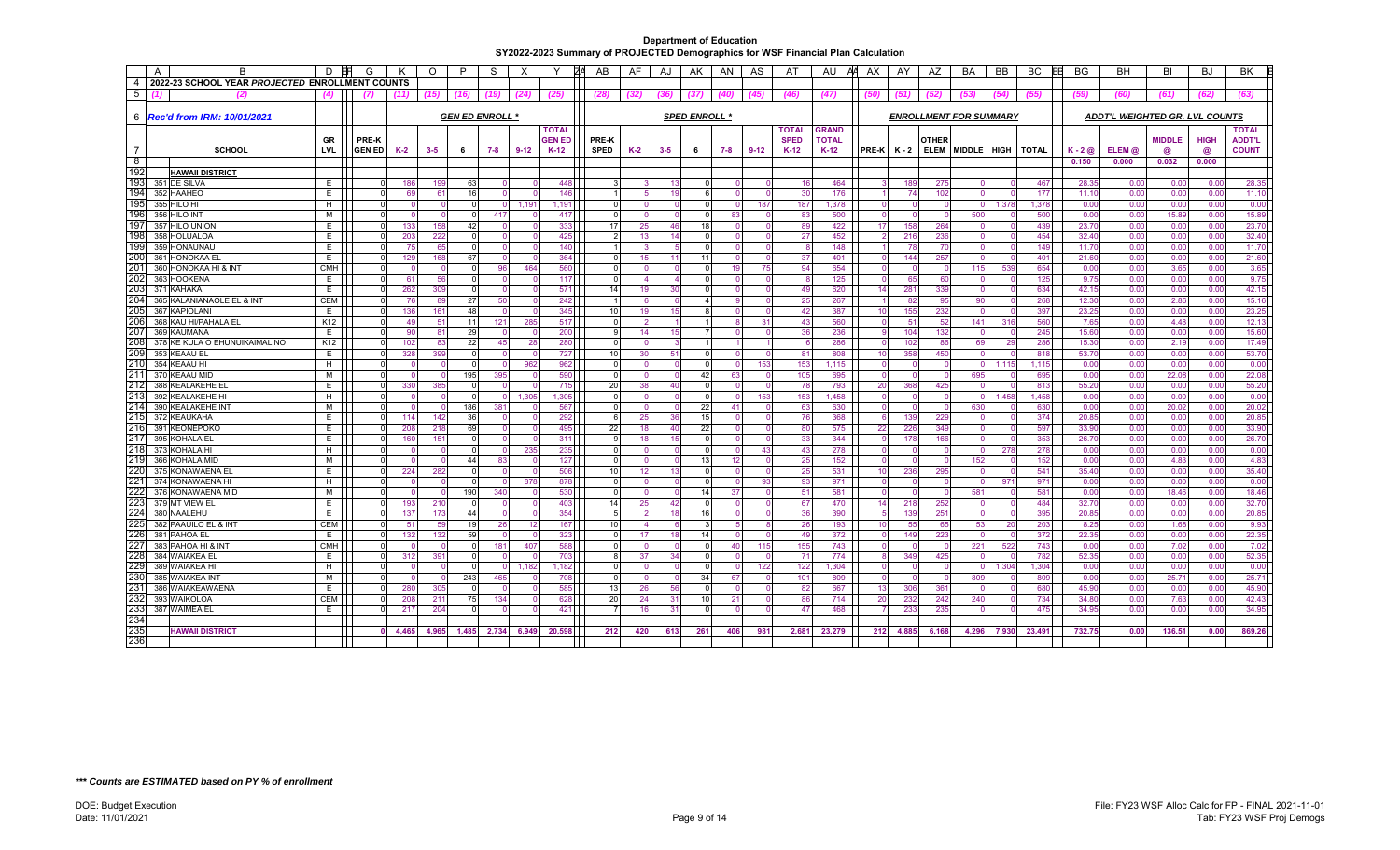# Department of Education
## SY2022-2023 Summary of PROJECTED Demographics for WSF Financial Plan Calculation

| A | B | D | G | K | O | P | S | X | Y | AB | AF | AJ | AK | AN | AS | AT | AU | AX | AY | AZ | BA | BB | BC | BG | BH | BI | BJ | BK |
|---|---|---|---|---|---|---|---|---|---|---|---|---|---|---|---|---|---|---|---|---|---|---|---|---|---|---|---|---|
| 2022-23 SCHOOL YEAR *PROJECTED* ENROLLMENT COUNTS | | | | | | | | | | | | | | | | | | | | | | | | | | | | |
| (1) | (2) | (4) | (7) | (11) | (15) | (16) | (19) | (24) | (25) | (28) | (32) | (36) | (37) | (40) | (45) | (46) | (47) | (50) | (51) | (52) | (53) | (54) | (55) | (59) | (60) | (61) | (62) | (63) |
| *Rec'd from IRM: 10/01/2021* | | | | *GEN ED ENROLL \** | | | | | | | | *SPED ENROLL \** | | | | | | | | *ENROLLMENT FOR SUMMARY* | | | | | *ADDT'L WEIGHTED GR. LVL COUNTS* | | | |
| | **SCHOOL** | **GR LVL** | **PRE-K GEN ED** | **K-2** | **3-5** | **6** | **7-8** | **9-12** | **TOTAL GEN ED K-12** | **PRE-K SPED** | **K-2** | **3-5** | **6** | **7-8** | **9-12** | **TOTAL SPED K-12** | **GRAND TOTAL K-12** | **PRE-K** | **K-2** | **OTHER ELEM** | **MIDDLE** | **HIGH** | **TOTAL** | **K-2 @** | **ELEM @** | **MIDDLE @** | **HIGH @** | **TOTAL ADDT'L COUNT** |
| | | | | | | | | | | | | | | | | | | | | | | | | 0.150 | 0.000 | 0.032 | 0.000 | |
| | **HAWAII DISTRICT** | | | | | | | | | | | | | | | | | | | | | | | | | | | |
| 351 | DE SILVA | E | 0 | 186 | 199 | 63 | 0 | 0 | 448 | 3 | 3 | 13 | 0 | 0 | 0 | 16 | 464 | 3 | 189 | 275 | 0 | 0 | 467 | 28.35 | 0.00 | 0.00 | 0.00 | 28.35 |
| 352 | HAAHEO | E | 0 | 69 | 61 | 16 | 0 | 0 | 146 | 1 | 5 | 19 | 6 | 0 | 0 | 30 | 176 | 1 | 74 | 102 | 0 | 0 | 177 | 11.10 | 0.00 | 0.00 | 0.00 | 11.10 |
| 355 | HILO HI | H | 0 | 0 | 0 | 0 | 0 | 1,191 | 1,191 | 0 | 0 | 0 | 0 | 0 | 187 | 187 | 1,378 | 0 | 0 | 0 | 0 | 1,378 | 1,378 | 0.00 | 0.00 | 0.00 | 0.00 | 0.00 |
| 356 | HILO INT | M | 0 | 0 | 0 | 0 | 417 | 0 | 417 | 0 | 0 | 0 | 0 | 83 | 0 | 83 | 500 | 0 | 0 | 0 | 500 | 0 | 500 | 0.00 | 0.00 | 15.89 | 0.00 | 15.89 |
| 357 | HILO UNION | E | 0 | 133 | 158 | 42 | 0 | 0 | 333 | 17 | 25 | 46 | 18 | 0 | 0 | 89 | 422 | 17 | 158 | 264 | 0 | 0 | 439 | 23.70 | 0.00 | 0.00 | 0.00 | 23.70 |
| 358 | HOLUALOA | E | 0 | 203 | 222 | 0 | 0 | 0 | 425 | 2 | 13 | 14 | 0 | 0 | 0 | 27 | 452 | 2 | 216 | 236 | 0 | 0 | 454 | 32.40 | 0.00 | 0.00 | 0.00 | 32.40 |
| 359 | HONAUNAU | E | 0 | 75 | 65 | 0 | 0 | 0 | 140 | 1 | 3 | 5 | 0 | 0 | 0 | 8 | 148 | 1 | 78 | 70 | 0 | 0 | 149 | 11.70 | 0.00 | 0.00 | 0.00 | 11.70 |
| 361 | HONOKAA EL | E | 0 | 129 | 168 | 67 | 0 | 0 | 364 | 0 | 15 | 11 | 11 | 0 | 0 | 37 | 401 | 0 | 144 | 257 | 0 | 0 | 401 | 21.60 | 0.00 | 0.00 | 0.00 | 21.60 |
| 360 | HONOKAA HI & INT | CMH | 0 | 0 | 0 | 0 | 96 | 464 | 560 | 0 | 0 | 0 | 0 | 19 | 75 | 94 | 654 | 0 | 0 | 0 | 115 | 539 | 654 | 0.00 | 0.00 | 3.65 | 0.00 | 3.65 |
| 363 | HOOKENA | E | 0 | 61 | 56 | 0 | 0 | 0 | 117 | 0 | 4 | 4 | 0 | 0 | 0 | 8 | 125 | 0 | 65 | 60 | 0 | 0 | 125 | 9.75 | 0.00 | 0.00 | 0.00 | 9.75 |
| 371 | KAHAKAI | E | 0 | 262 | 309 | 0 | 0 | 0 | 571 | 14 | 19 | 30 | 0 | 0 | 0 | 49 | 620 | 14 | 281 | 339 | 0 | 0 | 634 | 42.15 | 0.00 | 0.00 | 0.00 | 42.15 |
| 365 | KALANIANAOLE EL & INT | CEM | 0 | 76 | 89 | 27 | 50 | 0 | 242 | 1 | 6 | 6 | 4 | 9 | 0 | 25 | 267 | 1 | 82 | 95 | 90 | 0 | 268 | 12.30 | 0.00 | 2.86 | 0.00 | 15.16 |
| 367 | KAPIOLANI | E | 0 | 136 | 161 | 48 | 0 | 0 | 345 | 10 | 19 | 15 | 8 | 0 | 0 | 42 | 387 | 10 | 155 | 232 | 0 | 0 | 397 | 23.25 | 0.00 | 0.00 | 0.00 | 23.25 |
| 368 | KAU HI/PAHALA EL | K12 | 0 | 49 | 51 | 11 | 121 | 285 | 517 | 0 | 2 | 1 | 1 | 8 | 31 | 43 | 560 | 0 | 51 | 52 | 141 | 316 | 560 | 7.65 | 0.00 | 4.48 | 0.00 | 12.13 |
| 369 | KAUMANA | E | 0 | 90 | 81 | 29 | 0 | 0 | 200 | 9 | 14 | 15 | 7 | 0 | 0 | 36 | 236 | 9 | 104 | 132 | 0 | 0 | 245 | 15.60 | 0.00 | 0.00 | 0.00 | 15.60 |
| 378 | KE KULA O EHUNUIKAIMALINO | K12 | 0 | 102 | 83 | 22 | 45 | 28 | 280 | 0 | 0 | 3 | 1 | 1 | 1 | 6 | 286 | 0 | 102 | 86 | 69 | 29 | 286 | 15.30 | 0.00 | 2.19 | 0.00 | 17.49 |
| 353 | KEAAU EL | E | 0 | 328 | 399 | 0 | 0 | 0 | 727 | 10 | 30 | 51 | 0 | 0 | 0 | 81 | 808 | 10 | 358 | 450 | 0 | 0 | 818 | 53.70 | 0.00 | 0.00 | 0.00 | 53.70 |
| 354 | KEAAU HI | H | 0 | 0 | 0 | 0 | 0 | 962 | 962 | 0 | 0 | 0 | 0 | 0 | 153 | 153 | 1,115 | 0 | 0 | 0 | 0 | 1,115 | 1,115 | 0.00 | 0.00 | 0.00 | 0.00 | 0.00 |
| 370 | KEAAU MID | M | 0 | 0 | 0 | 195 | 395 | 0 | 590 | 0 | 0 | 0 | 42 | 63 | 0 | 105 | 695 | 0 | 0 | 0 | 695 | 0 | 695 | 0.00 | 0.00 | 22.08 | 0.00 | 22.08 |
| 388 | KEALAKEHE EL | E | 0 | 330 | 385 | 0 | 0 | 0 | 715 | 20 | 38 | 40 | 0 | 0 | 0 | 78 | 793 | 20 | 368 | 425 | 0 | 0 | 813 | 55.20 | 0.00 | 0.00 | 0.00 | 55.20 |
| 392 | KEALAKEHE HI | H | 0 | 0 | 0 | 0 | 0 | 1,305 | 1,305 | 0 | 0 | 0 | 0 | 0 | 153 | 153 | 1,458 | 0 | 0 | 0 | 0 | 1,458 | 1,458 | 0.00 | 0.00 | 0.00 | 0.00 | 0.00 |
| 390 | KEALAKEHE INT | M | 0 | 0 | 0 | 186 | 381 | 0 | 567 | 0 | 0 | 0 | 22 | 41 | 0 | 63 | 630 | 0 | 0 | 0 | 630 | 0 | 630 | 0.00 | 0.00 | 20.02 | 0.00 | 20.02 |
| 372 | KEAUKAHA | E | 0 | 114 | 142 | 36 | 0 | 0 | 292 | 6 | 25 | 36 | 15 | 0 | 0 | 76 | 368 | 6 | 139 | 229 | 0 | 0 | 374 | 20.85 | 0.00 | 0.00 | 0.00 | 20.85 |
| 391 | KEONEPOKO | E | 0 | 208 | 218 | 69 | 0 | 0 | 495 | 22 | 18 | 40 | 22 | 0 | 0 | 80 | 575 | 22 | 226 | 349 | 0 | 0 | 597 | 33.90 | 0.00 | 0.00 | 0.00 | 33.90 |
| 395 | KOHALA EL | E | 0 | 160 | 151 | 0 | 0 | 0 | 311 | 9 | 18 | 15 | 0 | 0 | 0 | 33 | 344 | 9 | 178 | 166 | 0 | 0 | 353 | 26.70 | 0.00 | 0.00 | 0.00 | 26.70 |
| 373 | KOHALA HI | H | 0 | 0 | 0 | 0 | 0 | 235 | 235 | 0 | 0 | 0 | 0 | 0 | 43 | 43 | 278 | 0 | 0 | 0 | 0 | 278 | 278 | 0.00 | 0.00 | 0.00 | 0.00 | 0.00 |
| 366 | KOHALA MID | M | 0 | 0 | 0 | 44 | 83 | 0 | 127 | 0 | 0 | 0 | 13 | 12 | 0 | 25 | 152 | 0 | 0 | 0 | 152 | 0 | 152 | 0.00 | 0.00 | 4.83 | 0.00 | 4.83 |
| 375 | KONAWAENA EL | E | 0 | 224 | 282 | 0 | 0 | 0 | 506 | 10 | 12 | 13 | 0 | 0 | 0 | 25 | 531 | 10 | 236 | 295 | 0 | 0 | 541 | 35.40 | 0.00 | 0.00 | 0.00 | 35.40 |
| 374 | KONAWAENA HI | H | 0 | 0 | 0 | 0 | 0 | 878 | 878 | 0 | 0 | 0 | 0 | 0 | 93 | 93 | 971 | 0 | 0 | 0 | 0 | 971 | 971 | 0.00 | 0.00 | 0.00 | 0.00 | 0.00 |
| 376 | KONAWAENA MID | M | 0 | 0 | 0 | 190 | 340 | 0 | 530 | 0 | 0 | 0 | 14 | 37 | 0 | 51 | 581 | 0 | 0 | 0 | 581 | 0 | 581 | 0.00 | 0.00 | 18.46 | 0.00 | 18.46 |
| 379 | MT VIEW EL | E | 0 | 193 | 210 | 0 | 0 | 0 | 403 | 14 | 25 | 42 | 0 | 0 | 0 | 67 | 470 | 14 | 218 | 252 | 0 | 0 | 484 | 32.70 | 0.00 | 0.00 | 0.00 | 32.70 |
| 380 | NAALEHU | E | 0 | 137 | 173 | 44 | 0 | 0 | 354 | 5 | 2 | 18 | 16 | 0 | 0 | 36 | 390 | 5 | 139 | 251 | 0 | 0 | 395 | 20.85 | 0.00 | 0.00 | 0.00 | 20.85 |
| 382 | PAAUILO EL & INT | CEM | 0 | 51 | 59 | 19 | 26 | 12 | 167 | 10 | 4 | 6 | 3 | 5 | 8 | 26 | 193 | 10 | 55 | 65 | 53 | 20 | 203 | 8.25 | 0.00 | 1.68 | 0.00 | 9.93 |
| 381 | PAHOA EL | E | 0 | 132 | 132 | 59 | 0 | 0 | 323 | 0 | 17 | 18 | 14 | 0 | 0 | 49 | 372 | 0 | 149 | 223 | 0 | 0 | 372 | 22.35 | 0.00 | 0.00 | 0.00 | 22.35 |
| 383 | PAHOA HI & INT | CMH | 0 | 0 | 0 | 0 | 181 | 407 | 588 | 0 | 0 | 0 | 0 | 40 | 115 | 155 | 743 | 0 | 0 | 0 | 221 | 522 | 743 | 0.00 | 0.00 | 7.02 | 0.00 | 7.02 |
| 384 | WAIAKEA EL | E | 0 | 312 | 391 | 0 | 0 | 0 | 703 | 8 | 37 | 34 | 0 | 0 | 0 | 71 | 774 | 8 | 349 | 425 | 0 | 0 | 782 | 52.35 | 0.00 | 0.00 | 0.00 | 52.35 |
| 389 | WAIAKEA HI | H | 0 | 0 | 0 | 0 | 0 | 1,182 | 1,182 | 0 | 0 | 0 | 0 | 0 | 122 | 122 | 1,304 | 0 | 0 | 0 | 0 | 1,304 | 1,304 | 0.00 | 0.00 | 0.00 | 0.00 | 0.00 |
| 385 | WAIAKEA INT | M | 0 | 0 | 0 | 243 | 465 | 0 | 708 | 0 | 0 | 0 | 34 | 67 | 0 | 101 | 809 | 0 | 0 | 0 | 809 | 0 | 809 | 0.00 | 0.00 | 25.71 | 0.00 | 25.71 |
| 386 | WAIAKEAWAENA | E | 0 | 280 | 305 | 0 | 0 | 0 | 585 | 13 | 26 | 56 | 0 | 0 | 0 | 82 | 667 | 13 | 306 | 361 | 0 | 0 | 680 | 45.90 | 0.00 | 0.00 | 0.00 | 45.90 |
| 393 | WAIKOLOA | CEM | 0 | 208 | 211 | 75 | 134 | 0 | 628 | 20 | 24 | 31 | 10 | 21 | 0 | 86 | 714 | 20 | 232 | 242 | 240 | 0 | 734 | 34.80 | 0.00 | 7.63 | 0.00 | 42.43 |
| 387 | WAIMEA EL | E | 0 | 217 | 204 | 0 | 0 | 0 | 421 | 7 | 16 | 31 | 0 | 0 | 0 | 47 | 468 | 7 | 233 | 235 | 0 | 0 | 475 | 34.95 | 0.00 | 0.00 | 0.00 | 34.95 |
| | **HAWAII DISTRICT** | | **0** | **4,465** | **4,965** | **1,485** | **2,734** | **6,949** | **20,598** | **212** | **420** | **613** | **261** | **406** | **981** | **2,681** | **23,279** | **212** | **4,885** | **6,168** | **4,296** | **7,930** | **23,491** | **732.75** | **0.00** | **136.51** | **0.00** | **869.26** |

***\*\*\* Counts are ESTIMATED based on PY % of enrollment***

DOE: Budget Execution
Date: 11/01/2021

File: FY23 WSF Alloc Calc for FP - FINAL 2021-11-01
Tab: FY23 WSF Proj Demogs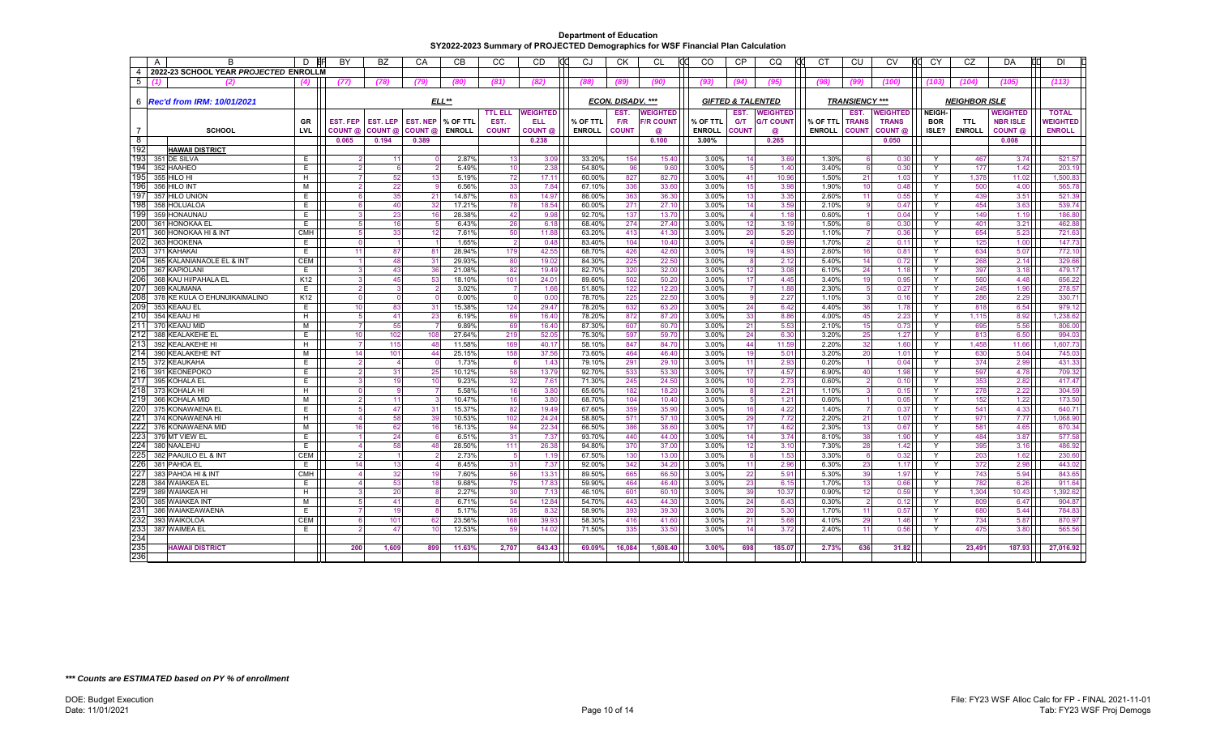# Department of Education
## SY2022-2023 Summary of PROJECTED Demographics for WSF Financial Plan Calculation

| | A | B | D | BY | BZ | CA | CB | CC | CD | CJ | CK | CL | CO | CP | CQ | CT | CU | CV | CY | CZ | DA | DI |
|---|---|---|---|---|---|---|---|---|---|---|---|---|---|---|---|---|---|---|---|---|---|---|
| 4 | 2022-23 SCHOOL YEAR *PROJECTED* ENROLLM | | | | | | | | | | | | | | | | | | | | | |
| 5 | (1) | (2) | (4) | (77) | (78) | (79) | (80) | (81) | (82) | (88) | (89) | (90) | (93) | (94) | (95) | (98) | (99) | (100) | (103) | (104) | (105) | (113) |
| 6 | *Rec'd from IRM: 10/01/2021* | | | ELL** | | | | | | ECON. DISADV. *** | | | GIFTED & TALENTED | | | TRANSIENCY *** | | | NEIGHBOR ISLE | | | |
| 7 | | SCHOOL | GR LVL | EST. FEP COUNT @ | EST. LEP COUNT @ | EST. NEP COUNT @ | % OF TTL ENROLL | TTL ELL EST. COUNT | WEIGHTED ELL COUNT @ | % OF TTL ENROLL | EST. F/R COUNT | WEIGHTED F/R COUNT @ | % OF TTL ENROLL | EST. G/T COUNT | WEIGHTED G/T COUNT @ | % OF TTL ENROLL | EST. TRANS COUNT | WEIGHTED TRANS COUNT @ | NEIGH-BOR ISLE? | TTL ENROLL | WEIGHTED NBR ISLE COUNT @ | TOTAL WEIGHTED ENROLL |
| 8 | | | | 0.065 | 0.194 | 0.389 | | | 0.238 | | | 0.100 | 3.00% | | 0.265 | | | 0.050 | | | 0.008 | |
| 192 | | HAWAII DISTRICT | | | | | | | | | | | | | | | | | | | | |
| 193 | 351 | DE SILVA | E | 2 | 11 | 0 | 2.87% | 13 | 3.09 | 33.20% | 154 | 15.40 | 3.00% | 14 | 3.69 | 1.30% | 6 | 0.30 | Y | 467 | 3.74 | 521.57 |
| 194 | 352 | HAAHEO | E | 2 | 6 | 2 | 5.49% | 10 | 2.38 | 54.80% | 96 | 9.60 | 3.00% | 5 | 1.40 | 3.40% | 6 | 0.30 | Y | 177 | 1.42 | 203.19 |
| 195 | 355 | HILO HI | H | 7 | 52 | 13 | 5.19% | 72 | 17.11 | 60.00% | 827 | 82.70 | 3.00% | 41 | 10.96 | 1.50% | 21 | 1.03 | Y | 1,378 | 11.02 | 1,500.83 |
| 196 | 356 | HILO INT | M | 2 | 22 | 9 | 6.56% | 33 | 7.84 | 67.10% | 336 | 33.60 | 3.00% | 15 | 3.98 | 1.90% | 10 | 0.48 | Y | 500 | 4.00 | 565.78 |
| 197 | 357 | HILO UNION | E | 6 | 35 | 21 | 14.87% | 63 | 14.97 | 86.00% | 363 | 36.30 | 3.00% | 13 | 3.35 | 2.60% | 11 | 0.55 | Y | 439 | 3.51 | 521.39 |
| 198 | 358 | HOLUALOA | E | 6 | 40 | 32 | 17.21% | 78 | 18.54 | 60.00% | 271 | 27.10 | 3.00% | 14 | 3.59 | 2.10% | 9 | 0.47 | Y | 454 | 3.63 | 539.74 |
| 199 | 359 | HONAUNAU | E | 3 | 23 | 16 | 28.38% | 42 | 9.98 | 92.70% | 137 | 13.70 | 3.00% | 4 | 1.18 | 0.60% | 1 | 0.04 | Y | 149 | 1.19 | 186.80 |
| 200 | 361 | HONOKAA EL | E | 5 | 16 | 5 | 6.43% | 26 | 6.18 | 68.40% | 274 | 27.40 | 3.00% | 12 | 3.19 | 1.50% | 6 | 0.30 | Y | 401 | 3.21 | 462.88 |
| 201 | 360 | HONOKAA HI & INT | CMH | 5 | 33 | 12 | 7.61% | 50 | 11.88 | 63.20% | 413 | 41.30 | 3.00% | 20 | 5.20 | 1.10% | 7 | 0.36 | Y | 654 | 5.23 | 721.63 |
| 202 | 363 | HOOKENA | E | 0 | 1 | 1 | 1.65% | 2 | 0.48 | 83.40% | 104 | 10.40 | 3.00% | 4 | 0.99 | 1.70% | 2 | 0.11 | Y | 125 | 1.00 | 147.73 |
| 203 | 371 | KAHAKAI | E | 11 | 87 | 81 | 28.94% | 179 | 42.55 | 68.70% | 426 | 42.60 | 3.00% | 19 | 4.93 | 2.60% | 16 | 0.81 | Y | 634 | 5.07 | 772.10 |
| 204 | 365 | KALANIANAOLE EL & INT | CEM | 1 | 48 | 31 | 29.93% | 80 | 19.02 | 84.30% | 225 | 22.50 | 3.00% | 8 | 2.12 | 5.40% | 14 | 0.72 | Y | 268 | 2.14 | 329.66 |
| 205 | 367 | KAPIOLANI | E | 3 | 43 | 36 | 21.08% | 82 | 19.49 | 82.70% | 320 | 32.00 | 3.00% | 12 | 3.08 | 6.10% | 24 | 1.18 | Y | 397 | 3.18 | 479.17 |
| 206 | 368 | KAU HI/PAHALA EL | K12 | 3 | 45 | 53 | 18.10% | 101 | 24.01 | 89.60% | 502 | 50.20 | 3.00% | 17 | 4.45 | 3.40% | 19 | 0.95 | Y | 560 | 4.48 | 656.22 |
| 207 | 369 | KAUMANA | E | 2 | 3 | 2 | 3.02% | 7 | 1.66 | 51.80% | 122 | 12.20 | 3.00% | 7 | 1.88 | 2.30% | 5 | 0.27 | Y | 245 | 1.96 | 278.57 |
| 208 | 378 | KE KULA O EHUNUIKAIMALINO | K12 | 0 | 0 | 0 | 0.00% | 0 | 0.00 | 78.70% | 225 | 22.50 | 3.00% | 9 | 2.27 | 1.10% | 3 | 0.16 | Y | 286 | 2.29 | 330.71 |
| 209 | 353 | KEAAU EL | E | 10 | 83 | 31 | 15.38% | 124 | 29.47 | 78.20% | 632 | 63.20 | 3.00% | 24 | 6.42 | 4.40% | 36 | 1.78 | Y | 818 | 6.54 | 979.12 |
| 210 | 354 | KEAAU HI | H | 5 | 41 | 23 | 6.19% | 69 | 16.40 | 78.20% | 872 | 87.20 | 3.00% | 33 | 8.86 | 4.00% | 45 | 2.23 | Y | 1,115 | 8.92 | 1,238.62 |
| 211 | 370 | KEAAU MID | M | 7 | 55 | 7 | 9.89% | 69 | 16.40 | 87.30% | 607 | 60.70 | 3.00% | 21 | 5.53 | 2.10% | 15 | 0.73 | Y | 695 | 5.56 | 806.00 |
| 212 | 388 | KEALAKEHE EL | E | 10 | 102 | 108 | 27.64% | 219 | 52.05 | 75.30% | 597 | 59.70 | 3.00% | 24 | 6.30 | 3.20% | 25 | 1.27 | Y | 813 | 6.50 | 994.03 |
| 213 | 392 | KEALAKEHE HI | H | 7 | 115 | 48 | 11.58% | 169 | 40.17 | 58.10% | 847 | 84.70 | 3.00% | 44 | 11.59 | 2.20% | 32 | 1.60 | Y | 1,458 | 11.66 | 1,607.73 |
| 214 | 390 | KEALAKEHE INT | M | 14 | 101 | 44 | 25.15% | 158 | 37.56 | 73.60% | 464 | 46.40 | 3.00% | 19 | 5.01 | 3.20% | 20 | 1.01 | Y | 630 | 5.04 | 745.03 |
| 215 | 372 | KEAUKAHA | E | 2 | 4 | 0 | 1.73% | 6 | 1.43 | 79.10% | 291 | 29.10 | 3.00% | 11 | 2.93 | 0.20% | 1 | 0.04 | Y | 374 | 2.99 | 431.33 |
| 216 | 391 | KEONEPOKO | E | 2 | 31 | 25 | 10.12% | 58 | 13.79 | 92.70% | 533 | 53.30 | 3.00% | 17 | 4.57 | 6.90% | 40 | 1.98 | Y | 597 | 4.78 | 709.32 |
| 217 | 395 | KOHALA EL | E | 3 | 19 | 10 | 9.23% | 32 | 7.61 | 71.30% | 245 | 24.50 | 3.00% | 10 | 2.73 | 0.60% | 2 | 0.10 | Y | 353 | 2.82 | 417.47 |
| 218 | 373 | KOHALA HI | H | 0 | 9 | 7 | 5.58% | 16 | 3.80 | 65.60% | 182 | 18.20 | 3.00% | 8 | 2.21 | 1.10% | 3 | 0.15 | Y | 278 | 2.22 | 304.59 |
| 219 | 366 | KOHALA MID | M | 2 | 11 | 3 | 10.47% | 16 | 3.80 | 68.70% | 104 | 10.40 | 3.00% | 5 | 1.21 | 0.60% | 1 | 0.05 | Y | 152 | 1.22 | 173.50 |
| 220 | 375 | KONAWAENA EL | E | 5 | 47 | 31 | 15.37% | 82 | 19.49 | 67.60% | 359 | 35.90 | 3.00% | 16 | 4.22 | 1.40% | 7 | 0.37 | Y | 541 | 4.33 | 640.71 |
| 221 | 374 | KONAWAENA HI | H | 4 | 58 | 39 | 10.53% | 102 | 24.24 | 58.80% | 571 | 57.10 | 3.00% | 29 | 7.72 | 2.20% | 21 | 1.07 | Y | 971 | 7.77 | 1,068.90 |
| 222 | 376 | KONAWAENA MID | M | 16 | 62 | 16 | 16.13% | 94 | 22.34 | 66.50% | 386 | 38.60 | 3.00% | 17 | 4.62 | 2.30% | 13 | 0.67 | Y | 581 | 4.65 | 670.34 |
| 223 | 379 | MT VIEW EL | E | 1 | 24 | 6 | 6.51% | 31 | 7.37 | 93.70% | 440 | 44.00 | 3.00% | 14 | 3.74 | 8.10% | 38 | 1.90 | Y | 484 | 3.87 | 577.58 |
| 224 | 380 | NAALEHU | E | 4 | 58 | 48 | 28.50% | 111 | 26.38 | 94.80% | 370 | 37.00 | 3.00% | 12 | 3.10 | 7.30% | 28 | 1.42 | Y | 395 | 3.16 | 486.92 |
| 225 | 382 | PAAUILO EL & INT | CEM | 2 | 1 | 2 | 2.73% | 5 | 1.19 | 67.50% | 130 | 13.00 | 3.00% | 6 | 1.53 | 3.30% | 6 | 0.32 | Y | 203 | 1.62 | 230.60 |
| 226 | 381 | PAHOA EL | E | 14 | 13 | 4 | 8.45% | 31 | 7.37 | 92.00% | 342 | 34.20 | 3.00% | 11 | 2.96 | 6.30% | 23 | 1.17 | Y | 372 | 2.98 | 443.02 |
| 227 | 383 | PAHOA HI & INT | CMH | 4 | 32 | 19 | 7.60% | 56 | 13.31 | 89.50% | 665 | 66.50 | 3.00% | 22 | 5.91 | 5.30% | 39 | 1.97 | Y | 743 | 5.94 | 843.65 |
| 228 | 384 | WAIAKEA EL | E | 4 | 53 | 18 | 9.68% | 75 | 17.83 | 59.90% | 464 | 46.40 | 3.00% | 23 | 6.15 | 1.70% | 13 | 0.66 | Y | 782 | 6.26 | 911.64 |
| 229 | 389 | WAIAKEA HI | H | 3 | 20 | 8 | 2.27% | 30 | 7.13 | 46.10% | 601 | 60.10 | 3.00% | 39 | 10.37 | 0.90% | 12 | 0.59 | Y | 1,304 | 10.43 | 1,392.62 |
| 230 | 385 | WAIAKEA INT | M | 5 | 41 | 8 | 6.71% | 54 | 12.84 | 54.70% | 443 | 44.30 | 3.00% | 24 | 6.43 | 0.30% | 2 | 0.12 | Y | 809 | 6.47 | 904.87 |
| 231 | 386 | WAIAKEAWAENA | E | 7 | 19 | 8 | 5.17% | 35 | 8.32 | 58.90% | 393 | 39.30 | 3.00% | 20 | 5.30 | 1.70% | 11 | 0.57 | Y | 680 | 5.44 | 784.83 |
| 232 | 393 | WAIKOLOA | CEM | 6 | 101 | 62 | 23.56% | 168 | 39.93 | 58.30% | 416 | 41.60 | 3.00% | 21 | 5.68 | 4.10% | 29 | 1.46 | Y | 734 | 5.87 | 870.97 |
| 233 | 387 | WAIMEA EL | E | 2 | 47 | 10 | 12.53% | 59 | 14.02 | 71.50% | 335 | 33.50 | 3.00% | 14 | 3.72 | 2.40% | 11 | 0.56 | Y | 475 | 3.80 | 565.56 |
| 234 | | | | | | | | | | | | | | | | | | | | | | |
| 235 | | HAWAII DISTRICT | | 200 | 1,609 | 899 | 11.63% | 2,707 | 643.43 | 69.09% | 16,084 | 1,608.40 | 3.00% | 698 | 185.07 | 2.73% | 636 | 31.82 | | 23,491 | 187.93 | 27,016.92 |
| 236 | | | | | | | | | | | | | | | | | | | | | | |

***\*\*\* Counts are ESTIMATED based on PY % of enrollment***

DOE: Budget Execution
Date: 11/01/2021

File: FY23 WSF Alloc Calc for FP - FINAL 2021-11-01
Tab: FY23 WSF Proj Demogs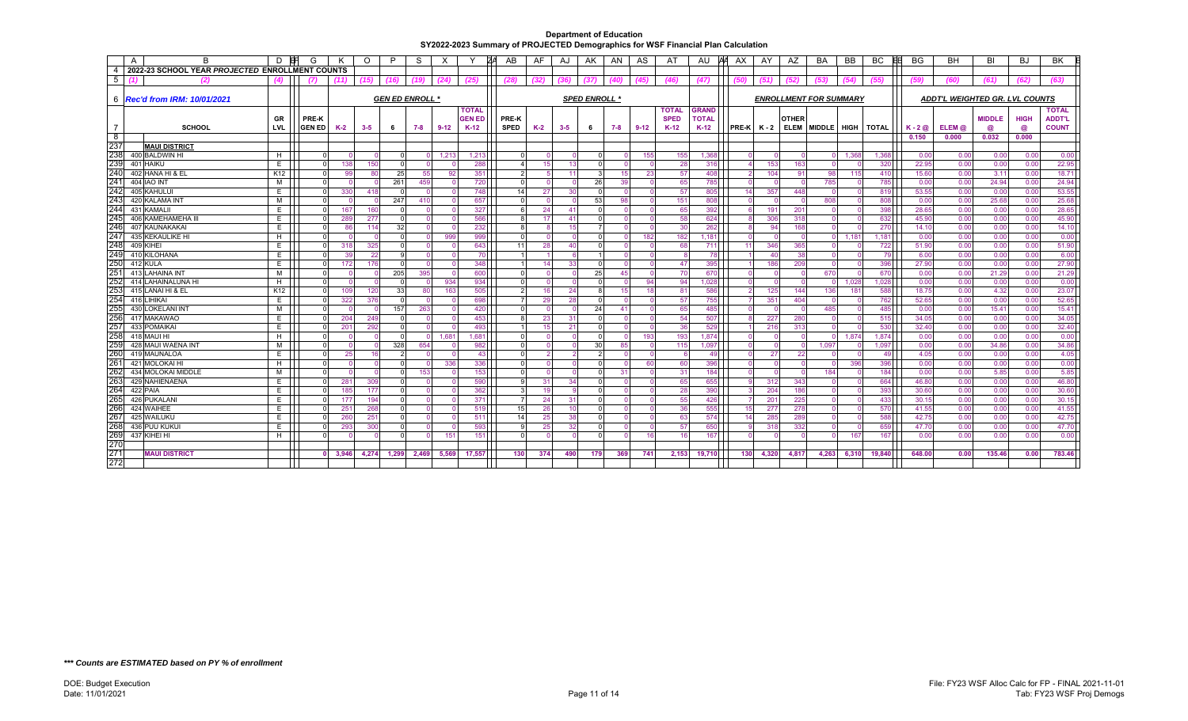# Department of Education
## SY2022-2023 Summary of PROJECTED Demographics for WSF Financial Plan Calculation

**2022-23 SCHOOL YEAR *PROJECTED* ENROLLMENT COUNTS**

**Rec'd from IRM: 10/01/2021**

| | | | | GEN ED ENROLL * | | | | | | | SPED ENROLL * | | | | | | | | | ENROLLMENT SUMMARY | | | | | | ADDT'L WEIGHTED GR. LVL COUNTS | | | | |
|---|---|---|---|---|---|---|---|---|---|---|---|---|---|---|---|---|---|---|---|---|---|---|---|---|---|---|---|---|---|---|
| (1) | (2) | (4) | (7) | (11) | (15) | (16) | (19) | (24) | (25) | (28) | (32) | (36) | (37) | (40) | (45) | (46) | (47) | (50) | (51) | (52) | (53) | (54) | (55) | (59) | (60) | (61) | (62) | (63) |
| | SCHOOL | GR LVL | PRE-K GEN ED | K-2 | 3-5 | 6 | 7-8 | 9-12 | TOTAL GEN ED K-12 | PRE-K SPED | K-2 | 3-5 | 6 | 7-8 | 9-12 | TOTAL SPED K-12 | GRAND TOTAL K-12 | PRE-K | K - 2 | OTHER ELEM | MIDDLE | HIGH | TOTAL | K - 2 @ | ELEM @ | MIDDLE @ | HIGH @ | TOTAL ADDT'L COUNT |
| | | | | | | | | | | | | | | | | | | | | | | | | 0.150 | 0.000 | 0.032 | 0.000 | |
| | **MAUI DISTRICT** | | | | | | | | | | | | | | | | | | | | | | | | | | | |
| 400 | BALDWIN HI | H | 0 | 0 | 0 | 0 | 0 | 1,213 | 1,213 | 0 | 0 | 0 | 0 | 0 | 155 | 155 | 1,368 | 0 | 0 | 0 | 0 | 1,368 | 1,368 | 0.00 | 0.00 | 0.00 | 0.00 | 0.00 |
| 401 | HAIKU | E | 0 | 138 | 150 | 0 | 0 | 0 | 288 | 4 | 15 | 13 | 0 | 0 | 0 | 28 | 316 | 4 | 153 | 163 | 0 | 0 | 320 | 22.95 | 0.00 | 0.00 | 0.00 | 22.95 |
| 402 | HANA HI & EL | K12 | 0 | 99 | 80 | 25 | 55 | 92 | 351 | 2 | 5 | 11 | 3 | 15 | 23 | 57 | 408 | 2 | 104 | 91 | 98 | 115 | 410 | 15.60 | 0.00 | 3.11 | 0.00 | 18.71 |
| 404 | IAO INT | M | 0 | 0 | 0 | 261 | 459 | 0 | 720 | 0 | 0 | 0 | 26 | 39 | 0 | 65 | 785 | 0 | 0 | 0 | 785 | 0 | 785 | 0.00 | 0.00 | 24.94 | 0.00 | 24.94 |
| 405 | KAHULUI | E | 0 | 330 | 418 | 0 | 0 | 0 | 748 | 14 | 27 | 30 | 0 | 0 | 0 | 57 | 805 | 14 | 357 | 448 | 0 | 0 | 819 | 53.55 | 0.00 | 0.00 | 0.00 | 53.55 |
| 420 | KALAMA INT | M | 0 | 0 | 0 | 247 | 410 | 0 | 657 | 0 | 0 | 0 | 53 | 98 | 0 | 151 | 808 | 0 | 0 | 0 | 808 | 0 | 808 | 0.00 | 0.00 | 25.68 | 0.00 | 25.68 |
| 431 | KAMALII | E | 0 | 167 | 160 | 0 | 0 | 0 | 327 | 6 | 24 | 41 | 0 | 0 | 0 | 65 | 392 | 6 | 191 | 201 | 0 | 0 | 398 | 28.65 | 0.00 | 0.00 | 0.00 | 28.65 |
| 406 | KAMEHAMEHA III | E | 0 | 289 | 277 | 0 | 0 | 0 | 566 | 8 | 17 | 41 | 0 | 0 | 0 | 58 | 624 | 8 | 306 | 318 | 0 | 0 | 632 | 45.90 | 0.00 | 0.00 | 0.00 | 45.90 |
| 407 | KAUNAKAKAI | E | 0 | 86 | 114 | 32 | 0 | 0 | 232 | 8 | 8 | 15 | 7 | 0 | 0 | 30 | 262 | 8 | 94 | 168 | 0 | 0 | 270 | 14.10 | 0.00 | 0.00 | 0.00 | 14.10 |
| 435 | KEKAULIKE HI | H | 0 | 0 | 0 | 0 | 0 | 999 | 999 | 0 | 0 | 0 | 0 | 0 | 182 | 182 | 1,181 | 0 | 0 | 0 | 0 | 1,181 | 1,181 | 0.00 | 0.00 | 0.00 | 0.00 | 0.00 |
| 409 | KIHEI | E | 0 | 318 | 325 | 0 | 0 | 0 | 643 | 11 | 28 | 40 | 0 | 0 | 0 | 68 | 711 | 11 | 346 | 365 | 0 | 0 | 722 | 51.90 | 0.00 | 0.00 | 0.00 | 51.90 |
| 410 | KILOHANA | E | 0 | 39 | 22 | 9 | 0 | 0 | 70 | 1 | 1 | 6 | 1 | 0 | 0 | 8 | 78 | 1 | 40 | 38 | 0 | 0 | 79 | 6.00 | 0.00 | 0.00 | 0.00 | 6.00 |
| 412 | KULA | E | 0 | 172 | 176 | 0 | 0 | 0 | 348 | 1 | 14 | 33 | 0 | 0 | 0 | 47 | 395 | 1 | 186 | 209 | 0 | 0 | 396 | 27.90 | 0.00 | 0.00 | 0.00 | 27.90 |
| 413 | LAHAINA INT | M | 0 | 0 | 0 | 205 | 395 | 0 | 600 | 0 | 0 | 0 | 25 | 45 | 0 | 70 | 670 | 0 | 0 | 0 | 670 | 0 | 670 | 0.00 | 0.00 | 21.29 | 0.00 | 21.29 |
| 414 | LAHAINALUNA HI | H | 0 | 0 | 0 | 0 | 0 | 934 | 934 | 0 | 0 | 0 | 0 | 0 | 94 | 94 | 1,028 | 0 | 0 | 0 | 0 | 1,028 | 1,028 | 0.00 | 0.00 | 0.00 | 0.00 | 0.00 |
| 415 | LANAI HI & EL | K12 | 0 | 109 | 120 | 33 | 80 | 163 | 505 | 2 | 16 | 24 | 8 | 15 | 18 | 81 | 586 | 2 | 125 | 144 | 136 | 181 | 588 | 18.75 | 0.00 | 4.32 | 0.00 | 23.07 |
| 416 | LIHIKAI | E | 0 | 322 | 376 | 0 | 0 | 0 | 698 | 7 | 29 | 28 | 0 | 0 | 0 | 57 | 755 | 7 | 351 | 404 | 0 | 0 | 762 | 52.65 | 0.00 | 0.00 | 0.00 | 52.65 |
| 430 | LOKELANI INT | M | 0 | 0 | 0 | 157 | 263 | 0 | 420 | 0 | 0 | 0 | 24 | 41 | 0 | 65 | 485 | 0 | 0 | 0 | 485 | 0 | 485 | 0.00 | 0.00 | 15.41 | 0.00 | 15.41 |
| 417 | MAKAWAO | E | 0 | 204 | 249 | 0 | 0 | 0 | 453 | 8 | 23 | 31 | 0 | 0 | 0 | 54 | 507 | 8 | 227 | 280 | 0 | 0 | 515 | 34.05 | 0.00 | 0.00 | 0.00 | 34.05 |
| 433 | POMAIKAI | E | 0 | 201 | 292 | 0 | 0 | 0 | 493 | 1 | 15 | 21 | 0 | 0 | 0 | 36 | 529 | 1 | 216 | 313 | 0 | 0 | 530 | 32.40 | 0.00 | 0.00 | 0.00 | 32.40 |
| 418 | MAUI HI | H | 0 | 0 | 0 | 0 | 0 | 1,681 | 1,681 | 0 | 0 | 0 | 0 | 0 | 193 | 193 | 1,874 | 0 | 0 | 0 | 0 | 1,874 | 1,874 | 0.00 | 0.00 | 0.00 | 0.00 | 0.00 |
| 426 | MAUI WAENA INT | M | 0 | 0 | 0 | 328 | 654 | 0 | 982 | 0 | 0 | 0 | 30 | 85 | 0 | 115 | 1,097 | 0 | 0 | 0 | 1,097 | 0 | 1,097 | 0.00 | 0.00 | 34.86 | 0.00 | 34.86 |
| 419 | MAUNALOA | E | 0 | 25 | 16 | 2 | 0 | 0 | 43 | 0 | 2 | 2 | 2 | 0 | 0 | 6 | 49 | 0 | 27 | 22 | 0 | 0 | 49 | 4.05 | 0.00 | 0.00 | 0.00 | 4.05 |
| 421 | MOLOKAI HI | H | 0 | 0 | 0 | 0 | 0 | 336 | 336 | 0 | 0 | 0 | 0 | 0 | 60 | 60 | 396 | 0 | 0 | 0 | 0 | 396 | 396 | 0.00 | 0.00 | 0.00 | 0.00 | 0.00 |
| 434 | MOLOKAI MIDDLE | M | 0 | 0 | 0 | 0 | 153 | 0 | 153 | 0 | 0 | 0 | 0 | 31 | 0 | 31 | 184 | 0 | 0 | 0 | 184 | 0 | 184 | 0.00 | 0.00 | 5.85 | 0.00 | 5.85 |
| 429 | NAHIENAENA | E | 0 | 281 | 309 | 0 | 0 | 0 | 590 | 9 | 31 | 34 | 0 | 0 | 0 | 65 | 655 | 9 | 312 | 343 | 0 | 0 | 664 | 46.80 | 0.00 | 0.00 | 0.00 | 46.80 |
| 422 | PAIA | E | 0 | 185 | 177 | 0 | 0 | 0 | 362 | 3 | 19 | 9 | 0 | 0 | 0 | 28 | 390 | 3 | 204 | 186 | 0 | 0 | 393 | 30.60 | 0.00 | 0.00 | 0.00 | 30.60 |
| 426 | PUKALANI | E | 0 | 177 | 194 | 0 | 0 | 0 | 371 | 7 | 24 | 31 | 0 | 0 | 0 | 55 | 426 | 7 | 201 | 225 | 0 | 0 | 433 | 30.15 | 0.00 | 0.00 | 0.00 | 30.15 |
| 424 | WAIHEE | E | 0 | 251 | 268 | 0 | 0 | 0 | 519 | 15 | 26 | 10 | 0 | 0 | 0 | 36 | 555 | 15 | 277 | 278 | 0 | 0 | 570 | 41.55 | 0.00 | 0.00 | 0.00 | 41.55 |
| 425 | WAILUKU | E | 0 | 260 | 251 | 0 | 0 | 0 | 511 | 14 | 25 | 38 | 0 | 0 | 0 | 63 | 574 | 14 | 285 | 289 | 0 | 0 | 588 | 42.75 | 0.00 | 0.00 | 0.00 | 42.75 |
| 436 | PUU KUKUI | E | 0 | 293 | 300 | 0 | 0 | 0 | 593 | 9 | 25 | 32 | 0 | 0 | 0 | 57 | 650 | 9 | 318 | 332 | 0 | 0 | 659 | 47.70 | 0.00 | 0.00 | 0.00 | 47.70 |
| 437 | KIHEI HI | H | 0 | 0 | 0 | 0 | 0 | 151 | 151 | 0 | 0 | 0 | 0 | 0 | 16 | 16 | 167 | 0 | 0 | 0 | 0 | 167 | 167 | 0.00 | 0.00 | 0.00 | 0.00 | 0.00 |
| | **MAUI DISTRICT** | | **0** | **3,946** | **4,274** | **1,299** | **2,469** | **5,569** | **17,557** | **130** | **374** | **490** | **179** | **369** | **741** | **2,153** | **19,710** | **130** | **4,320** | **4,817** | **4,263** | **6,310** | **19,840** | **648.00** | **0.00** | **135.46** | **0.00** | **783.46** |

***\*\*\* Counts are ESTIMATED based on PY % of enrollment***

DOE: Budget Execution
Date: 11/01/2021

File: FY23 WSF Alloc Calc for FP - FINAL 2021-11-01
Tab: FY23 WSF Proj Demogs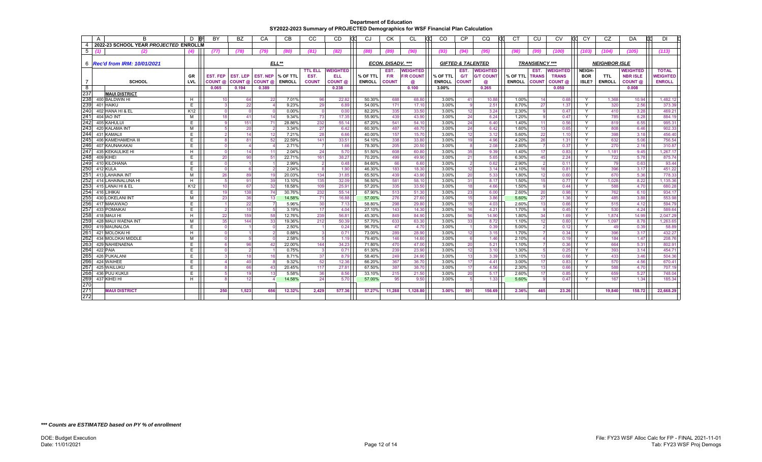**Department of Education**
**SY2022-2023 Summary of PROJECTED Demographics for WSF Financial Plan Calculation**

| | A | B | D | BY | BZ | CA | CB | CC | CD | CJ | CK | CL | CO | CP | CQ | CT | CU | CV | CY | CZ | DA | DI |
|---|---|---|---|---|---|---|---|---|---|---|---|---|---|---|---|---|---|---|---|---|---|---|
| 4 | 2022-23 SCHOOL YEAR *PROJECTED* ENROLLMENT | | | | | | | | | | | | | | | | | | | | | |
| 5 | (1) | (2) | (4) | (77) | (78) | (79) | (80) | (81) | (82) | (88) | (89) | (90) | (93) | (94) | (95) | (98) | (99) | (100) | (103) | (104) | (105) | (113) |
| 6 | *Rec'd from IRM: 10/01/2021* | | | ELL** | | | | | | ECON. DISADV. *** | | | GIFTED & TALENTED | | | TRANSIENCY *** | | | NEIGHBOR ISLE | | | |
| 7 | | SCHOOL | GR LVL | EST. FEP COUNT @ | EST. LEP COUNT @ | EST. NEP COUNT @ | % OF TTL ENROLL | TTL ELL EST. COUNT | WEIGHTED ELL COUNT @ | % OF TTL ENROLL | EST. F/R COUNT | WEIGHTED F/R COUNT @ | % OF TTL ENROLL | EST. G/T COUNT | WEIGHTED G/T COUNT @ | % OF TTL ENROLL | EST. TRANS COUNT | WEIGHTED TRANS COUNT @ | NEIGH-BOR ISLE? | TTL ENROLL | WEIGHTED NBR ISLE COUNT @ | TOTAL WEIGHTED ENROLL |
| 8 | | | | 0.065 | 0.194 | 0.389 | | | 0.238 | | | 0.100 | 3.00% | | 0.265 | | | 0.050 | | | 0.008 | |
| 237 | | **MAUI DISTRICT** | | | | | | | | | | | | | | | | | | | | |
| 238 | 400 | BALDWIN HI | H | 10 | 64 | 22 | 7.01% | 96 | 22.82 | 50.30% | 688 | 68.80 | 3.00% | 41 | 10.88 | 1.00% | 14 | 0.68 | Y | 1,368 | 10.94 | 1,482.12 |
| 239 | 401 | HAIKU | E | 3 | 22 | 4 | 9.23% | 29 | 6.89 | 54.00% | 171 | 17.10 | 3.00% | 9 | 2.51 | 8.70% | 27 | 1.37 | Y | 320 | 2.56 | 373.39 |
| 240 | 402 | HANA HI & EL | K12 | 0 | 0 | 0 | 0.00% | 0 | 0.00 | 82.20% | 335 | 33.50 | 3.00% | 12 | 3.24 | 2.30% | 9 | 0.47 | Y | 410 | 3.28 | 469.21 |
| 241 | 404 | IAO INT | M | 18 | 41 | 14 | 9.34% | 73 | 17.35 | 55.90% | 439 | 43.90 | 3.00% | 24 | 6.24 | 1.20% | 9 | 0.47 | Y | 785 | 6.28 | 884.19 |
| 242 | 405 | KAHULUI | E | 9 | 151 | 71 | 28.86% | 232 | 55.14 | 67.20% | 541 | 54.10 | 3.00% | 24 | 6.40 | 1.40% | 11 | 0.56 | Y | 819 | 6.55 | 995.31 |
| 243 | 420 | KALAMA INT | M | 5 | 20 | 2 | 3.34% | 27 | 6.42 | 60.30% | 487 | 48.70 | 3.00% | 24 | 6.42 | 1.60% | 13 | 0.65 | Y | 808 | 6.46 | 902.33 |
| 244 | 431 | KAMALII | E | 2 | 14 | 12 | 7.21% | 28 | 6.66 | 40.00% | 157 | 15.70 | 3.00% | 12 | 3.12 | 5.60% | 22 | 1.10 | Y | 398 | 3.18 | 456.40 |
| 245 | 406 | KAMEHAMEHA III | E | 8 | 81 | 52 | 22.59% | 141 | 33.51 | 54.10% | 338 | 33.80 | 3.00% | 19 | 4.96 | 4.20% | 26 | 1.31 | Y | 632 | 5.06 | 756.54 |
| 246 | 407 | KAUNAKAKAI | E | 0 | 4 | 4 | 2.71% | 7 | 1.66 | 78.30% | 205 | 20.50 | 3.00% | 8 | 2.08 | 2.80% | 7 | 0.37 | Y | 270 | 2.16 | 310.87 |
| 247 | 435 | KEKAULIKE HI | H | 0 | 14 | 11 | 2.04% | 24 | 5.70 | 51.50% | 608 | 60.80 | 3.00% | 35 | 9.39 | 1.40% | 17 | 0.83 | Y | 1,181 | 9.45 | 1,267.17 |
| 248 | 409 | KIHEI | E | 20 | 90 | 51 | 22.71% | 161 | 38.27 | 70.20% | 499 | 49.90 | 3.00% | 21 | 5.65 | 6.30% | 45 | 2.24 | Y | 722 | 5.78 | 875.74 |
| 249 | 410 | KILOHANA | E | 0 | 1 | 1 | 2.99% | 2 | 0.48 | 84.60% | 66 | 6.60 | 3.00% | 2 | 0.62 | 2.90% | 2 | 0.11 | Y | 79 | 0.63 | 93.44 |
| 250 | 412 | KULA | E | 0 | 6 | 2 | 2.04% | 8 | 1.90 | 46.30% | 183 | 18.30 | 3.00% | 12 | 3.14 | 4.10% | 16 | 0.81 | Y | 396 | 3.17 | 451.22 |
| 251 | 413 | LAHAINA INT | M | 26 | 89 | 19 | 20.03% | 134 | 31.85 | 65.50% | 439 | 43.90 | 3.00% | 20 | 5.33 | 1.80% | 12 | 0.60 | Y | 670 | 5.36 | 778.33 |
| 252 | 414 | LAHAINALUNA HI | H | 5 | 91 | 39 | 13.10% | 135 | 32.09 | 56.50% | 581 | 58.10 | 3.00% | 31 | 8.17 | 1.50% | 15 | 0.77 | Y | 1,028 | 8.22 | 1,135.36 |
| 253 | 415 | LANAI HI & EL | K12 | 10 | 67 | 32 | 18.58% | 109 | 25.91 | 57.20% | 335 | 33.50 | 3.00% | 18 | 4.66 | 1.50% | 9 | 0.44 | Y | 588 | 4.70 | 680.28 |
| 254 | 416 | LIHIKAI | E | 19 | 138 | 74 | 30.76% | 232 | 55.14 | 67.90% | 513 | 51.30 | 3.00% | 23 | 6.00 | 2.60% | 20 | 0.98 | Y | 762 | 6.10 | 934.17 |
| 255 | 430 | LOKELANI INT | M | 23 | 36 | 13 | 14.58% | 71 | 16.88 | 57.00% | 276 | 27.60 | 3.00% | 15 | 3.86 | 5.60% | 27 | 1.36 | Y | 485 | 3.88 | 553.98 |
| 256 | 417 | MAKAWAO | E | 1 | 22 | 7 | 5.96% | 30 | 7.13 | 58.80% | 298 | 29.80 | 3.00% | 15 | 4.03 | 2.60% | 13 | 0.66 | Y | 515 | 4.12 | 594.79 |
| 257 | 433 | POMAIKAI | E | 2 | 10 | 5 | 3.19% | 17 | 4.04 | 27.10% | 143 | 14.30 | 3.00% | 16 | 4.21 | 1.70% | 9 | 0.45 | Y | 530 | 4.24 | 589.64 |
| 258 | 418 | MAUI HI | H | 22 | 159 | 58 | 12.76% | 239 | 56.81 | 45.30% | 849 | 84.90 | 3.00% | 56 | 14.90 | 1.80% | 34 | 1.69 | Y | 1,874 | 14.99 | 2,047.29 |
| 259 | 428 | MAUI WAENA INT | M | 35 | 144 | 33 | 19.36% | 212 | 50.39 | 57.70% | 633 | 63.30 | 3.00% | 33 | 8.72 | 1.10% | 12 | 0.60 | Y | 1,097 | 8.78 | 1,263.65 |
| 260 | 419 | MAUNALOA | E | 0 | 1 | 0 | 2.50% | 1 | 0.24 | 96.70% | 47 | 4.70 | 3.00% | 1 | 0.39 | 5.00% | 2 | 0.12 | Y | 49 | 0.39 | 58.89 |
| 261 | 421 | MOLOKAI HI | H | 0 | 1 | 2 | 0.88% | 3 | 0.71 | 73.00% | 289 | 28.90 | 3.00% | 12 | 3.15 | 1.70% | 7 | 0.34 | Y | 396 | 3.17 | 432.27 |
| 262 | 434 | MOLOKAI MIDDLE | M | 0 | 5 | 0 | 2.58% | 5 | 1.19 | 79.40% | 146 | 14.60 | 3.00% | 6 | 1.46 | 2.10% | 4 | 0.19 | Y | 184 | 1.47 | 208.76 |
| 263 | 429 | NAHIENAENA | E | 6 | 96 | 42 | 22.00% | 144 | 34.23 | 71.80% | 470 | 47.00 | 3.00% | 20 | 5.21 | 1.10% | 7 | 0.36 | Y | 664 | 5.31 | 802.91 |
| 264 | 422 | PAIA | E | 0 | 2 | 1 | 0.75% | 3 | 0.71 | 61.30% | 239 | 23.90 | 3.00% | 12 | 3.10 | 1.30% | 5 | 0.25 | Y | 393 | 3.14 | 454.71 |
| 265 | 426 | PUKALANI | E | 3 | 18 | 16 | 8.71% | 37 | 8.79 | 58.40% | 249 | 24.90 | 3.00% | 13 | 3.39 | 3.10% | 13 | 0.66 | Y | 433 | 3.46 | 504.36 |
| 266 | 424 | WAIHEE | E | 4 | 40 | 8 | 9.32% | 52 | 12.36 | 66.20% | 367 | 36.70 | 3.00% | 17 | 4.41 | 3.00% | 17 | 0.83 | Y | 570 | 4.56 | 670.41 |
| 267 | 425 | WAILUKU | E | 8 | 66 | 43 | 20.45% | 117 | 27.81 | 67.50% | 387 | 38.70 | 3.00% | 17 | 4.56 | 2.30% | 13 | 0.66 | Y | 588 | 4.70 | 707.19 |
| 268 | 436 | PUU KUKUI | E | 5 | 19 | 13 | 5.58% | 36 | 8.56 | 33.10% | 215 | 21.50 | 3.00% | 20 | 5.17 | 2.60% | 17 | 0.85 | Y | 659 | 5.27 | 748.04 |
| 269 | 437 | KIHEI HI | H | 8 | 12 | 4 | 14.58% | 24 | 5.70 | 57.00% | 95 | 9.50 | 3.00% | 5 | 1.33 | 5.60% | 9 | 0.47 | Y | 167 | 1.34 | 185.34 |
| 270 | | | | | | | | | | | | | | | | | | | | | | |
| 271 | | **MAUI DISTRICT** | | 250 | 1,523 | 656 | 12.32% | 2,429 | 577.36 | 57.27% | 11,288 | 1,128.80 | 3.00% | 591 | 156.69 | 2.36% | 465 | 23.26 | | 19,840 | 158.72 | 22,668.29 |
| 272 | | | | | | | | | | | | | | | | | | | | | | |

***\*\*\* Counts are ESTIMATED based on PY % of enrollment***

DOE: Budget Execution
Date: 11/01/2021

File: FY23 WSF Alloc Calc for FP - FINAL 2021-11-01
Tab: FY23 WSF Proj Demogs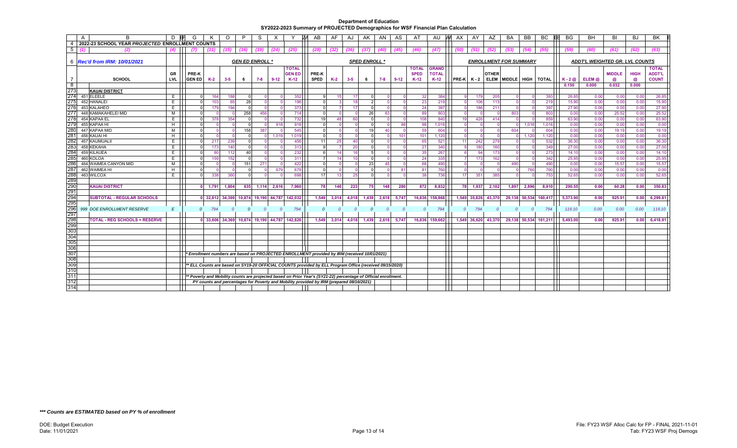# Department of Education
## SY2022-2023 Summary of PROJECTED Demographics for WSF Financial Plan Calculation

**2022-23 SCHOOL YEAR *PROJECTED* ENROLLMENT COUNTS**

*Rec'd from IRM: 10/01/2021*

| | | | GEN ED ENROLL * | | | | | | | SPED ENROLL * | | | | | | | | | ENROLLMENT SUMMARY | | | | | | ADDT'L WEIGHTED GR. LVL COUNTS | | | | |
|---|---|---|---|---|---|---|---|---|---|---|---|---|---|---|---|---|---|---|---|---|---|---|---|---|---|---|---|---|---|
| | SCHOOL | GR LVL | PREK-GEN ED | K-2 | 3-5 | 6 | 7-8 | 9-12 | TOTAL GEN ED K-12 | PREK-SPED | K-2 | 3-5 | 6 | 7-8 | 9-12 | TOTAL SPED K-12 | GRAND TOTAL K-12 | PREK | K-2 | OTHER ELEM | MIDDLE | HIGH | TOTAL | K-2 @ | ELEM @ | MIDDLE @ | HIGH @ | TOTAL ADDT'L COUNT |
| | | | | | | | | | | | | | | | | | | | | | | | | 0.150 | 0.000 | 0.032 | 0.000 | |
| | **KAUAI DISTRICT** | | | | | | | | | | | | | | | | | | | | | | | | | | | |
| 451 | ELEELE | E | 0 | 164 | 188 | 0 | 0 | 0 | 352 | 9 | 15 | 17 | 0 | 0 | 0 | 32 | 384 | 9 | 179 | 205 | 0 | 0 | 393 | 26.85 | 0.00 | 0.00 | 0.00 | 26.85 |
| 452 | HANALEI | E | 0 | 103 | 65 | 28 | 0 | 0 | 196 | 0 | 3 | 18 | 2 | 0 | 0 | 23 | 219 | 0 | 106 | 113 | 0 | 0 | 219 | 15.90 | 0.00 | 0.00 | 0.00 | 15.90 |
| 453 | KALAHEO | E | 0 | 179 | 194 | 0 | 0 | 0 | 373 | 0 | 7 | 17 | 0 | 0 | 0 | 24 | 397 | 0 | 186 | 211 | 0 | 0 | 397 | 27.90 | 0.00 | 0.00 | 0.00 | 27.90 |
| 448 | KAMAKAHELEI MID | M | 0 | 0 | 0 | 258 | 456 | 0 | 714 | 0 | 0 | 0 | 26 | 63 | 0 | 89 | 803 | 0 | 0 | 0 | 803 | 0 | 803 | 0.00 | 0.00 | 25.52 | 0.00 | 25.52 |
| 454 | KAPAA EL | E | 0 | 378 | 354 | 0 | 0 | 0 | 732 | 19 | 48 | 60 | 0 | 0 | 0 | 108 | 840 | 19 | 426 | 414 | 0 | 0 | 859 | 63.90 | 0.00 | 0.00 | 0.00 | 63.90 |
| 455 | KAPAA HI | H | 0 | 0 | 0 | 0 | 0 | 918 | 918 | 0 | 0 | 0 | 0 | 0 | 98 | 98 | 1,016 | 0 | 0 | 0 | 0 | 1,016 | 1,016 | 0.00 | 0.00 | 0.00 | 0.00 | 0.00 |
| 447 | KAPAA MID | M | 0 | 0 | 0 | 158 | 387 | 0 | 545 | 0 | 0 | 0 | 19 | 40 | 0 | 59 | 604 | 0 | 0 | 0 | 604 | 0 | 604 | 0.00 | 0.00 | 19.19 | 0.00 | 19.19 |
| 456 | KAUAI HI | H | 0 | 0 | 0 | 0 | 0 | 1,019 | 1,019 | 0 | 0 | 0 | 0 | 0 | 101 | 101 | 1,120 | 0 | 0 | 0 | 0 | 1,120 | 1,120 | 0.00 | 0.00 | 0.00 | 0.00 | 0.00 |
| 457 | KAUMUALII | E | 0 | 217 | 239 | 0 | 0 | 0 | 456 | 11 | 25 | 40 | 0 | 0 | 0 | 65 | 521 | 11 | 242 | 279 | 0 | 0 | 532 | 36.30 | 0.00 | 0.00 | 0.00 | 36.30 |
| 458 | KEKAHA | E | 0 | 173 | 140 | 0 | 0 | 0 | 313 | 9 | 7 | 20 | 0 | 0 | 0 | 27 | 340 | 9 | 180 | 160 | 0 | 0 | 349 | 27.00 | 0.00 | 0.00 | 0.00 | 27.00 |
| 459 | KILAUEA | E | 0 | 80 | 112 | 40 | 0 | 0 | 232 | 6 | 14 | 16 | 5 | 0 | 0 | 35 | 267 | 6 | 94 | 173 | 0 | 0 | 273 | 14.10 | 0.00 | 0.00 | 0.00 | 14.10 |
| 460 | KOLOA | E | 0 | 159 | 152 | 0 | 0 | 0 | 311 | 7 | 14 | 10 | 0 | 0 | 0 | 24 | 335 | 7 | 173 | 162 | 0 | 0 | 342 | 25.95 | 0.00 | 0.00 | 0.00 | 25.95 |
| 464 | WAIMEA CANYON MID | M | 0 | 0 | 0 | 151 | 271 | 0 | 422 | 0 | 0 | 0 | 23 | 45 | 0 | 68 | 490 | 0 | 0 | 0 | 490 | 0 | 490 | 0.00 | 0.00 | 15.57 | 0.00 | 15.57 |
| 462 | WAIMEA HI | H | 0 | 0 | 0 | 0 | 0 | 679 | 679 | 0 | 0 | 0 | 0 | 0 | 81 | 81 | 760 | 0 | 0 | 0 | 0 | 760 | 760 | 0.00 | 0.00 | 0.00 | 0.00 | 0.00 |
| 463 | WILCOX | E | 0 | 338 | 360 | 0 | 0 | 0 | 698 | 17 | 13 | 25 | 0 | 0 | 0 | 38 | 736 | 17 | 351 | 385 | 0 | 0 | 753 | 52.65 | 0.00 | 0.00 | 0.00 | 52.65 |
| | **KAUAI DISTRICT** | | 0 | 1,791 | 1,804 | 635 | 1,114 | 2,616 | 7,960 | 78 | 146 | 223 | 75 | 148 | 280 | 872 | 8,832 | 78 | 1,937 | 2,102 | 1,897 | 2,896 | 8,910 | 290.55 | 0.00 | 60.28 | 0.00 | 350.83 |
| | **SUBTOTAL - REGULAR SCHOOLS** | | 0 | 32,812 | 34,369 | 10,874 | 19,190 | 44,787 | 142,032 | 1,549 | 3,014 | 4,018 | 1,439 | 2,618 | 5,747 | 16,836 | 158,868 | 1,549 | 35,826 | 43,370 | 29,138 | 50,534 | 160,417 | 5,373.90 | 0.00 | 925.91 | 0.00 | 6,299.81 |
| 999 | *DOE ENROLLMENT RESERVE* | *E* | *0* | *794* | *0* | *0* | *0* | *0* | *794* | *0* | *0* | *0* | *0* | *0* | *0* | *0* | *794* | *0* | *794* | *0* | *0* | *0* | *794* | *119.10* | *0.00* | *0.00* | *0.00* | *119.10* |
| | **TOTAL - REG SCHOOLS + RESERVE** | | 0 | 33,606 | 34,369 | 10,874 | 19,190 | 44,787 | 142,826 | 1,549 | 3,014 | 4,018 | 1,439 | 2,618 | 5,747 | 16,836 | 159,662 | 1,549 | 36,620 | 43,370 | 29,138 | 50,534 | 161,211 | 5,493.00 | 0.00 | 925.91 | 0.00 | 6,418.91 |

\* Enrollment numbers are based on PROJECTED ENROLLMENT provided by IRM (received 10/01/2021)

** ELL Counts are based on SY19-20 OFFICIAL COUNTS provided by ELL Program Office (received 09/15/2020)

** Poverty and Mobility counts are projected based on Prior Year's (SY21-22) percentage of Official enrollment.
PY counts and percentages for Poverty and Mobility provided by IRM (prepared 08/16/2021)

***\*\*\* Counts are ESTIMATED based on PY % of enrollment***

DOE: Budget Execution
Date: 11/01/2021

File: FY23 WSF Alloc Calc for FP - FINAL 2021-11-01
Tab: FY23 WSF Proj Demogs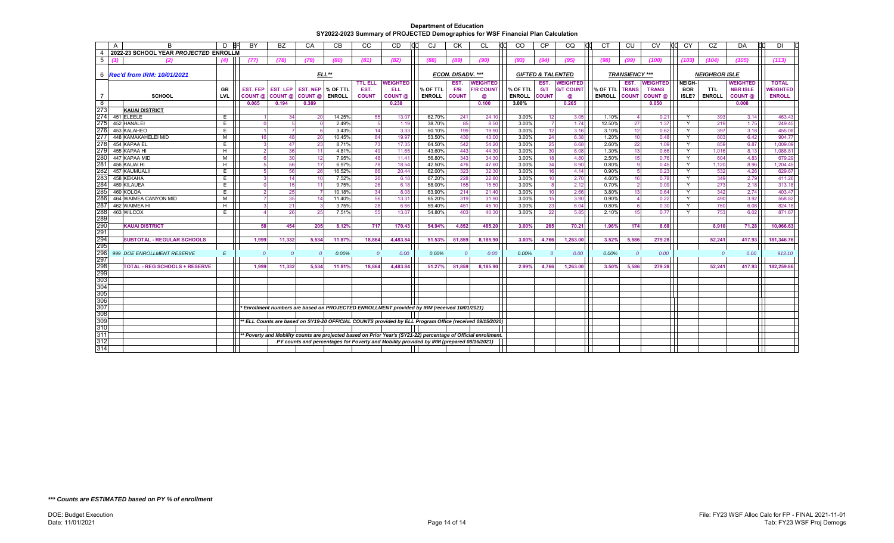**Department of Education**
**SY2022-2023 Summary of PROJECTED Demographics for WSF Financial Plan Calculation**

| | A | B | D | BY | BZ | CA | CB | CC | CD | CJ | CK | CL | CO | CP | CQ | CT | CU | CV | CY | CZ | DA | DI |
|---|---|---|---|---|---|---|---|---|---|---|---|---|---|---|---|---|---|---|---|---|---|---|
| 4 | 2022-23 SCHOOL YEAR *PROJECTED* ENROLLM | | | | | | | | | | | | | | | | | | | | | |
| 5 | (1) | (2) | (4) | (77) | (78) | (79) | (80) | (81) | (82) | (88) | (89) | (90) | (93) | (94) | (95) | (98) | (99) | (100) | (103) | (104) | (105) | (113) |
| 6 | | *Rec'd from IRM: 10/01/2021* | | ELL** | | | | | | ECON. DISADV. *** | | | GIFTED & TALENTED | | | TRANSIENCY *** | | | NEIGHBOR ISLE | | | |
| 7 | | SCHOOL | GR LVL | EST. FEP COUNT @ | EST. LEP COUNT @ | EST. NEP COUNT @ | % OF TTL ENROLL | TTL ELL EST. COUNT | WEIGHTED ELL COUNT @ | % OF TTL ENROLL | EST. F/R COUNT | WEIGHTED F/R COUNT @ | % OF TTL ENROLL | EST. G/T COUNT | WEIGHTED G/T COUNT @ | % OF TTL ENROLL | EST. TRANS COUNT | WEIGHTED TRANS COUNT @ | NEIGH-BOR ISLE? | TTL ENROLL | WEIGHTED NBR ISLE COUNT @ | TOTAL WEIGHTED ENROLL |
| 8 | | | | 0.065 | 0.194 | 0.389 | | | 0.238 | | | 0.100 | 3.00% | | 0.265 | | | 0.050 | | | 0.008 | |
| 273 | | KAUAI DISTRICT | | | | | | | | | | | | | | | | | | | | |
| 274 | 451 | ELEELE | E | 1 | 34 | 20 | 14.25% | 55 | 13.07 | 62.70% | 241 | 24.10 | 3.00% | 12 | 3.05 | 1.10% | 4 | 0.21 | Y | 393 | 3.14 | 463.43 |
| 275 | 452 | HANALEI | E | 0 | 5 | 0 | 2.49% | 5 | 1.19 | 38.70% | 85 | 8.50 | 3.00% | 7 | 1.74 | 12.50% | 27 | 1.37 | Y | 219 | 1.75 | 249.45 |
| 276 | 453 | KALAHEO | E | 1 | 7 | 6 | 3.43% | 14 | 3.33 | 50.10% | 199 | 19.90 | 3.00% | 12 | 3.16 | 3.10% | 12 | 0.62 | Y | 397 | 3.18 | 455.08 |
| 277 | 448 | KAMAKAHELEI MID | M | 16 | 48 | 20 | 10.45% | 84 | 19.97 | 53.50% | 430 | 43.00 | 3.00% | 24 | 6.38 | 1.20% | 10 | 0.48 | Y | 803 | 6.42 | 904.77 |
| 278 | 454 | KAPAA EL | E | 3 | 47 | 23 | 8.71% | 73 | 17.35 | 64.50% | 542 | 54.20 | 3.00% | 25 | 6.68 | 2.60% | 22 | 1.09 | Y | 859 | 6.87 | 1,009.09 |
| 279 | 455 | KAPAA HI | H | 2 | 36 | 11 | 4.81% | 49 | 11.65 | 43.60% | 443 | 44.30 | 3.00% | 30 | 8.08 | 1.30% | 13 | 0.66 | Y | 1,016 | 8.13 | 1,088.81 |
| 280 | 447 | KAPAA MID | M | 6 | 30 | 12 | 7.95% | 48 | 11.41 | 56.80% | 343 | 34.30 | 3.00% | 18 | 4.80 | 2.50% | 15 | 0.76 | Y | 604 | 4.83 | 679.29 |
| 281 | 456 | KAUAI HI | H | 5 | 56 | 17 | 6.97% | 78 | 18.54 | 42.50% | 476 | 47.60 | 3.00% | 34 | 8.90 | 0.80% | 9 | 0.45 | Y | 1,120 | 8.96 | 1,204.45 |
| 282 | 457 | KAUMUALII | E | 5 | 56 | 26 | 16.52% | 86 | 20.44 | 62.00% | 323 | 32.30 | 3.00% | 16 | 4.14 | 0.90% | 5 | 0.23 | Y | 532 | 4.26 | 629.67 |
| 283 | 458 | KEKAHA | E | 3 | 14 | 10 | 7.52% | 26 | 6.18 | 67.20% | 228 | 22.80 | 3.00% | 10 | 2.70 | 4.60% | 16 | 0.78 | Y | 349 | 2.79 | 411.26 |
| 284 | 459 | KILAUEA | E | 0 | 15 | 11 | 9.75% | 26 | 6.18 | 58.00% | 155 | 15.50 | 3.00% | 8 | 2.12 | 0.70% | 2 | 0.09 | Y | 273 | 2.18 | 313.18 |
| 285 | 460 | KOLOA | E | 2 | 25 | 7 | 10.18% | 34 | 8.08 | 63.90% | 214 | 21.40 | 3.00% | 10 | 2.66 | 3.80% | 13 | 0.64 | Y | 342 | 2.74 | 403.47 |
| 286 | 464 | WAIMEA CANYON MID | M | 7 | 35 | 14 | 11.40% | 56 | 13.31 | 65.20% | 319 | 31.90 | 3.00% | 15 | 3.90 | 0.90% | 4 | 0.22 | Y | 490 | 3.92 | 558.82 |
| 287 | 462 | WAIMEA HI | H | 3 | 21 | 3 | 3.75% | 28 | 6.66 | 59.40% | 451 | 45.10 | 3.00% | 23 | 6.04 | 0.80% | 6 | 0.30 | Y | 760 | 6.08 | 824.18 |
| 288 | 463 | WILCOX | E | 4 | 26 | 25 | 7.51% | 55 | 13.07 | 54.80% | 403 | 40.30 | 3.00% | 22 | 5.85 | 2.10% | 15 | 0.77 | Y | 753 | 6.02 | 871.67 |
| 289 | | | | | | | | | | | | | | | | | | | | | | |
| 290 | | KAUAI DISTRICT | | 58 | 454 | 205 | 8.12% | 717 | 170.43 | 54.94% | 4,852 | 485.20 | 3.00% | 265 | 70.21 | 1.96% | 174 | 8.68 | | 8,910 | 71.28 | 10,066.63 |
| 291 | | | | | | | | | | | | | | | | | | | | | | |
| 294 | | SUBTOTAL - REGULAR SCHOOLS | | 1,999 | 11,332 | 5,534 | 11.87% | 18,864 | 4,483.84 | 51.53% | 81,859 | 8,185.90 | 3.00% | 4,766 | 1,263.00 | 3.52% | 5,586 | 279.28 | | 52,241 | 417.93 | 181,346.76 |
| 295 | | | | | | | | | | | | | | | | | | | | | | |
| 296 | 999 | *DOE ENROLLMENT RESERVE* | *E* | *0* | *0* | *0* | *0.00%* | *0* | *0.00* | *0.00%* | *0* | *0.00* | *0.00%* | *0* | *0.00* | *0.00%* | *0* | *0.00* | | *0* | *0.00* | *913.10* |
| 297 | | | | | | | | | | | | | | | | | | | | | | |
| 298 | | TOTAL - REG SCHOOLS + RESERVE | | 1,999 | 11,332 | 5,534 | 11.81% | 18,864 | 4,483.84 | 51.27% | 81,859 | 8,185.90 | 2.99% | 4,766 | 1,263.00 | 3.50% | 5,586 | 279.28 | | 52,241 | 417.93 | 182,259.86 |

\* Enrollment numbers are based on PROJECTED ENROLLMENT provided by IRM (received 10/01/2021)

** ELL Counts are based on SY19-20 OFFICIAL COUNTS provided by ELL Program Office (received 09/15/2020)

** Poverty and Mobility counts are projected based on Prior Year's (SY21-22) percentage of Official enrollment.
PY counts and percentages for Poverty and Mobility provided by IRM (prepared 08/16/2021)

***\*** Counts are ESTIMATED based on PY % of enrollment***

DOE: Budget Execution
Date: 11/01/2021

File: FY23 WSF Alloc Calc for FP - FINAL 2021-11-01
Tab: FY23 WSF Proj Demogs